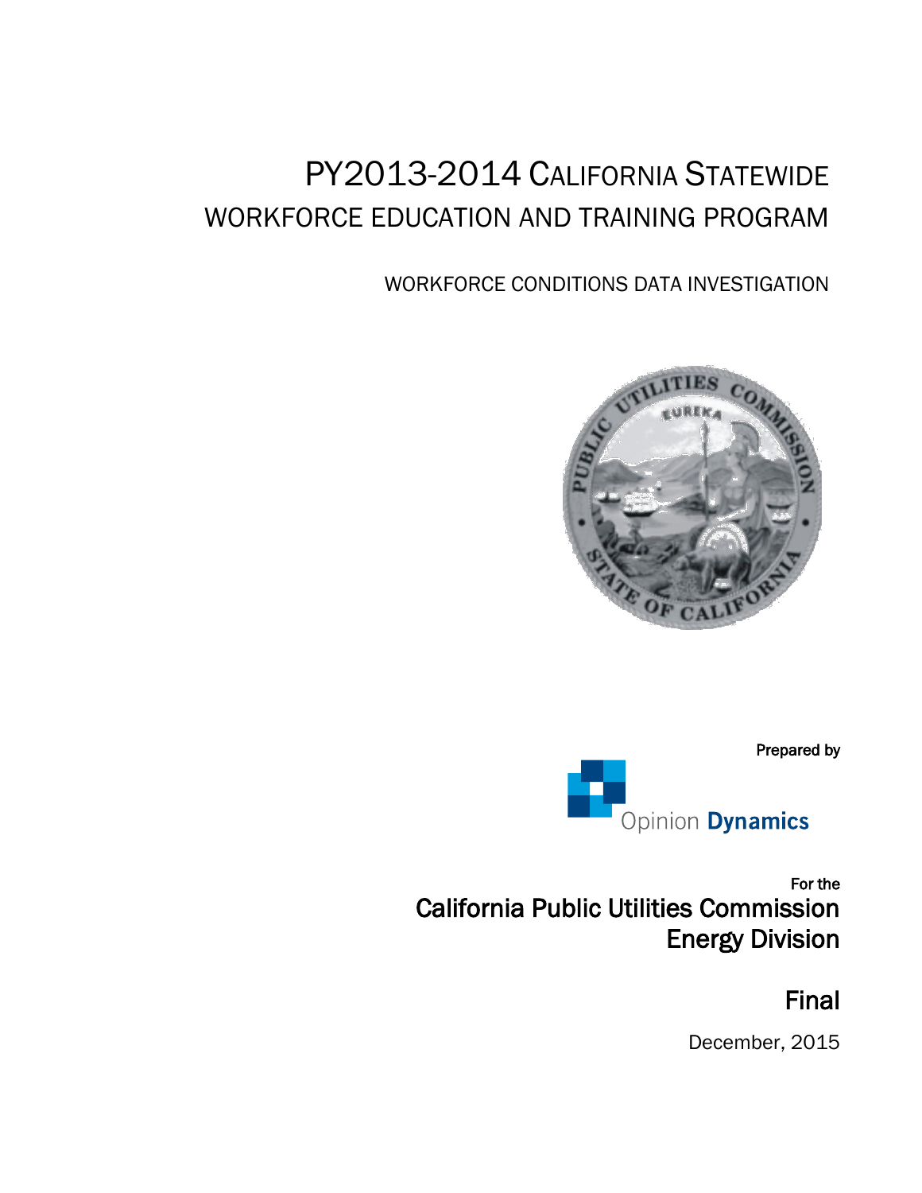# PY2013-2014 California Statewide Workforce Education and Training Program

## Workforce Conditions Data Investigation

Prepared by

Opinion **Dynamics**

For the

**California Public Utilities Commission**
**Energy Division**

**Final**

December, 2015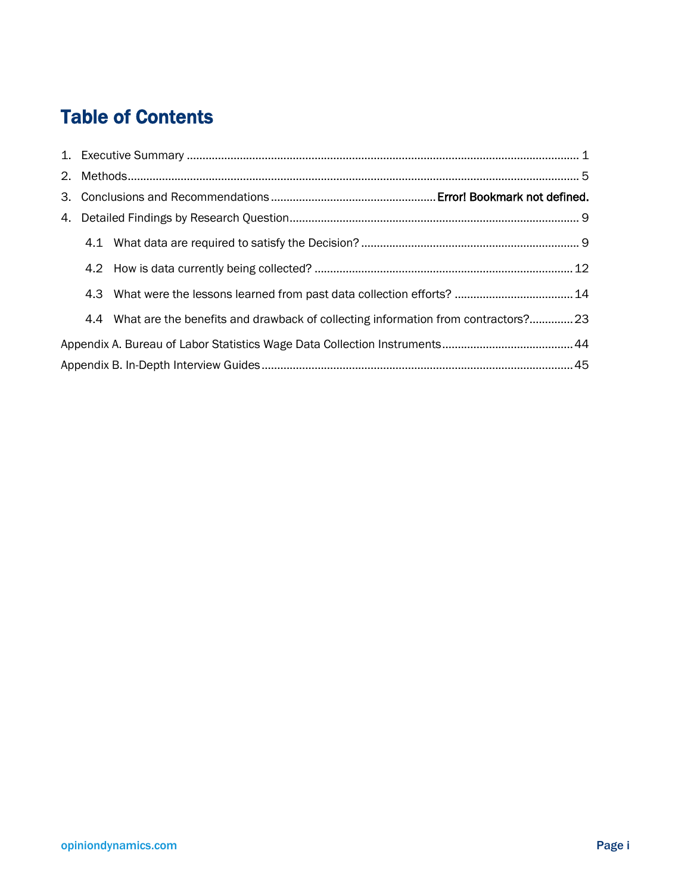# Table of Contents

1. Executive Summary ........................................................ 1
2. Methods ........................................................ 5
3. Conclusions and Recommendations ........................................................ **Error! Bookmark not defined.**
4. Detailed Findings by Research Question ........................................................ 9
   - 4.1 What data are required to satisfy the Decision? ........................................................ 9
   - 4.2 How is data currently being collected? ........................................................ 12
   - 4.3 What were the lessons learned from past data collection efforts? ........................................................ 14
   - 4.4 What are the benefits and drawback of collecting information from contractors? ........................................................ 23

Appendix A. Bureau of Labor Statistics Wage Data Collection Instruments ........................................................ 44

Appendix B. In-Depth Interview Guides ........................................................ 45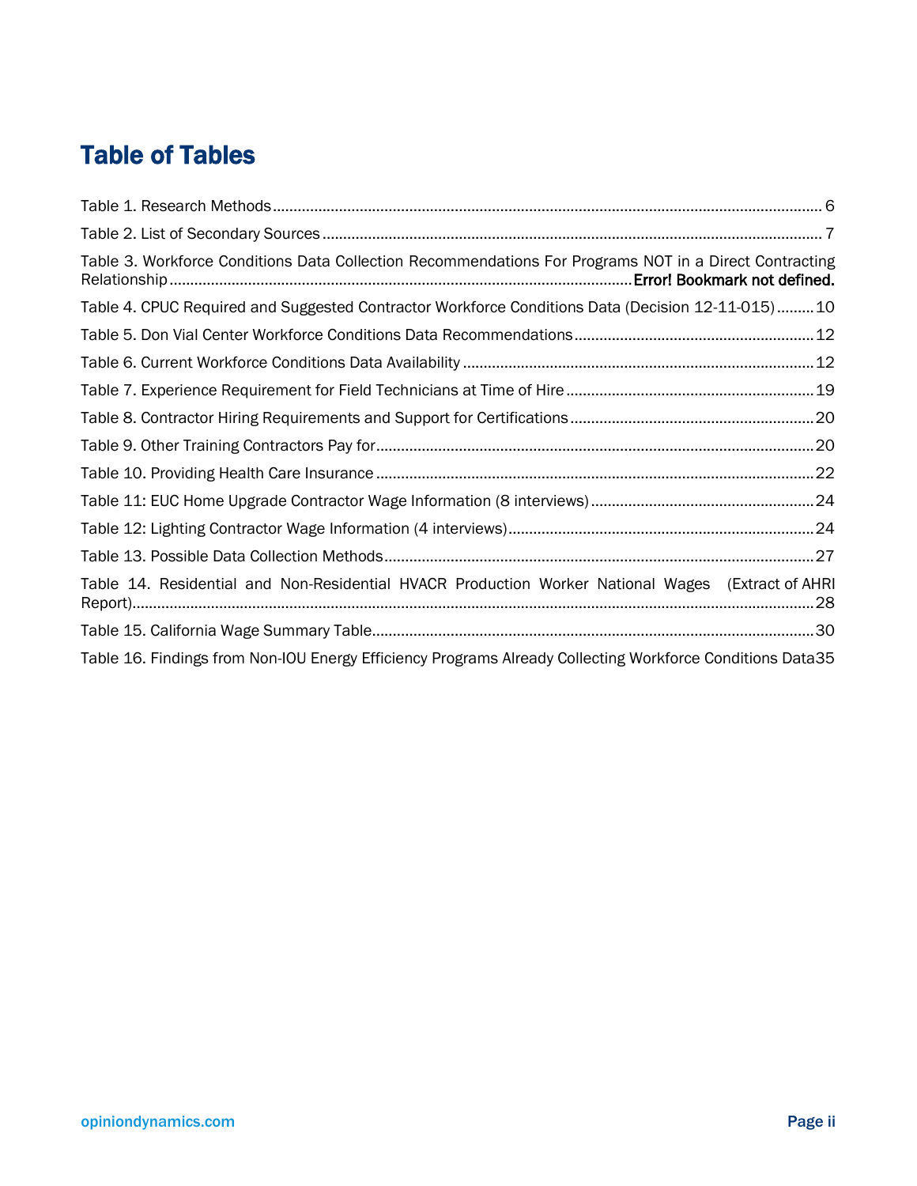# Table of Tables

Table 1. Research Methods ........................................................................................................................... 6

Table 2. List of Secondary Sources ............................................................................................................... 7

Table 3. Workforce Conditions Data Collection Recommendations For Programs NOT in a Direct Contracting Relationship ....................................................................................................... Error! Bookmark not defined.

Table 4. CPUC Required and Suggested Contractor Workforce Conditions Data (Decision 12-11-015) ......... 10

Table 5. Don Vial Center Workforce Conditions Data Recommendations ......................................................... 12

Table 6. Current Workforce Conditions Data Availability .................................................................................. 12

Table 7. Experience Requirement for Field Technicians at Time of Hire .......................................................... 19

Table 8. Contractor Hiring Requirements and Support for Certifications .......................................................... 20

Table 9. Other Training Contractors Pay for ..................................................................................................... 20

Table 10. Providing Health Care Insurance ...................................................................................................... 22

Table 11: EUC Home Upgrade Contractor Wage Information (8 interviews) ..................................................... 24

Table 12: Lighting Contractor Wage Information (4 interviews) ......................................................................... 24

Table 13. Possible Data Collection Methods ..................................................................................................... 27

Table 14. Residential and Non-Residential HVACR Production Worker National Wages (Extract of AHRI Report) ............................................................................................................................................................ 28

Table 15. California Wage Summary Table ........................................................................................................ 30

Table 16. Findings from Non-IOU Energy Efficiency Programs Already Collecting Workforce Conditions Data 35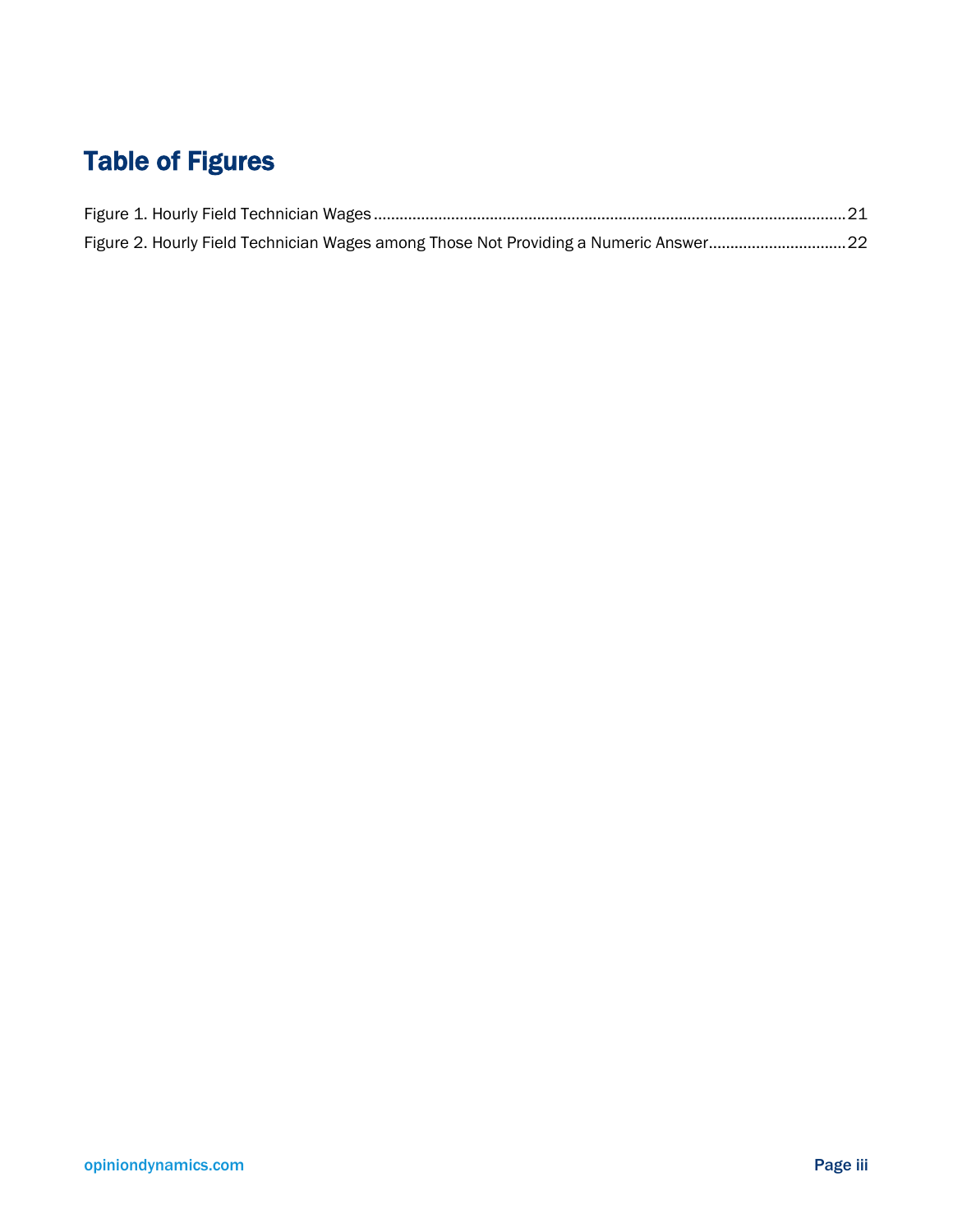# Table of Figures

Figure 1. Hourly Field Technician Wages ........................................................................................................... 21

Figure 2. Hourly Field Technician Wages among Those Not Providing a Numeric Answer ................................ 22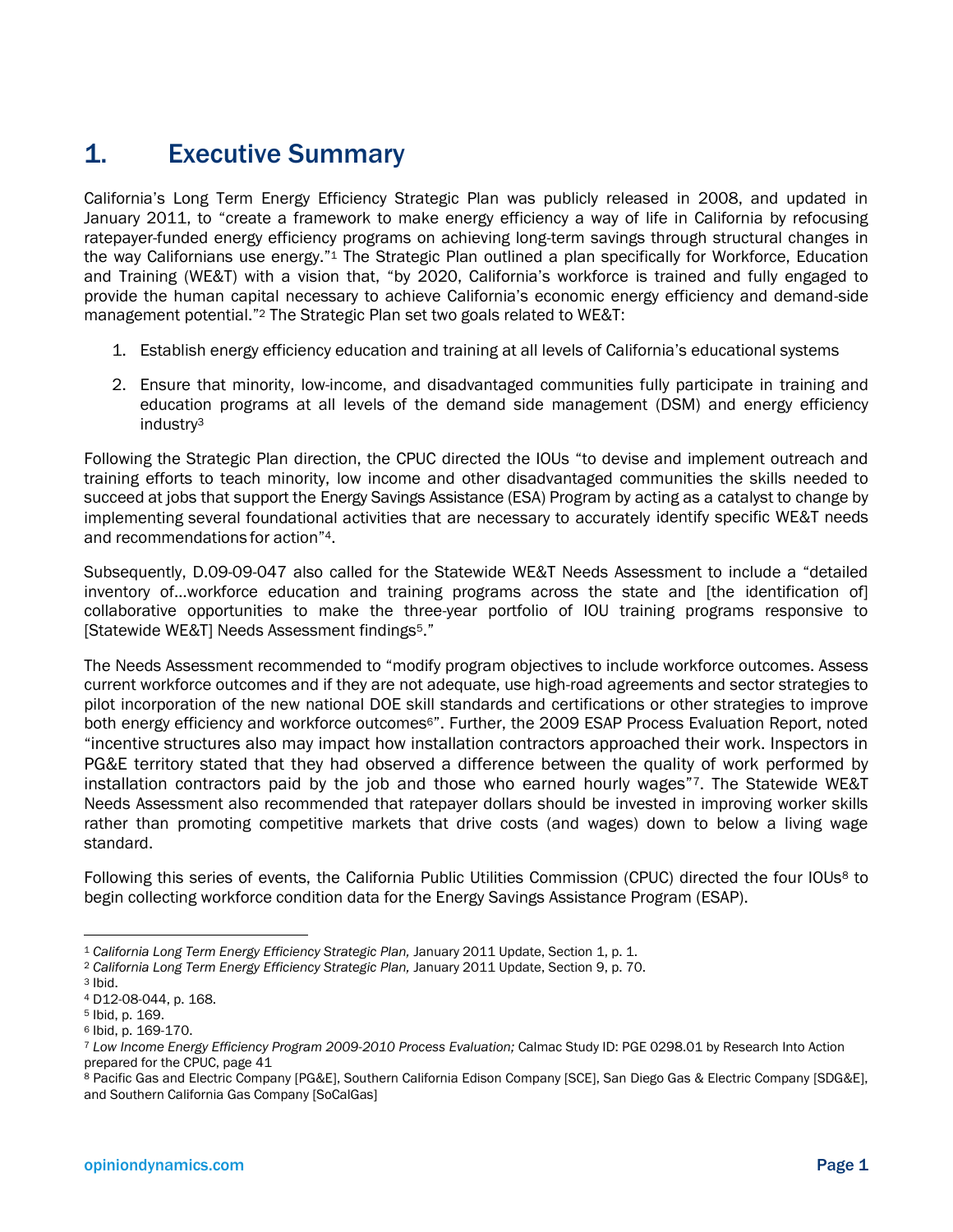# 1. Executive Summary

California's Long Term Energy Efficiency Strategic Plan was publicly released in 2008, and updated in January 2011, to "create a framework to make energy efficiency a way of life in California by refocusing ratepayer-funded energy efficiency programs on achieving long-term savings through structural changes in the way Californians use energy."[1] The Strategic Plan outlined a plan specifically for Workforce, Education and Training (WE&T) with a vision that, "by 2020, California's workforce is trained and fully engaged to provide the human capital necessary to achieve California's economic energy efficiency and demand-side management potential."[2] The Strategic Plan set two goals related to WE&T:

1. Establish energy efficiency education and training at all levels of California's educational systems
2. Ensure that minority, low-income, and disadvantaged communities fully participate in training and education programs at all levels of the demand side management (DSM) and energy efficiency industry[3]

Following the Strategic Plan direction, the CPUC directed the IOUs "to devise and implement outreach and training efforts to teach minority, low income and other disadvantaged communities the skills needed to succeed at jobs that support the Energy Savings Assistance (ESA) Program by acting as a catalyst to change by implementing several foundational activities that are necessary to accurately identify specific WE&T needs and recommendations for action"[4].

Subsequently, D.09-09-047 also called for the Statewide WE&T Needs Assessment to include a "detailed inventory of…workforce education and training programs across the state and [the identification of] collaborative opportunities to make the three-year portfolio of IOU training programs responsive to [Statewide WE&T] Needs Assessment findings[5]."

The Needs Assessment recommended to "modify program objectives to include workforce outcomes. Assess current workforce outcomes and if they are not adequate, use high-road agreements and sector strategies to pilot incorporation of the new national DOE skill standards and certifications or other strategies to improve both energy efficiency and workforce outcomes[6]". Further, the 2009 ESAP Process Evaluation Report, noted "incentive structures also may impact how installation contractors approached their work. Inspectors in PG&E territory stated that they had observed a difference between the quality of work performed by installation contractors paid by the job and those who earned hourly wages"[7]. The Statewide WE&T Needs Assessment also recommended that ratepayer dollars should be invested in improving worker skills rather than promoting competitive markets that drive costs (and wages) down to below a living wage standard.

Following this series of events, the California Public Utilities Commission (CPUC) directed the four IOUs[8] to begin collecting workforce condition data for the Energy Savings Assistance Program (ESAP).

---

[1] *California Long Term Energy Efficiency Strategic Plan,* January 2011 Update, Section 1, p. 1.

[2] *California Long Term Energy Efficiency Strategic Plan,* January 2011 Update, Section 9, p. 70.

[3] Ibid.

[4] D12-08-044, p. 168.

[5] Ibid, p. 169.

[6] Ibid, p. 169-170.

[7] *Low Income Energy Efficiency Program 2009-2010 Process Evaluation;* Calmac Study ID: PGE 0298.01 by Research Into Action prepared for the CPUC, page 41

[8] Pacific Gas and Electric Company [PG&E], Southern California Edison Company [SCE], San Diego Gas & Electric Company [SDG&E], and Southern California Gas Company [SoCalGas]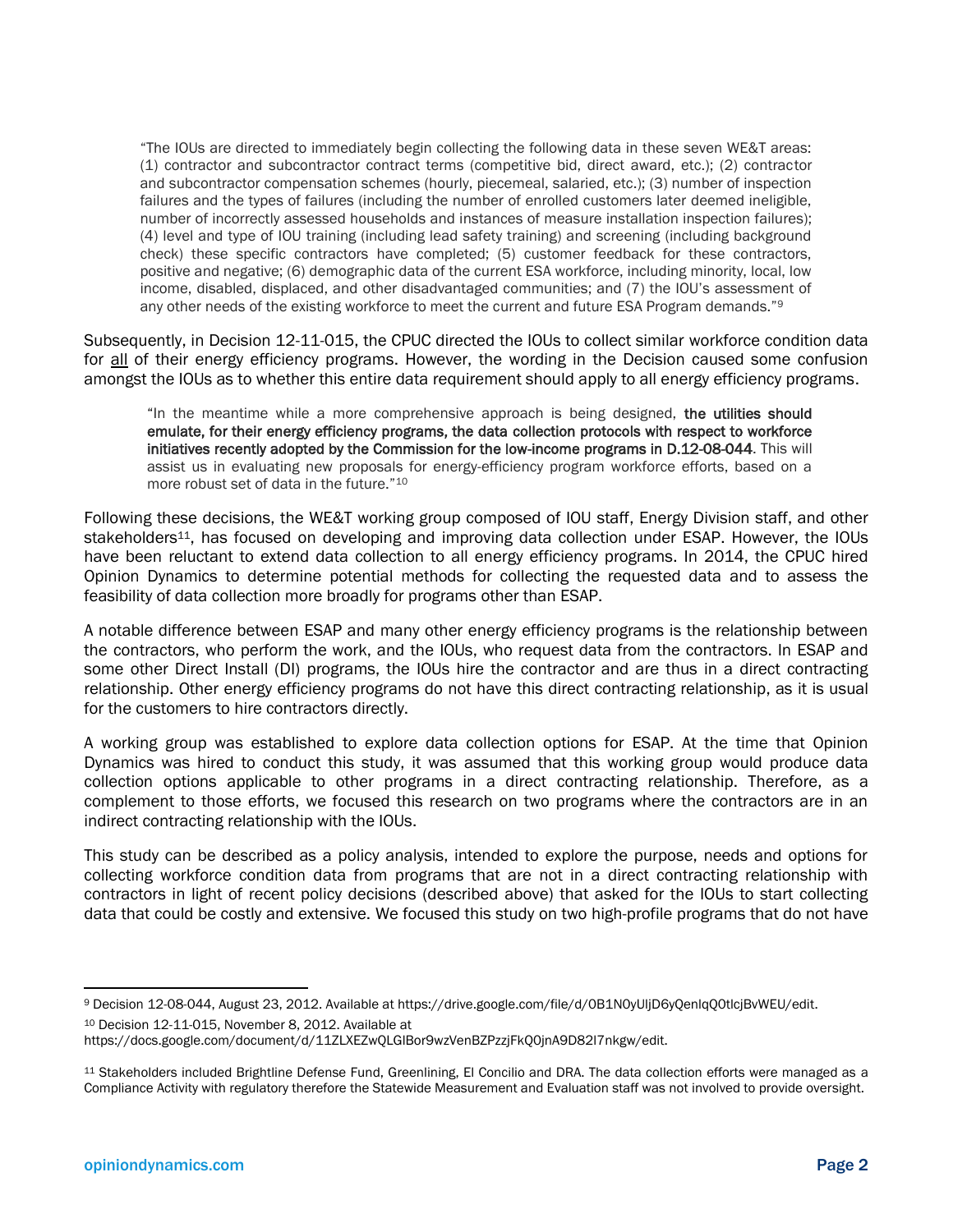> "The IOUs are directed to immediately begin collecting the following data in these seven WE&T areas: (1) contractor and subcontractor contract terms (competitive bid, direct award, etc.); (2) contractor and subcontractor compensation schemes (hourly, piecemeal, salaried, etc.); (3) number of inspection failures and the types of failures (including the number of enrolled customers later deemed ineligible, number of incorrectly assessed households and instances of measure installation inspection failures); (4) level and type of IOU training (including lead safety training) and screening (including background check) these specific contractors have completed; (5) customer feedback for these contractors, positive and negative; (6) demographic data of the current ESA workforce, including minority, local, low income, disabled, displaced, and other disadvantaged communities; and (7) the IOU's assessment of any other needs of the existing workforce to meet the current and future ESA Program demands."[9]

Subsequently, in Decision 12-11-015, the CPUC directed the IOUs to collect similar workforce condition data for <u>all</u> of their energy efficiency programs. However, the wording in the Decision caused some confusion amongst the IOUs as to whether this entire data requirement should apply to all energy efficiency programs.

> "In the meantime while a more comprehensive approach is being designed, **the utilities should emulate, for their energy efficiency programs, the data collection protocols with respect to workforce initiatives recently adopted by the Commission for the low-income programs in D.12-08-044**. This will assist us in evaluating new proposals for energy-efficiency program workforce efforts, based on a more robust set of data in the future."[10]

Following these decisions, the WE&T working group composed of IOU staff, Energy Division staff, and other stakeholders[11], has focused on developing and improving data collection under ESAP. However, the IOUs have been reluctant to extend data collection to all energy efficiency programs. In 2014, the CPUC hired Opinion Dynamics to determine potential methods for collecting the requested data and to assess the feasibility of data collection more broadly for programs other than ESAP.

A notable difference between ESAP and many other energy efficiency programs is the relationship between the contractors, who perform the work, and the IOUs, who request data from the contractors. In ESAP and some other Direct Install (DI) programs, the IOUs hire the contractor and are thus in a direct contracting relationship. Other energy efficiency programs do not have this direct contracting relationship, as it is usual for the customers to hire contractors directly.

A working group was established to explore data collection options for ESAP. At the time that Opinion Dynamics was hired to conduct this study, it was assumed that this working group would produce data collection options applicable to other programs in a direct contracting relationship. Therefore, as a complement to those efforts, we focused this research on two programs where the contractors are in an indirect contracting relationship with the IOUs.

This study can be described as a policy analysis, intended to explore the purpose, needs and options for collecting workforce condition data from programs that are not in a direct contracting relationship with contractors in light of recent policy decisions (described above) that asked for the IOUs to start collecting data that could be costly and extensive. We focused this study on two high-profile programs that do not have

---

[9] Decision 12-08-044, August 23, 2012. Available at https://drive.google.com/file/d/0B1N0yUljD6yQenlqQ0tlcjBvWEU/edit.

[10] Decision 12-11-015, November 8, 2012. Available at https://docs.google.com/document/d/11ZLXEZwQLGIBor9wzVenBZPzzjFkQ0jnA9D82l7nkgw/edit.

[11] Stakeholders included Brightline Defense Fund, Greenlining, El Concilio and DRA. The data collection efforts were managed as a Compliance Activity with regulatory therefore the Statewide Measurement and Evaluation staff was not involved to provide oversight.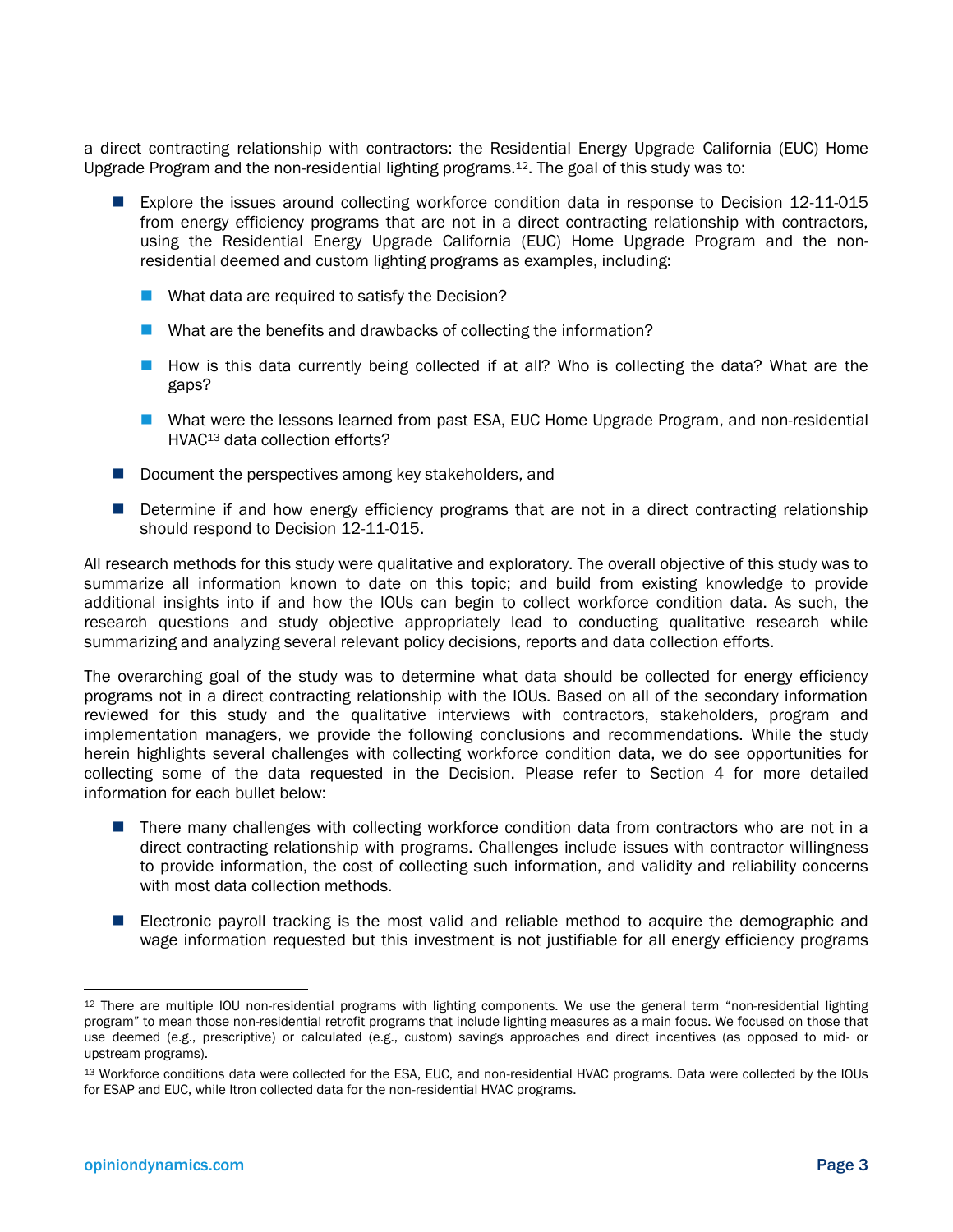a direct contracting relationship with contractors: the Residential Energy Upgrade California (EUC) Home Upgrade Program and the non-residential lighting programs.[12]. The goal of this study was to:

- Explore the issues around collecting workforce condition data in response to Decision 12-11-015 from energy efficiency programs that are not in a direct contracting relationship with contractors, using the Residential Energy Upgrade California (EUC) Home Upgrade Program and the non-residential deemed and custom lighting programs as examples, including:
  - What data are required to satisfy the Decision?
  - What are the benefits and drawbacks of collecting the information?
  - How is this data currently being collected if at all? Who is collecting the data? What are the gaps?
  - What were the lessons learned from past ESA, EUC Home Upgrade Program, and non-residential HVAC[13] data collection efforts?
- Document the perspectives among key stakeholders, and
- Determine if and how energy efficiency programs that are not in a direct contracting relationship should respond to Decision 12-11-015.

All research methods for this study were qualitative and exploratory. The overall objective of this study was to summarize all information known to date on this topic; and build from existing knowledge to provide additional insights into if and how the IOUs can begin to collect workforce condition data. As such, the research questions and study objective appropriately lead to conducting qualitative research while summarizing and analyzing several relevant policy decisions, reports and data collection efforts.

The overarching goal of the study was to determine what data should be collected for energy efficiency programs not in a direct contracting relationship with the IOUs. Based on all of the secondary information reviewed for this study and the qualitative interviews with contractors, stakeholders, program and implementation managers, we provide the following conclusions and recommendations. While the study herein highlights several challenges with collecting workforce condition data, we do see opportunities for collecting some of the data requested in the Decision. Please refer to Section 4 for more detailed information for each bullet below:

- There many challenges with collecting workforce condition data from contractors who are not in a direct contracting relationship with programs. Challenges include issues with contractor willingness to provide information, the cost of collecting such information, and validity and reliability concerns with most data collection methods.
- Electronic payroll tracking is the most valid and reliable method to acquire the demographic and wage information requested but this investment is not justifiable for all energy efficiency programs

[12] There are multiple IOU non-residential programs with lighting components. We use the general term "non-residential lighting program" to mean those non-residential retrofit programs that include lighting measures as a main focus. We focused on those that use deemed (e.g., prescriptive) or calculated (e.g., custom) savings approaches and direct incentives (as opposed to mid- or upstream programs).

[13] Workforce conditions data were collected for the ESA, EUC, and non-residential HVAC programs. Data were collected by the IOUs for ESAP and EUC, while Itron collected data for the non-residential HVAC programs.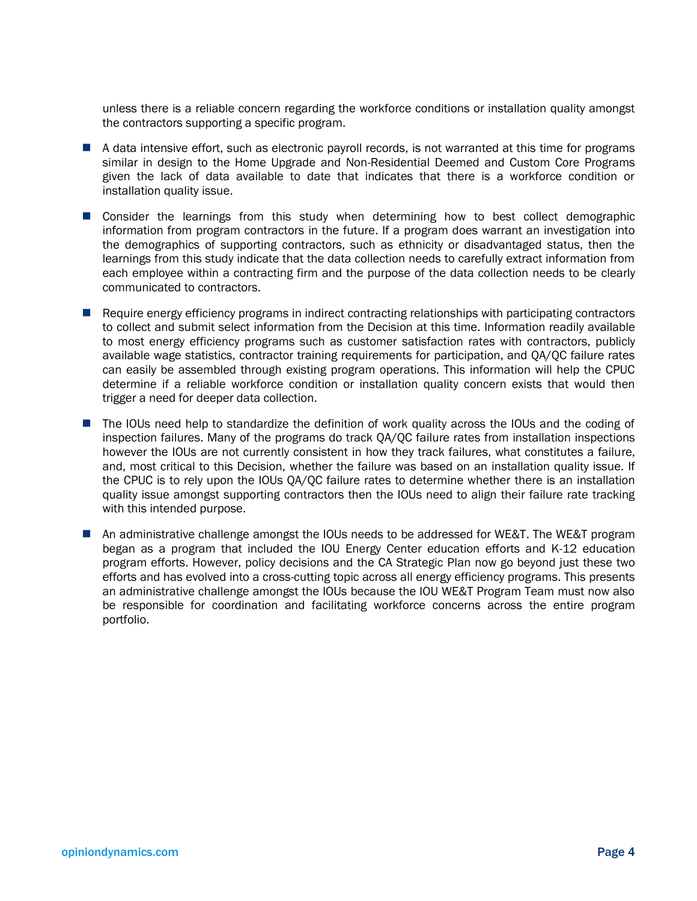unless there is a reliable concern regarding the workforce conditions or installation quality amongst the contractors supporting a specific program.

- A data intensive effort, such as electronic payroll records, is not warranted at this time for programs similar in design to the Home Upgrade and Non-Residential Deemed and Custom Core Programs given the lack of data available to date that indicates that there is a workforce condition or installation quality issue.

- Consider the learnings from this study when determining how to best collect demographic information from program contractors in the future. If a program does warrant an investigation into the demographics of supporting contractors, such as ethnicity or disadvantaged status, then the learnings from this study indicate that the data collection needs to carefully extract information from each employee within a contracting firm and the purpose of the data collection needs to be clearly communicated to contractors.

- Require energy efficiency programs in indirect contracting relationships with participating contractors to collect and submit select information from the Decision at this time. Information readily available to most energy efficiency programs such as customer satisfaction rates with contractors, publicly available wage statistics, contractor training requirements for participation, and QA/QC failure rates can easily be assembled through existing program operations. This information will help the CPUC determine if a reliable workforce condition or installation quality concern exists that would then trigger a need for deeper data collection.

- The IOUs need help to standardize the definition of work quality across the IOUs and the coding of inspection failures. Many of the programs do track QA/QC failure rates from installation inspections however the IOUs are not currently consistent in how they track failures, what constitutes a failure, and, most critical to this Decision, whether the failure was based on an installation quality issue. If the CPUC is to rely upon the IOUs QA/QC failure rates to determine whether there is an installation quality issue amongst supporting contractors then the IOUs need to align their failure rate tracking with this intended purpose.

- An administrative challenge amongst the IOUs needs to be addressed for WE&T. The WE&T program began as a program that included the IOU Energy Center education efforts and K-12 education program efforts. However, policy decisions and the CA Strategic Plan now go beyond just these two efforts and has evolved into a cross-cutting topic across all energy efficiency programs. This presents an administrative challenge amongst the IOUs because the IOU WE&T Program Team must now also be responsible for coordination and facilitating workforce concerns across the entire program portfolio.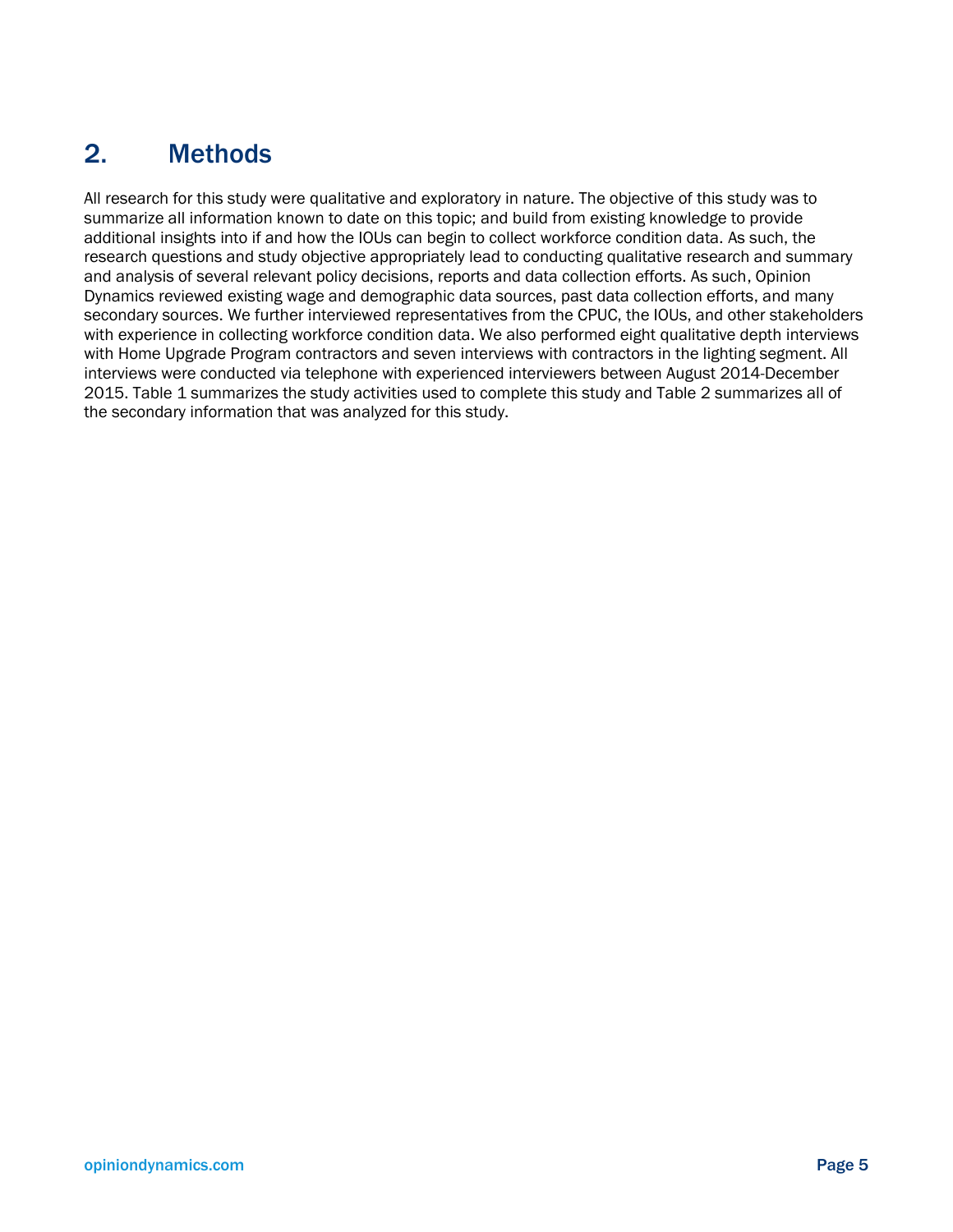# 2. Methods

All research for this study were qualitative and exploratory in nature. The objective of this study was to summarize all information known to date on this topic; and build from existing knowledge to provide additional insights into if and how the IOUs can begin to collect workforce condition data. As such, the research questions and study objective appropriately lead to conducting qualitative research and summary and analysis of several relevant policy decisions, reports and data collection efforts. As such, Opinion Dynamics reviewed existing wage and demographic data sources, past data collection efforts, and many secondary sources. We further interviewed representatives from the CPUC, the IOUs, and other stakeholders with experience in collecting workforce condition data. We also performed eight qualitative depth interviews with Home Upgrade Program contractors and seven interviews with contractors in the lighting segment. All interviews were conducted via telephone with experienced interviewers between August 2014-December 2015. Table 1 summarizes the study activities used to complete this study and Table 2 summarizes all of the secondary information that was analyzed for this study.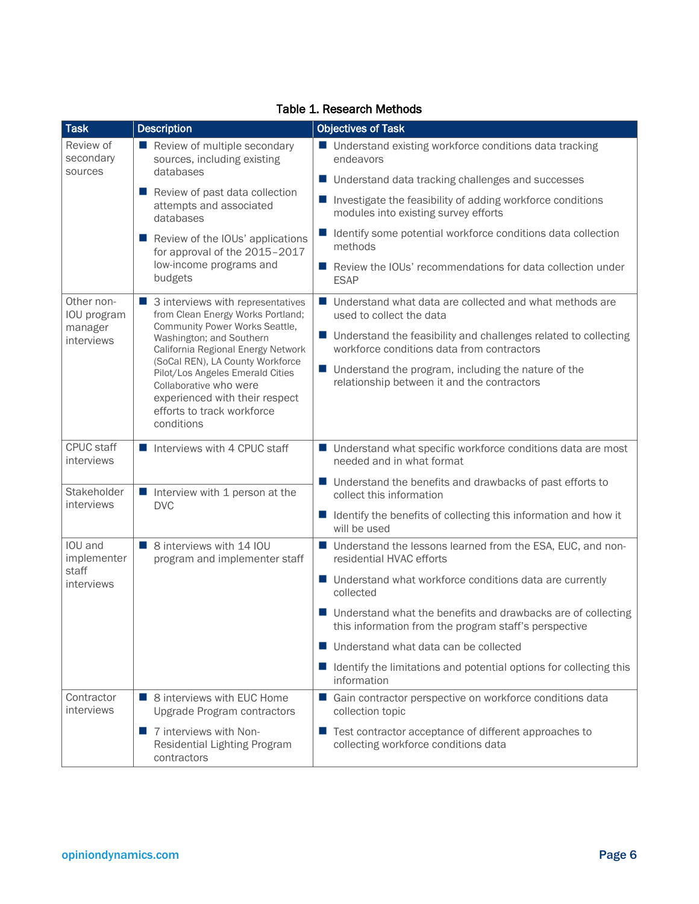**Table 1. Research Methods**

| Task | Description | Objectives of Task |
|---|---|---|
| Review of secondary sources | ■ Review of multiple secondary sources, including existing databases<br>■ Review of past data collection attempts and associated databases<br>■ Review of the IOUs' applications for approval of the 2015–2017 low-income programs and budgets | ■ Understand existing workforce conditions data tracking endeavors<br>■ Understand data tracking challenges and successes<br>■ Investigate the feasibility of adding workforce conditions modules into existing survey efforts<br>■ Identify some potential workforce conditions data collection methods<br>■ Review the IOUs' recommendations for data collection under ESAP |
| Other non-IOU program manager interviews | ■ 3 interviews with representatives from Clean Energy Works Portland; Community Power Works Seattle, Washington; and Southern California Regional Energy Network (SoCal REN), LA County Workforce Pilot/Los Angeles Emerald Cities Collaborative who were experienced with their respect efforts to track workforce conditions | ■ Understand what data are collected and what methods are used to collect the data<br>■ Understand the feasibility and challenges related to collecting workforce conditions data from contractors<br>■ Understand the program, including the nature of the relationship between it and the contractors |
| CPUC staff interviews | ■ Interviews with 4 CPUC staff | ■ Understand what specific workforce conditions data are most needed and in what format<br>■ Understand the benefits and drawbacks of past efforts to collect this information<br>■ Identify the benefits of collecting this information and how it will be used |
| Stakeholder interviews | ■ Interview with 1 person at the DVC | |
| IOU and implementer staff interviews | ■ 8 interviews with 14 IOU program and implementer staff | ■ Understand the lessons learned from the ESA, EUC, and non-residential HVAC efforts<br>■ Understand what workforce conditions data are currently collected<br>■ Understand what the benefits and drawbacks are of collecting this information from the program staff's perspective<br>■ Understand what data can be collected<br>■ Identify the limitations and potential options for collecting this information |
| Contractor interviews | ■ 8 interviews with EUC Home Upgrade Program contractors<br>■ 7 interviews with Non-Residential Lighting Program contractors | ■ Gain contractor perspective on workforce conditions data collection topic<br>■ Test contractor acceptance of different approaches to collecting workforce conditions data |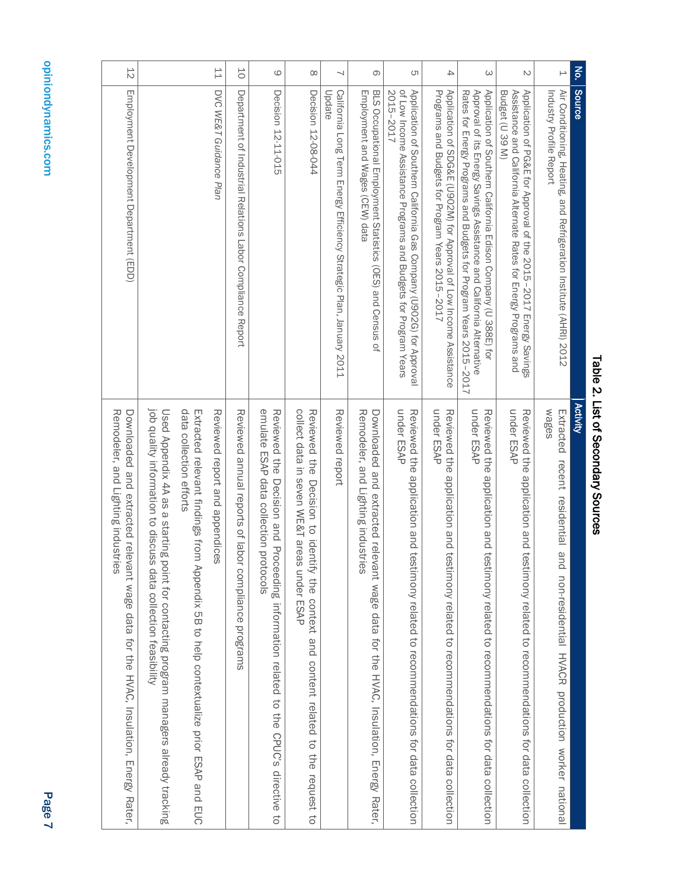**Table 2. List of Secondary Sources**

| No. | Source | Activity |
|---|---|---|
| 1 | Air Conditioning, Heating, and Refrigeration Institute (AHRI) 2012 Industry Profile Report | Extracted recent residential and non-residential HVACR production worker national wages |
| 2 | Application of PG&E for Approval of the 2015–2017 Energy Savings Assistance and California Alternate Rates for Energy Programs and Budget (U 39 M) | Reviewed the application and testimony related to recommendations for data collection under ESAP |
| 3 | Application of Southern California Edison Company (U 338E) for Approval of its Energy Savings Assistance and California Alternative Rates for Energy Programs and Budgets for Program Years 2015–2017 | Reviewed the application and testimony related to recommendations for data collection under ESAP |
| 4 | Application of SDG&E (U902M) for Approval of Low Income Assistance Programs and Budgets for Program Years 2015–2017 | Reviewed the application and testimony related to recommendations for data collection under ESAP |
| 5 | Application of Southern California Gas Company (U902G) for Approval of Low Income Assistance Programs and Budgets for Program Years 2015–2017 | Reviewed the application and testimony related to recommendations for data collection under ESAP |
| 6 | BLS Occupational Employment Statistics (OES) and Census of Employment and Wages (CEW) data | Downloaded and extracted relevant wage data for the HVAC, Insulation, Energy Rater, Remodeler, and Lighting industries |
| 7 | California Long Term Energy Efficiency Strategic Plan, January 2011 Update | Reviewed report |
| 8 | Decision 12-08-044 | Reviewed the Decision to identify the context and content related to the request to collect data in seven WE&T areas under ESAP |
| 9 | Decision 12-11-015 | Reviewed the Decision and Proceeding information related to the CPUC's directive to emulate ESAP data collection protocols |
| 10 | Department of Industrial Relations Labor Compliance Report | Reviewed annual reports of labor compliance programs |
| 11 | DVC *WE&T Guidance Plan* | Reviewed report and appendices<br>Extracted relevant findings from Appendix 5B to help contextualize prior ESAP and EUC data collection efforts<br>Used Appendix 4A as a starting point for contacting program managers already tracking job quality information to discuss data collection feasibility |
| 12 | Employment Development Department (EDD) | Downloaded and extracted relevant wage data for the HVAC, Insulation, Energy Rater, Remodeler, and Lighting industries |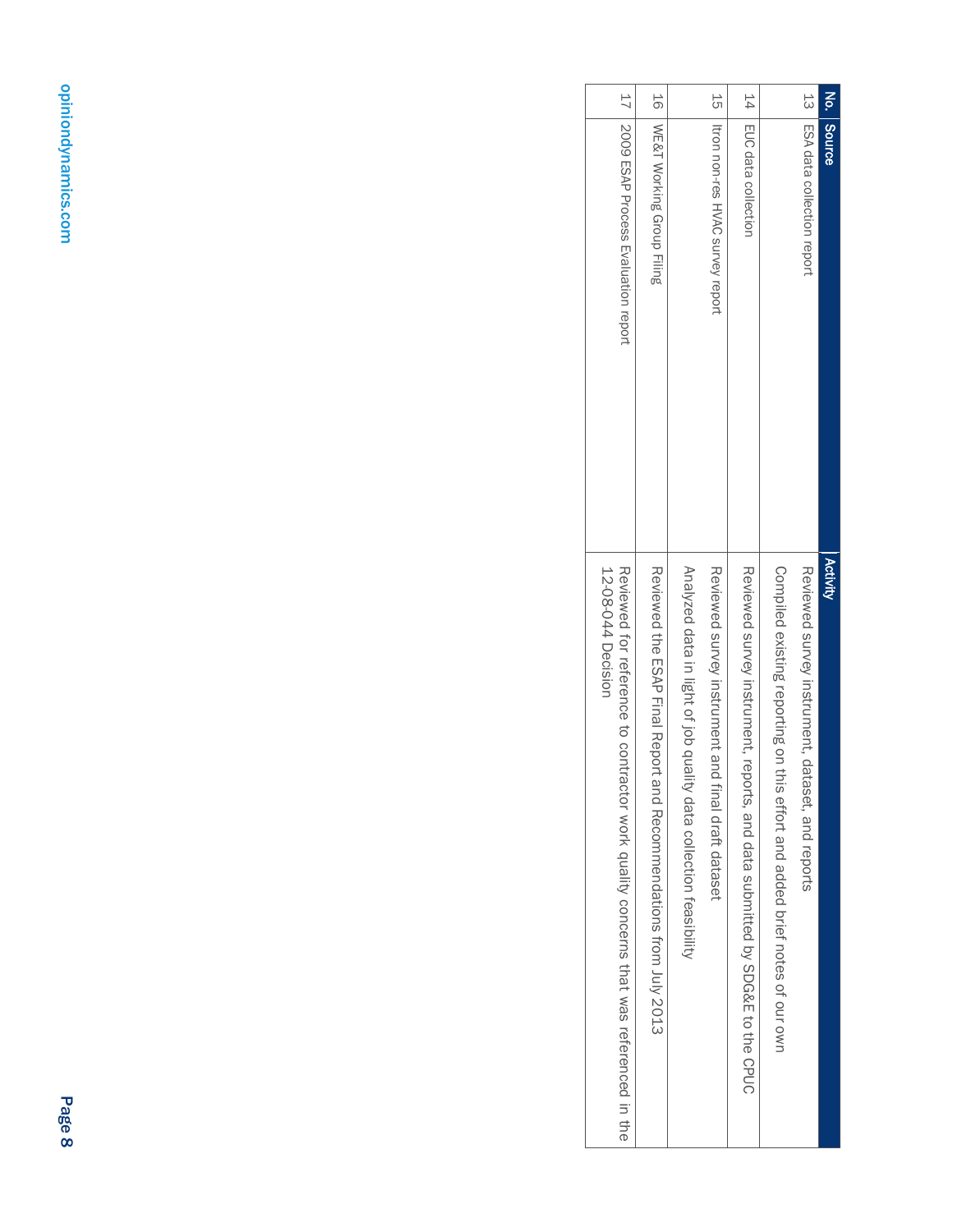| No. | Source | Activity |
|---|---|---|
| 13 | ESA data collection report | Reviewed survey instrument, dataset, and reports |
| | | Compiled existing reporting on this effort and added brief notes of our own |
| 14 | EUC data collection | Reviewed survey instrument, reports, and data submitted by SDG&E to the CPUC |
| 15 | Itron non-res HVAC survey report | Reviewed survey instrument and final draft dataset |
| | | Analyzed data in light of job quality data collection feasibility |
| 16 | WE&T Working Group Filing | Reviewed the ESAP Final Report and Recommendations from July 2013 |
| 17 | 2009 ESAP Process Evaluation report | Reviewed for reference to contractor work quality concerns that was referenced in the 12-08-044 Decision |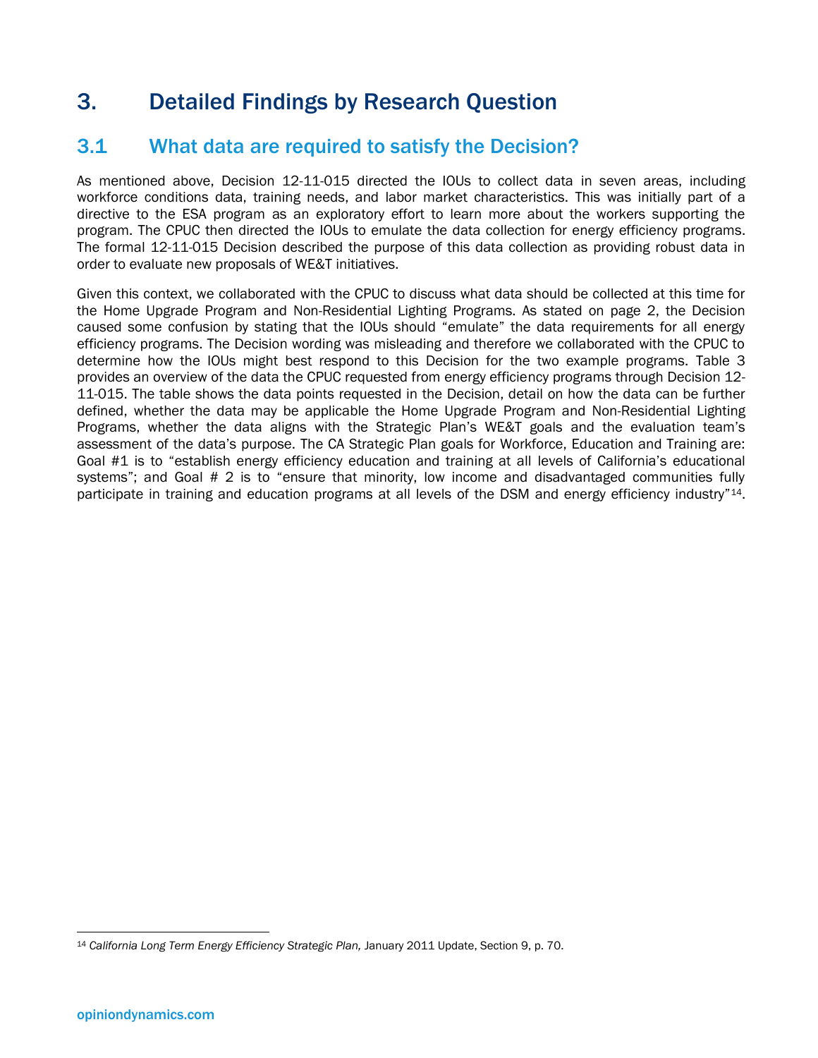# 3. Detailed Findings by Research Question

## 3.1 What data are required to satisfy the Decision?

As mentioned above, Decision 12-11-015 directed the IOUs to collect data in seven areas, including workforce conditions data, training needs, and labor market characteristics. This was initially part of a directive to the ESA program as an exploratory effort to learn more about the workers supporting the program. The CPUC then directed the IOUs to emulate the data collection for energy efficiency programs. The formal 12-11-015 Decision described the purpose of this data collection as providing robust data in order to evaluate new proposals of WE&T initiatives.

Given this context, we collaborated with the CPUC to discuss what data should be collected at this time for the Home Upgrade Program and Non-Residential Lighting Programs. As stated on page 2, the Decision caused some confusion by stating that the IOUs should "emulate" the data requirements for all energy efficiency programs. The Decision wording was misleading and therefore we collaborated with the CPUC to determine how the IOUs might best respond to this Decision for the two example programs. Table 3 provides an overview of the data the CPUC requested from energy efficiency programs through Decision 12-11-015. The table shows the data points requested in the Decision, detail on how the data can be further defined, whether the data may be applicable the Home Upgrade Program and Non-Residential Lighting Programs, whether the data aligns with the Strategic Plan's WE&T goals and the evaluation team's assessment of the data's purpose. The CA Strategic Plan goals for Workforce, Education and Training are: Goal #1 is to "establish energy efficiency education and training at all levels of California's educational systems"; and Goal # 2 is to "ensure that minority, low income and disadvantaged communities fully participate in training and education programs at all levels of the DSM and energy efficiency industry"[14].

[14] *California Long Term Energy Efficiency Strategic Plan,* January 2011 Update, Section 9, p. 70.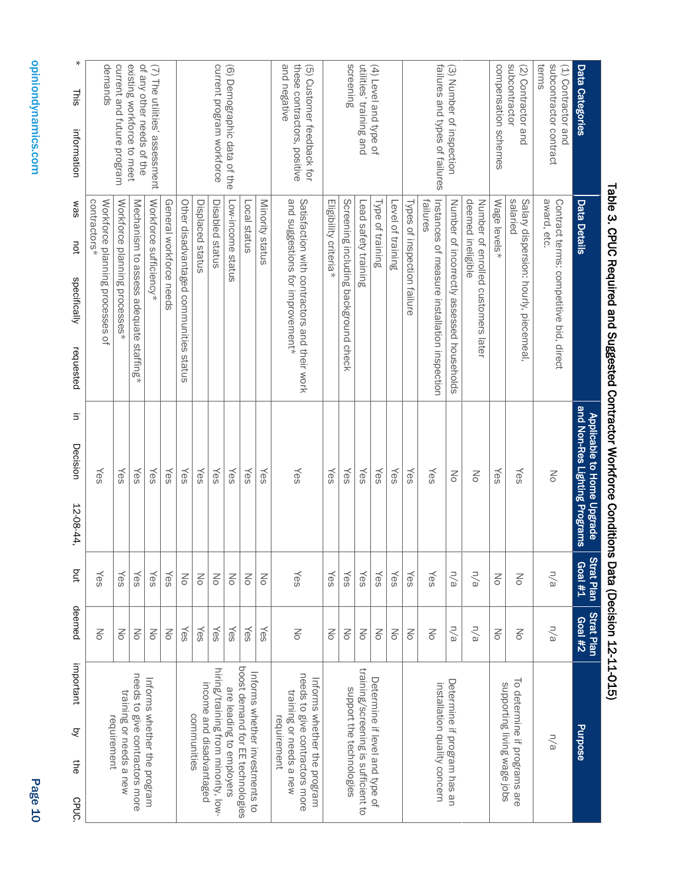**Table 3. CPUC Required and Suggested Contractor Workforce Conditions Data (Decision 12-11-015)**

| Data Categories | Data Details | Applicable to Home Upgrade and Non-Res Lighting Programs | Strat Plan Goal #1 | Strat Plan Goal #2 | Purpose |
|---|---|---|---|---|---|
| (1) Contractor and subcontractor contract terms | Contract terms: competitive bid, direct award, etc. | No | n/a | n/a | n/a |
| (2) Contractor and subcontractor compensation schemes | Salary dispersion: hourly, piecemeal, salaried | Yes | No | No | To determine if programs are supporting living wage jobs |
| | Wage levels* | Yes | No | No | |
| (3) Number of inspection failures and types of failures | Number of enrolled customers later deemed ineligible | No | n/a | n/a | Determine if program has an installation quality concern |
| | Number of incorrectly assessed households | No | n/a | n/a | |
| | Instances of measure installation inspection failures | Yes | Yes | No | |
| | Types of inspection failure | Yes | Yes | No | |
| (4) Level and type of utilities' training and screening | Level of training | Yes | Yes | No | Determine if level and type of training/screening is sufficient to support the technologies |
| | Type of training | Yes | Yes | No | |
| | Lead safety training | Yes | Yes | No | |
| | Screening including background check | Yes | Yes | No | |
| | Eligibility criteria* | Yes | Yes | No | |
| (5) Customer feedback for these contractors, positive and negative | Satisfaction with contractors and their work and suggestions for improvement* | Yes | Yes | No | Informs whether the program needs to give contractors more training or needs a new requirement |
| (6) Demographic data of the current program workforce | Minority status | Yes | No | Yes | Informs whether investments to boost demand for EE technologies are leading to employers hiring/training from minority, low-income and disadvantaged communities |
| | Local status | Yes | No | Yes | |
| | Low-income status | Yes | No | Yes | |
| | Disabled status | Yes | No | Yes | |
| | Displaced status | Yes | No | Yes | |
| | Other disadvantaged communities status | Yes | No | Yes | |
| (7) The utilities' assessment of any other needs of the existing workforce to meet current and future program demands | General workforce needs | Yes | Yes | No | Informs whether the program needs to give contractors more training or needs a new requirement |
| | Workforce sufficiency* | Yes | Yes | No | |
| | Mechanism to assess adequate staffing* | Yes | Yes | No | |
| | Workforce planning processes* | Yes | Yes | No | |
| | Workforce planning processes of contractors* | Yes | Yes | No | |

\* This information was not specifically requested in Decision 12-08-44, but deemed important by the CPUC.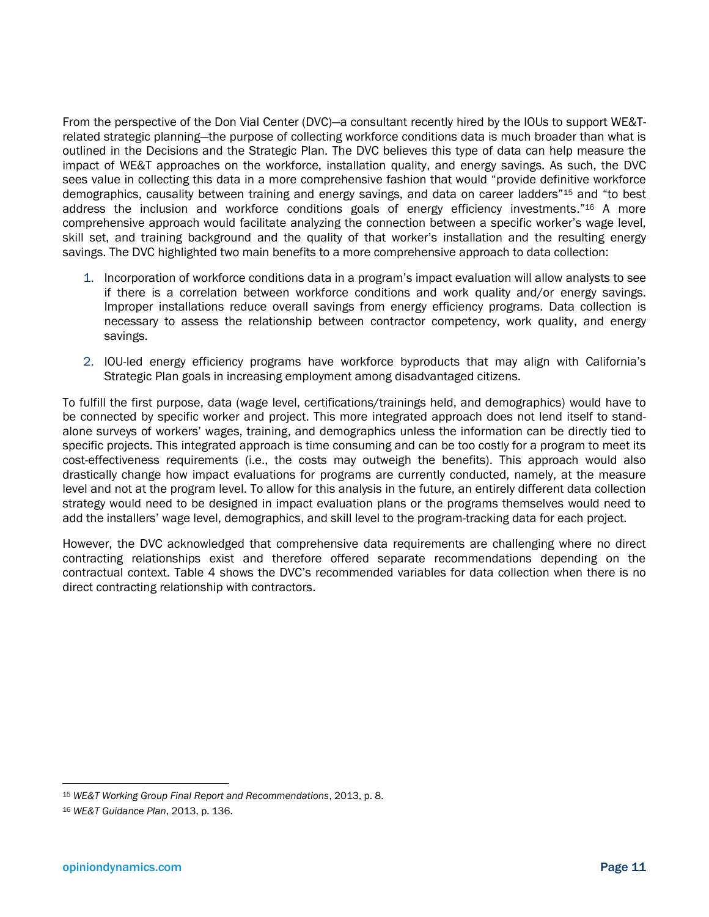From the perspective of the Don Vial Center (DVC)—a consultant recently hired by the IOUs to support WE&T-related strategic planning—the purpose of collecting workforce conditions data is much broader than what is outlined in the Decisions and the Strategic Plan. The DVC believes this type of data can help measure the impact of WE&T approaches on the workforce, installation quality, and energy savings. As such, the DVC sees value in collecting this data in a more comprehensive fashion that would "provide definitive workforce demographics, causality between training and energy savings, and data on career ladders"[15] and "to best address the inclusion and workforce conditions goals of energy efficiency investments."[16] A more comprehensive approach would facilitate analyzing the connection between a specific worker's wage level, skill set, and training background and the quality of that worker's installation and the resulting energy savings. The DVC highlighted two main benefits to a more comprehensive approach to data collection:

1. Incorporation of workforce conditions data in a program's impact evaluation will allow analysts to see if there is a correlation between workforce conditions and work quality and/or energy savings. Improper installations reduce overall savings from energy efficiency programs. Data collection is necessary to assess the relationship between contractor competency, work quality, and energy savings.
2. IOU-led energy efficiency programs have workforce byproducts that may align with California's Strategic Plan goals in increasing employment among disadvantaged citizens.

To fulfill the first purpose, data (wage level, certifications/trainings held, and demographics) would have to be connected by specific worker and project. This more integrated approach does not lend itself to stand-alone surveys of workers' wages, training, and demographics unless the information can be directly tied to specific projects. This integrated approach is time consuming and can be too costly for a program to meet its cost-effectiveness requirements (i.e., the costs may outweigh the benefits). This approach would also drastically change how impact evaluations for programs are currently conducted, namely, at the measure level and not at the program level. To allow for this analysis in the future, an entirely different data collection strategy would need to be designed in impact evaluation plans or the programs themselves would need to add the installers' wage level, demographics, and skill level to the program-tracking data for each project.

However, the DVC acknowledged that comprehensive data requirements are challenging where no direct contracting relationships exist and therefore offered separate recommendations depending on the contractual context. Table 4 shows the DVC's recommended variables for data collection when there is no direct contracting relationship with contractors.

[15] *WE&T Working Group Final Report and Recommendations*, 2013, p. 8.

[16] *WE&T Guidance Plan*, 2013, p. 136.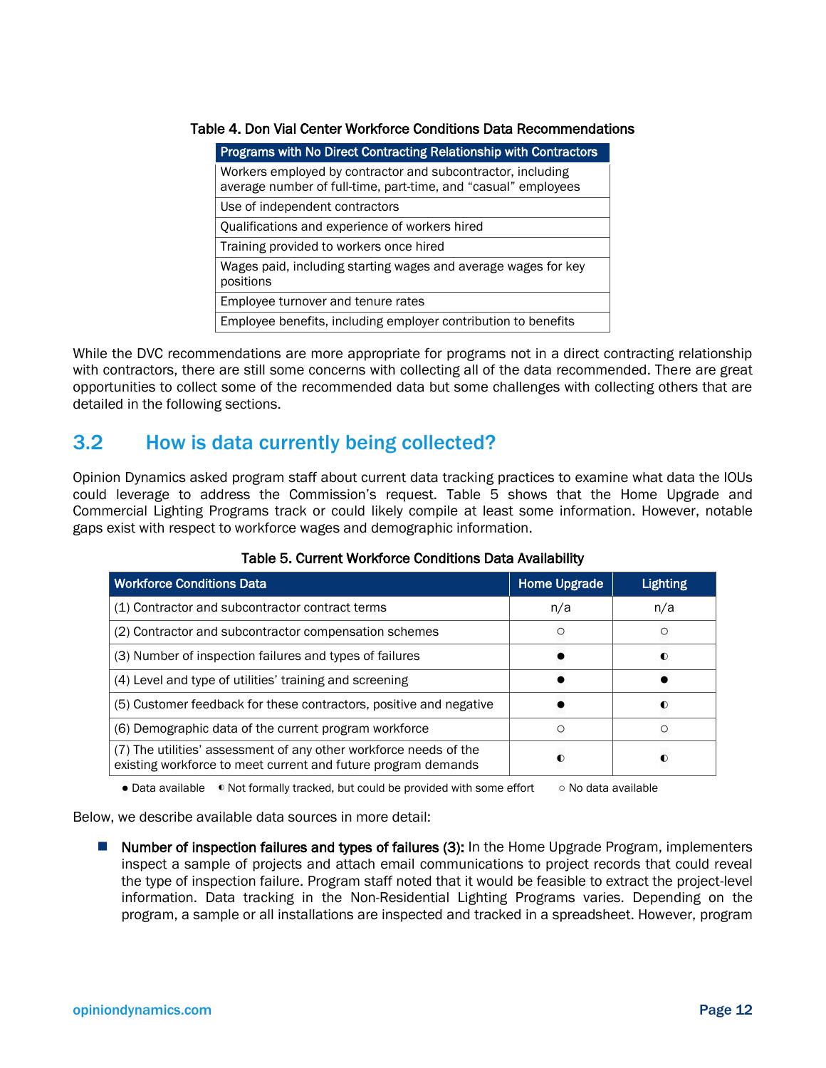Table 4. Don Vial Center Workforce Conditions Data Recommendations

| Programs with No Direct Contracting Relationship with Contractors |
|---|
| Workers employed by contractor and subcontractor, including average number of full-time, part-time, and "casual" employees |
| Use of independent contractors |
| Qualifications and experience of workers hired |
| Training provided to workers once hired |
| Wages paid, including starting wages and average wages for key positions |
| Employee turnover and tenure rates |
| Employee benefits, including employer contribution to benefits |

While the DVC recommendations are more appropriate for programs not in a direct contracting relationship with contractors, there are still some concerns with collecting all of the data recommended. There are great opportunities to collect some of the recommended data but some challenges with collecting others that are detailed in the following sections.

## 3.2 How is data currently being collected?

Opinion Dynamics asked program staff about current data tracking practices to examine what data the IOUs could leverage to address the Commission's request. Table 5 shows that the Home Upgrade and Commercial Lighting Programs track or could likely compile at least some information. However, notable gaps exist with respect to workforce wages and demographic information.

Table 5. Current Workforce Conditions Data Availability

| Workforce Conditions Data | Home Upgrade | Lighting |
|---|---|---|
| (1) Contractor and subcontractor contract terms | n/a | n/a |
| (2) Contractor and subcontractor compensation schemes | ○ | ○ |
| (3) Number of inspection failures and types of failures | ● | ◐ |
| (4) Level and type of utilities' training and screening | ● | ● |
| (5) Customer feedback for these contractors, positive and negative | ● | ◐ |
| (6) Demographic data of the current program workforce | ○ | ○ |
| (7) The utilities' assessment of any other workforce needs of the existing workforce to meet current and future program demands | ◐ | ◐ |

● Data available ◐ Not formally tracked, but could be provided with some effort ○ No data available

Below, we describe available data sources in more detail:

- **Number of inspection failures and types of failures (3):** In the Home Upgrade Program, implementers inspect a sample of projects and attach email communications to project records that could reveal the type of inspection failure. Program staff noted that it would be feasible to extract the project-level information. Data tracking in the Non-Residential Lighting Programs varies. Depending on the program, a sample or all installations are inspected and tracked in a spreadsheet. However, program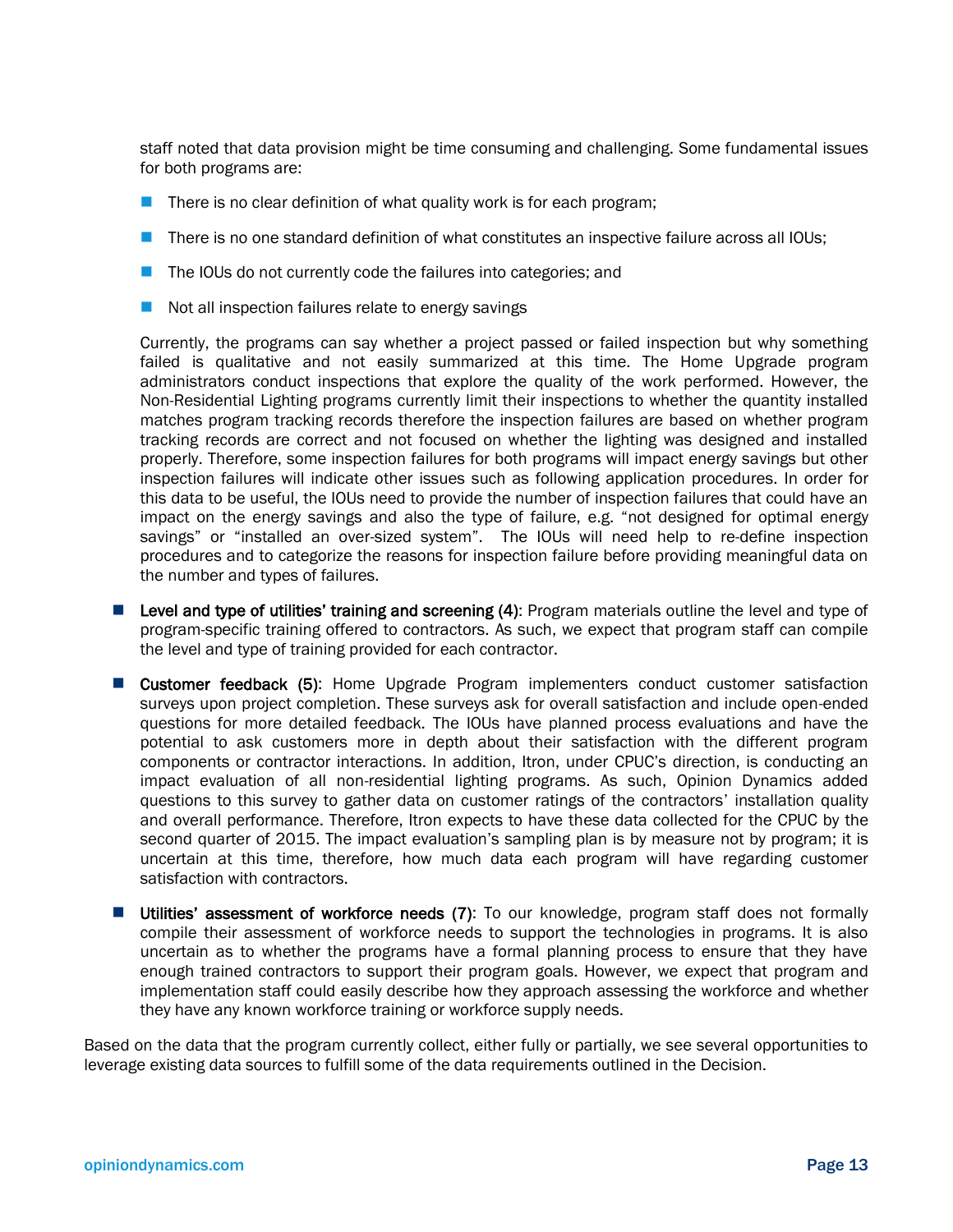staff noted that data provision might be time consuming and challenging. Some fundamental issues for both programs are:

- There is no clear definition of what quality work is for each program;
- There is no one standard definition of what constitutes an inspective failure across all IOUs;
- The IOUs do not currently code the failures into categories; and
- Not all inspection failures relate to energy savings

Currently, the programs can say whether a project passed or failed inspection but why something failed is qualitative and not easily summarized at this time. The Home Upgrade program administrators conduct inspections that explore the quality of the work performed. However, the Non-Residential Lighting programs currently limit their inspections to whether the quantity installed matches program tracking records therefore the inspection failures are based on whether program tracking records are correct and not focused on whether the lighting was designed and installed properly. Therefore, some inspection failures for both programs will impact energy savings but other inspection failures will indicate other issues such as following application procedures. In order for this data to be useful, the IOUs need to provide the number of inspection failures that could have an impact on the energy savings and also the type of failure, e.g. "not designed for optimal energy savings" or "installed an over-sized system". The IOUs will need help to re-define inspection procedures and to categorize the reasons for inspection failure before providing meaningful data on the number and types of failures.

- **Level and type of utilities' training and screening (4)**: Program materials outline the level and type of program-specific training offered to contractors. As such, we expect that program staff can compile the level and type of training provided for each contractor.
- **Customer feedback (5)**: Home Upgrade Program implementers conduct customer satisfaction surveys upon project completion. These surveys ask for overall satisfaction and include open-ended questions for more detailed feedback. The IOUs have planned process evaluations and have the potential to ask customers more in depth about their satisfaction with the different program components or contractor interactions. In addition, Itron, under CPUC's direction, is conducting an impact evaluation of all non-residential lighting programs. As such, Opinion Dynamics added questions to this survey to gather data on customer ratings of the contractors' installation quality and overall performance. Therefore, Itron expects to have these data collected for the CPUC by the second quarter of 2015. The impact evaluation's sampling plan is by measure not by program; it is uncertain at this time, therefore, how much data each program will have regarding customer satisfaction with contractors.
- **Utilities' assessment of workforce needs (7)**: To our knowledge, program staff does not formally compile their assessment of workforce needs to support the technologies in programs. It is also uncertain as to whether the programs have a formal planning process to ensure that they have enough trained contractors to support their program goals. However, we expect that program and implementation staff could easily describe how they approach assessing the workforce and whether they have any known workforce training or workforce supply needs.

Based on the data that the program currently collect, either fully or partially, we see several opportunities to leverage existing data sources to fulfill some of the data requirements outlined in the Decision.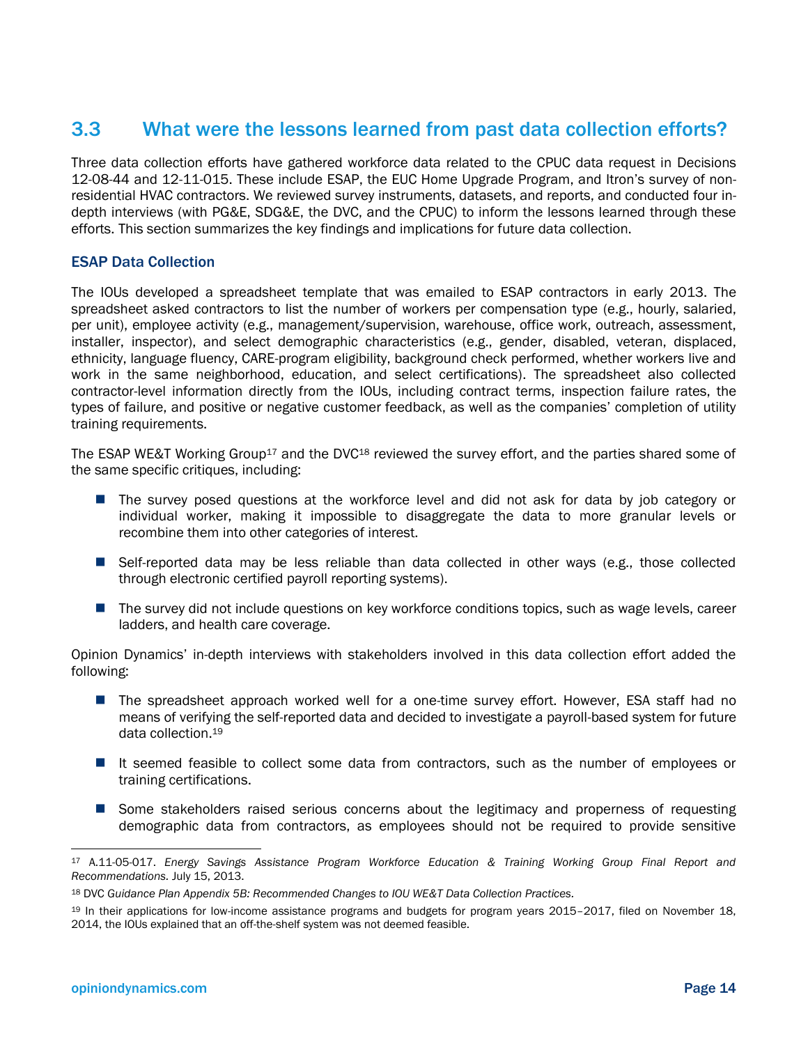## 3.3 What were the lessons learned from past data collection efforts?

Three data collection efforts have gathered workforce data related to the CPUC data request in Decisions 12-08-44 and 12-11-015. These include ESAP, the EUC Home Upgrade Program, and Itron's survey of non-residential HVAC contractors. We reviewed survey instruments, datasets, and reports, and conducted four in-depth interviews (with PG&E, SDG&E, the DVC, and the CPUC) to inform the lessons learned through these efforts. This section summarizes the key findings and implications for future data collection.

### ESAP Data Collection

The IOUs developed a spreadsheet template that was emailed to ESAP contractors in early 2013. The spreadsheet asked contractors to list the number of workers per compensation type (e.g., hourly, salaried, per unit), employee activity (e.g., management/supervision, warehouse, office work, outreach, assessment, installer, inspector), and select demographic characteristics (e.g., gender, disabled, veteran, displaced, ethnicity, language fluency, CARE-program eligibility, background check performed, whether workers live and work in the same neighborhood, education, and select certifications). The spreadsheet also collected contractor-level information directly from the IOUs, including contract terms, inspection failure rates, the types of failure, and positive or negative customer feedback, as well as the companies' completion of utility training requirements.

The ESAP WE&T Working Group[17] and the DVC[18] reviewed the survey effort, and the parties shared some of the same specific critiques, including:

- The survey posed questions at the workforce level and did not ask for data by job category or individual worker, making it impossible to disaggregate the data to more granular levels or recombine them into other categories of interest.
- Self-reported data may be less reliable than data collected in other ways (e.g., those collected through electronic certified payroll reporting systems).
- The survey did not include questions on key workforce conditions topics, such as wage levels, career ladders, and health care coverage.

Opinion Dynamics' in-depth interviews with stakeholders involved in this data collection effort added the following:

- The spreadsheet approach worked well for a one-time survey effort. However, ESA staff had no means of verifying the self-reported data and decided to investigate a payroll-based system for future data collection.[19]
- It seemed feasible to collect some data from contractors, such as the number of employees or training certifications.
- Some stakeholders raised serious concerns about the legitimacy and properness of requesting demographic data from contractors, as employees should not be required to provide sensitive

---

[17] A.11-05-017. *Energy Savings Assistance Program Workforce Education & Training Working Group Final Report and Recommendations.* July 15, 2013.

[18] DVC *Guidance Plan Appendix 5B: Recommended Changes to IOU WE&T Data Collection Practices.*

[19] In their applications for low-income assistance programs and budgets for program years 2015–2017, filed on November 18, 2014, the IOUs explained that an off-the-shelf system was not deemed feasible.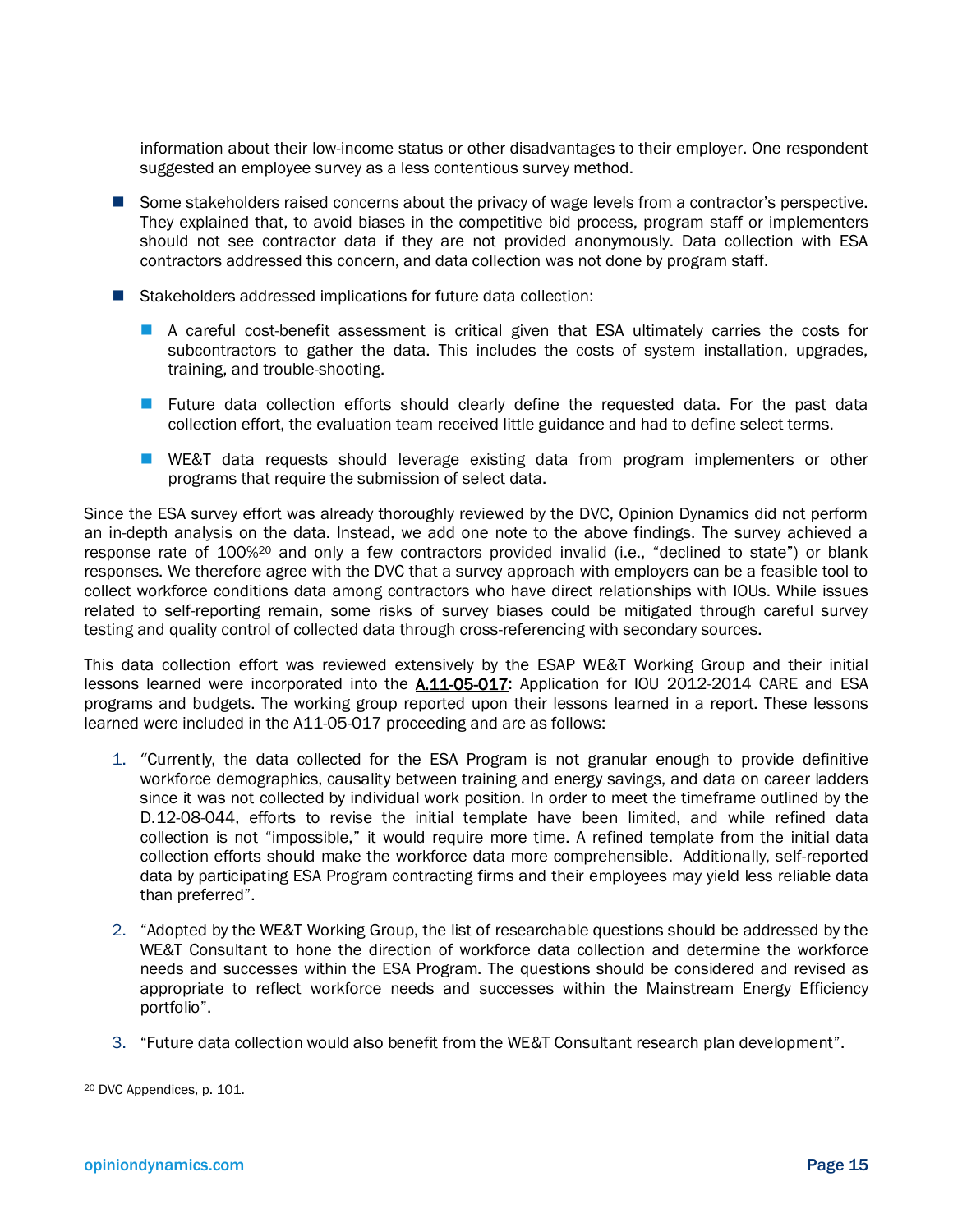information about their low-income status or other disadvantages to their employer. One respondent suggested an employee survey as a less contentious survey method.

- Some stakeholders raised concerns about the privacy of wage levels from a contractor's perspective. They explained that, to avoid biases in the competitive bid process, program staff or implementers should not see contractor data if they are not provided anonymously. Data collection with ESA contractors addressed this concern, and data collection was not done by program staff.
- Stakeholders addressed implications for future data collection:
  - A careful cost-benefit assessment is critical given that ESA ultimately carries the costs for subcontractors to gather the data. This includes the costs of system installation, upgrades, training, and trouble-shooting.
  - Future data collection efforts should clearly define the requested data. For the past data collection effort, the evaluation team received little guidance and had to define select terms.
  - WE&T data requests should leverage existing data from program implementers or other programs that require the submission of select data.

Since the ESA survey effort was already thoroughly reviewed by the DVC, Opinion Dynamics did not perform an in-depth analysis on the data. Instead, we add one note to the above findings. The survey achieved a response rate of 100%[20] and only a few contractors provided invalid (i.e., "declined to state") or blank responses. We therefore agree with the DVC that a survey approach with employers can be a feasible tool to collect workforce conditions data among contractors who have direct relationships with IOUs. While issues related to self-reporting remain, some risks of survey biases could be mitigated through careful survey testing and quality control of collected data through cross-referencing with secondary sources.

This data collection effort was reviewed extensively by the ESAP WE&T Working Group and their initial lessons learned were incorporated into the A.11-05-017: Application for IOU 2012-2014 CARE and ESA programs and budgets. The working group reported upon their lessons learned in a report. These lessons learned were included in the A11-05-017 proceeding and are as follows:

1. "Currently, the data collected for the ESA Program is not granular enough to provide definitive workforce demographics, causality between training and energy savings, and data on career ladders since it was not collected by individual work position. In order to meet the timeframe outlined by the D.12-08-044, efforts to revise the initial template have been limited, and while refined data collection is not "impossible," it would require more time. A refined template from the initial data collection efforts should make the workforce data more comprehensible. Additionally, self-reported data by participating ESA Program contracting firms and their employees may yield less reliable data than preferred".
2. "Adopted by the WE&T Working Group, the list of researchable questions should be addressed by the WE&T Consultant to hone the direction of workforce data collection and determine the workforce needs and successes within the ESA Program. The questions should be considered and revised as appropriate to reflect workforce needs and successes within the Mainstream Energy Efficiency portfolio".
3. "Future data collection would also benefit from the WE&T Consultant research plan development".

[20] DVC Appendices, p. 101.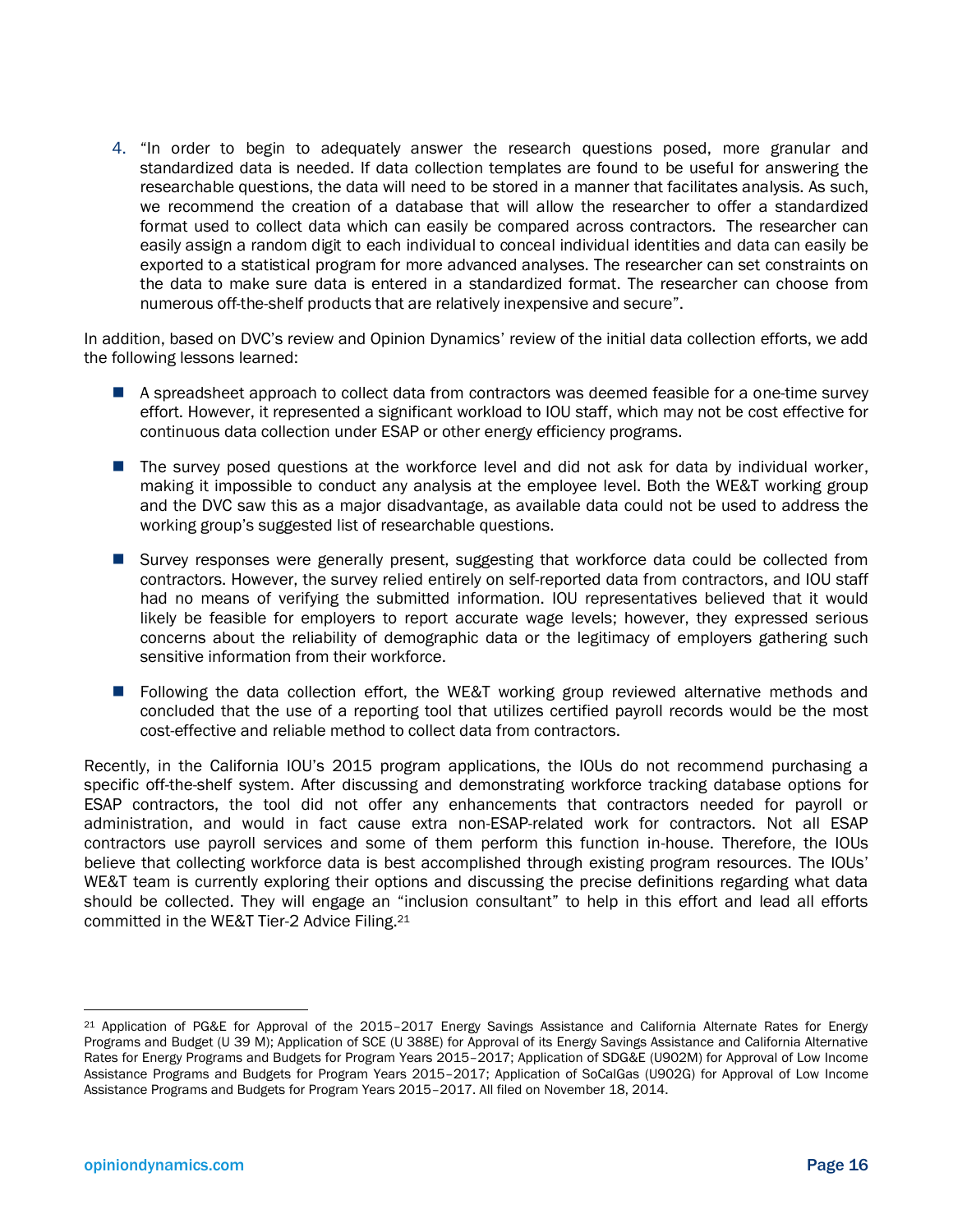4. "In order to begin to adequately answer the research questions posed, more granular and standardized data is needed. If data collection templates are found to be useful for answering the researchable questions, the data will need to be stored in a manner that facilitates analysis. As such, we recommend the creation of a database that will allow the researcher to offer a standardized format used to collect data which can easily be compared across contractors. The researcher can easily assign a random digit to each individual to conceal individual identities and data can easily be exported to a statistical program for more advanced analyses. The researcher can set constraints on the data to make sure data is entered in a standardized format. The researcher can choose from numerous off-the-shelf products that are relatively inexpensive and secure".

In addition, based on DVC's review and Opinion Dynamics' review of the initial data collection efforts, we add the following lessons learned:

- A spreadsheet approach to collect data from contractors was deemed feasible for a one-time survey effort. However, it represented a significant workload to IOU staff, which may not be cost effective for continuous data collection under ESAP or other energy efficiency programs.
- The survey posed questions at the workforce level and did not ask for data by individual worker, making it impossible to conduct any analysis at the employee level. Both the WE&T working group and the DVC saw this as a major disadvantage, as available data could not be used to address the working group's suggested list of researchable questions.
- Survey responses were generally present, suggesting that workforce data could be collected from contractors. However, the survey relied entirely on self-reported data from contractors, and IOU staff had no means of verifying the submitted information. IOU representatives believed that it would likely be feasible for employers to report accurate wage levels; however, they expressed serious concerns about the reliability of demographic data or the legitimacy of employers gathering such sensitive information from their workforce.
- Following the data collection effort, the WE&T working group reviewed alternative methods and concluded that the use of a reporting tool that utilizes certified payroll records would be the most cost-effective and reliable method to collect data from contractors.

Recently, in the California IOU's 2015 program applications, the IOUs do not recommend purchasing a specific off-the-shelf system. After discussing and demonstrating workforce tracking database options for ESAP contractors, the tool did not offer any enhancements that contractors needed for payroll or administration, and would in fact cause extra non-ESAP-related work for contractors. Not all ESAP contractors use payroll services and some of them perform this function in-house. Therefore, the IOUs believe that collecting workforce data is best accomplished through existing program resources. The IOUs' WE&T team is currently exploring their options and discussing the precise definitions regarding what data should be collected. They will engage an "inclusion consultant" to help in this effort and lead all efforts committed in the WE&T Tier-2 Advice Filing.[21]

[21] Application of PG&E for Approval of the 2015–2017 Energy Savings Assistance and California Alternate Rates for Energy Programs and Budget (U 39 M); Application of SCE (U 388E) for Approval of its Energy Savings Assistance and California Alternative Rates for Energy Programs and Budgets for Program Years 2015–2017; Application of SDG&E (U902M) for Approval of Low Income Assistance Programs and Budgets for Program Years 2015–2017; Application of SoCalGas (U902G) for Approval of Low Income Assistance Programs and Budgets for Program Years 2015–2017. All filed on November 18, 2014.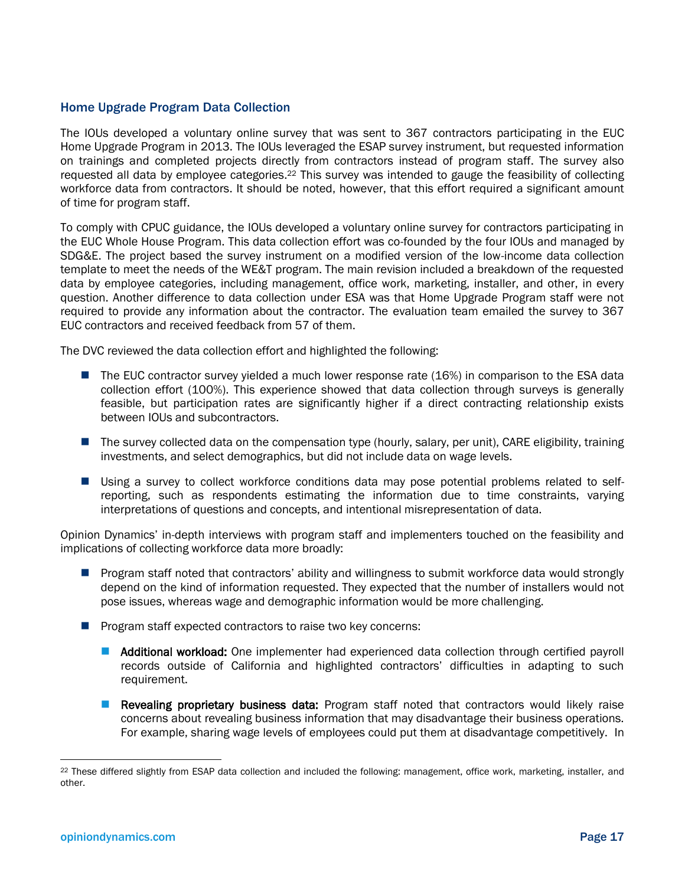### Home Upgrade Program Data Collection

The IOUs developed a voluntary online survey that was sent to 367 contractors participating in the EUC Home Upgrade Program in 2013. The IOUs leveraged the ESAP survey instrument, but requested information on trainings and completed projects directly from contractors instead of program staff. The survey also requested all data by employee categories.[22] This survey was intended to gauge the feasibility of collecting workforce data from contractors. It should be noted, however, that this effort required a significant amount of time for program staff.

To comply with CPUC guidance, the IOUs developed a voluntary online survey for contractors participating in the EUC Whole House Program. This data collection effort was co-founded by the four IOUs and managed by SDG&E. The project based the survey instrument on a modified version of the low-income data collection template to meet the needs of the WE&T program. The main revision included a breakdown of the requested data by employee categories, including management, office work, marketing, installer, and other, in every question. Another difference to data collection under ESA was that Home Upgrade Program staff were not required to provide any information about the contractor. The evaluation team emailed the survey to 367 EUC contractors and received feedback from 57 of them.

The DVC reviewed the data collection effort and highlighted the following:

- The EUC contractor survey yielded a much lower response rate (16%) in comparison to the ESA data collection effort (100%). This experience showed that data collection through surveys is generally feasible, but participation rates are significantly higher if a direct contracting relationship exists between IOUs and subcontractors.
- The survey collected data on the compensation type (hourly, salary, per unit), CARE eligibility, training investments, and select demographics, but did not include data on wage levels.
- Using a survey to collect workforce conditions data may pose potential problems related to self-reporting, such as respondents estimating the information due to time constraints, varying interpretations of questions and concepts, and intentional misrepresentation of data.

Opinion Dynamics' in-depth interviews with program staff and implementers touched on the feasibility and implications of collecting workforce data more broadly:

- Program staff noted that contractors' ability and willingness to submit workforce data would strongly depend on the kind of information requested. They expected that the number of installers would not pose issues, whereas wage and demographic information would be more challenging.
- Program staff expected contractors to raise two key concerns:
  - **Additional workload:** One implementer had experienced data collection through certified payroll records outside of California and highlighted contractors' difficulties in adapting to such requirement.
  - **Revealing proprietary business data:** Program staff noted that contractors would likely raise concerns about revealing business information that may disadvantage their business operations. For example, sharing wage levels of employees could put them at disadvantage competitively. In

[22] These differed slightly from ESAP data collection and included the following: management, office work, marketing, installer, and other.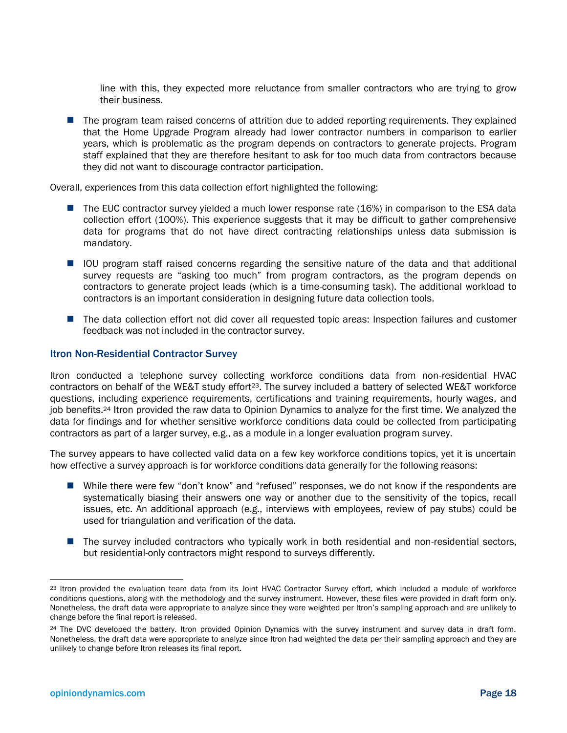line with this, they expected more reluctance from smaller contractors who are trying to grow their business.

- The program team raised concerns of attrition due to added reporting requirements. They explained that the Home Upgrade Program already had lower contractor numbers in comparison to earlier years, which is problematic as the program depends on contractors to generate projects. Program staff explained that they are therefore hesitant to ask for too much data from contractors because they did not want to discourage contractor participation.

Overall, experiences from this data collection effort highlighted the following:

- The EUC contractor survey yielded a much lower response rate (16%) in comparison to the ESA data collection effort (100%). This experience suggests that it may be difficult to gather comprehensive data for programs that do not have direct contracting relationships unless data submission is mandatory.
- IOU program staff raised concerns regarding the sensitive nature of the data and that additional survey requests are "asking too much" from program contractors, as the program depends on contractors to generate project leads (which is a time-consuming task). The additional workload to contractors is an important consideration in designing future data collection tools.
- The data collection effort not did cover all requested topic areas: Inspection failures and customer feedback was not included in the contractor survey.

### Itron Non-Residential Contractor Survey

Itron conducted a telephone survey collecting workforce conditions data from non-residential HVAC contractors on behalf of the WE&T study effort[23]. The survey included a battery of selected WE&T workforce questions, including experience requirements, certifications and training requirements, hourly wages, and job benefits.[24] Itron provided the raw data to Opinion Dynamics to analyze for the first time. We analyzed the data for findings and for whether sensitive workforce conditions data could be collected from participating contractors as part of a larger survey, e.g., as a module in a longer evaluation program survey.

The survey appears to have collected valid data on a few key workforce conditions topics, yet it is uncertain how effective a survey approach is for workforce conditions data generally for the following reasons:

- While there were few "don't know" and "refused" responses, we do not know if the respondents are systematically biasing their answers one way or another due to the sensitivity of the topics, recall issues, etc. An additional approach (e.g., interviews with employees, review of pay stubs) could be used for triangulation and verification of the data.
- The survey included contractors who typically work in both residential and non-residential sectors, but residential-only contractors might respond to surveys differently.

---

[23] Itron provided the evaluation team data from its Joint HVAC Contractor Survey effort, which included a module of workforce conditions questions, along with the methodology and the survey instrument. However, these files were provided in draft form only. Nonetheless, the draft data were appropriate to analyze since they were weighted per Itron's sampling approach and are unlikely to change before the final report is released.

[24] The DVC developed the battery. Itron provided Opinion Dynamics with the survey instrument and survey data in draft form. Nonetheless, the draft data were appropriate to analyze since Itron had weighted the data per their sampling approach and they are unlikely to change before Itron releases its final report.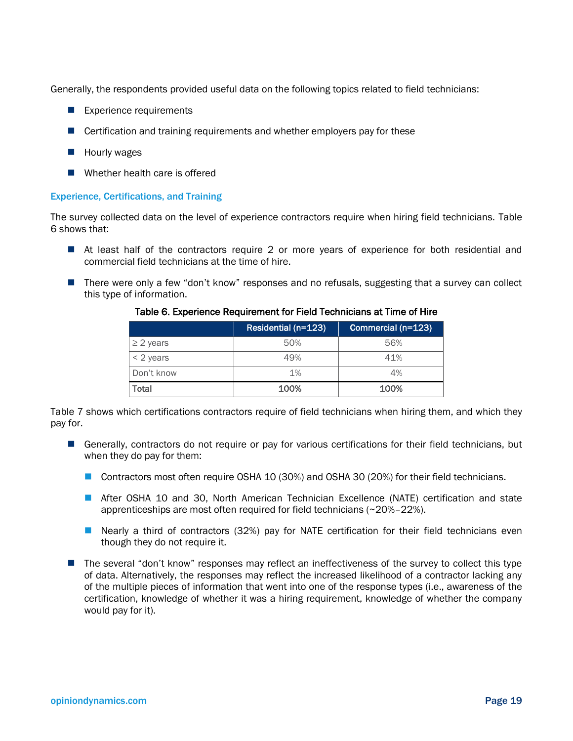Generally, the respondents provided useful data on the following topics related to field technicians:

- Experience requirements
- Certification and training requirements and whether employers pay for these
- Hourly wages
- Whether health care is offered

### Experience, Certifications, and Training

The survey collected data on the level of experience contractors require when hiring field technicians. Table 6 shows that:

- At least half of the contractors require 2 or more years of experience for both residential and commercial field technicians at the time of hire.
- There were only a few “don’t know” responses and no refusals, suggesting that a survey can collect this type of information.

**Table 6. Experience Requirement for Field Technicians at Time of Hire**

| | Residential (n=123) | Commercial (n=123) |
|---|---|---|
| ≥ 2 years | 50% | 56% |
| < 2 years | 49% | 41% |
| Don’t know | 1% | 4% |
| **Total** | **100%** | **100%** |

Table 7 shows which certifications contractors require of field technicians when hiring them, and which they pay for.

- Generally, contractors do not require or pay for various certifications for their field technicians, but when they do pay for them:
  - Contractors most often require OSHA 10 (30%) and OSHA 30 (20%) for their field technicians.
  - After OSHA 10 and 30, North American Technician Excellence (NATE) certification and state apprenticeships are most often required for field technicians (~20%–22%).
  - Nearly a third of contractors (32%) pay for NATE certification for their field technicians even though they do not require it.
- The several “don’t know” responses may reflect an ineffectiveness of the survey to collect this type of data. Alternatively, the responses may reflect the increased likelihood of a contractor lacking any of the multiple pieces of information that went into one of the response types (i.e., awareness of the certification, knowledge of whether it was a hiring requirement, knowledge of whether the company would pay for it).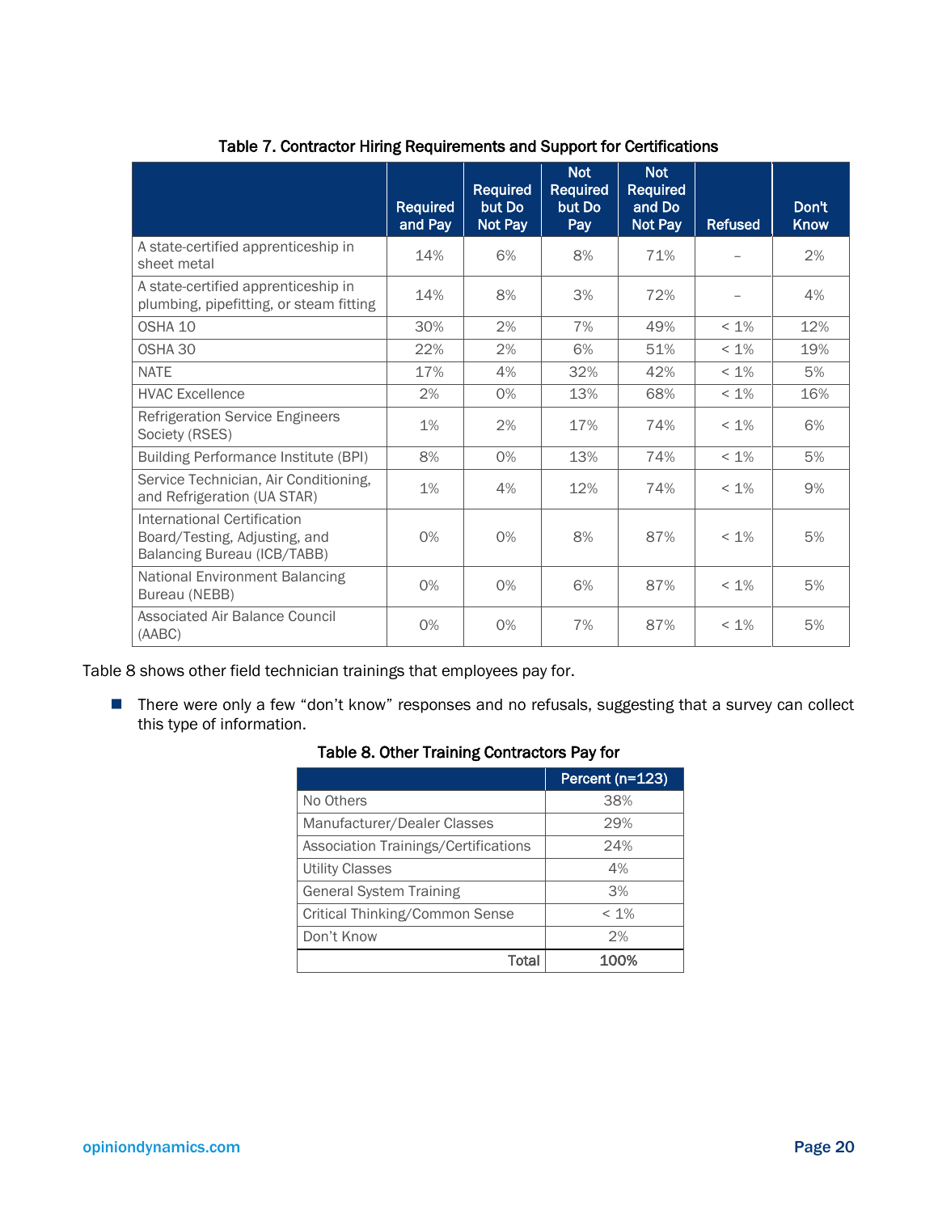**Table 7. Contractor Hiring Requirements and Support for Certifications**

| | Required and Pay | Required but Do Not Pay | Not Required but Do Pay | Not Required and Do Not Pay | Refused | Don't Know |
|---|---|---|---|---|---|---|
| A state-certified apprenticeship in sheet metal | 14% | 6% | 8% | 71% | – | 2% |
| A state-certified apprenticeship in plumbing, pipefitting, or steam fitting | 14% | 8% | 3% | 72% | – | 4% |
| OSHA 10 | 30% | 2% | 7% | 49% | < 1% | 12% |
| OSHA 30 | 22% | 2% | 6% | 51% | < 1% | 19% |
| NATE | 17% | 4% | 32% | 42% | < 1% | 5% |
| HVAC Excellence | 2% | 0% | 13% | 68% | < 1% | 16% |
| Refrigeration Service Engineers Society (RSES) | 1% | 2% | 17% | 74% | < 1% | 6% |
| Building Performance Institute (BPI) | 8% | 0% | 13% | 74% | < 1% | 5% |
| Service Technician, Air Conditioning, and Refrigeration (UA STAR) | 1% | 4% | 12% | 74% | < 1% | 9% |
| International Certification Board/Testing, Adjusting, and Balancing Bureau (ICB/TABB) | 0% | 0% | 8% | 87% | < 1% | 5% |
| National Environment Balancing Bureau (NEBB) | 0% | 0% | 6% | 87% | < 1% | 5% |
| Associated Air Balance Council (AABC) | 0% | 0% | 7% | 87% | < 1% | 5% |

Table 8 shows other field technician trainings that employees pay for.

- There were only a few "don't know" responses and no refusals, suggesting that a survey can collect this type of information.

**Table 8. Other Training Contractors Pay for**

| | Percent (n=123) |
|---|---|
| No Others | 38% |
| Manufacturer/Dealer Classes | 29% |
| Association Trainings/Certifications | 24% |
| Utility Classes | 4% |
| General System Training | 3% |
| Critical Thinking/Common Sense | < 1% |
| Don't Know | 2% |
| **Total** | **100%** |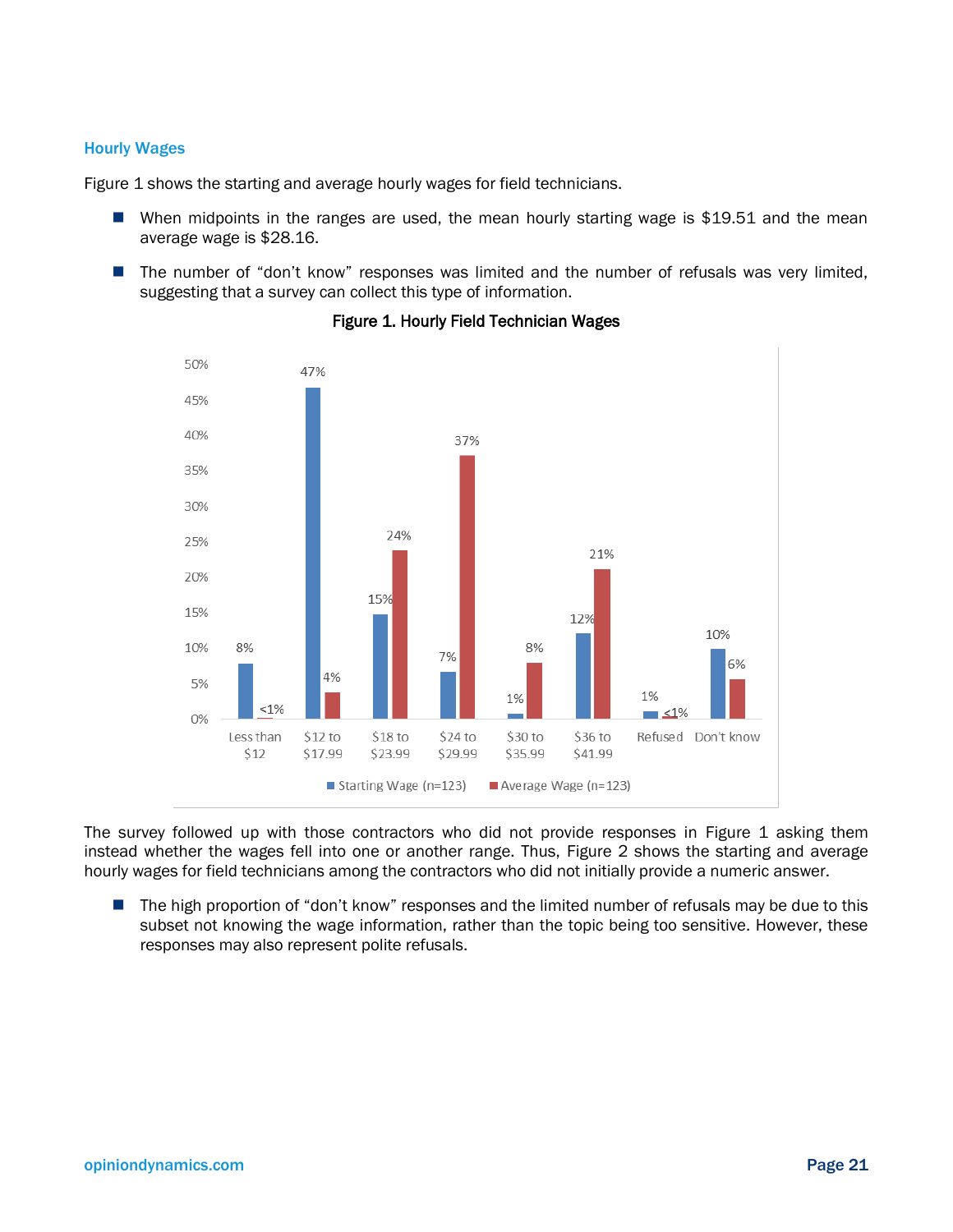### Hourly Wages

Figure 1 shows the starting and average hourly wages for field technicians.

- When midpoints in the ranges are used, the mean hourly starting wage is $19.51 and the mean average wage is $28.16.
- The number of "don't know" responses was limited and the number of refusals was very limited, suggesting that a survey can collect this type of information.

**Figure 1. Hourly Field Technician Wages**

| | Starting Wage (n=123) | Average Wage (n=123) |
|---|---|---|
| Less than $12 | 8% | <1% |
| $12 to $17.99 | 47% | 4% |
| $18 to $23.99 | 15% | 24% |
| $24 to $29.99 | 7% | 37% |
| $30 to $35.99 | 1% | 8% |
| $36 to $41.99 | 12% | 21% |
| Refused | 1% | <1% |
| Don't know | 10% | 6% |

The survey followed up with those contractors who did not provide responses in Figure 1 asking them instead whether the wages fell into one or another range. Thus, Figure 2 shows the starting and average hourly wages for field technicians among the contractors who did not initially provide a numeric answer.

- The high proportion of "don't know" responses and the limited number of refusals may be due to this subset not knowing the wage information, rather than the topic being too sensitive. However, these responses may also represent polite refusals.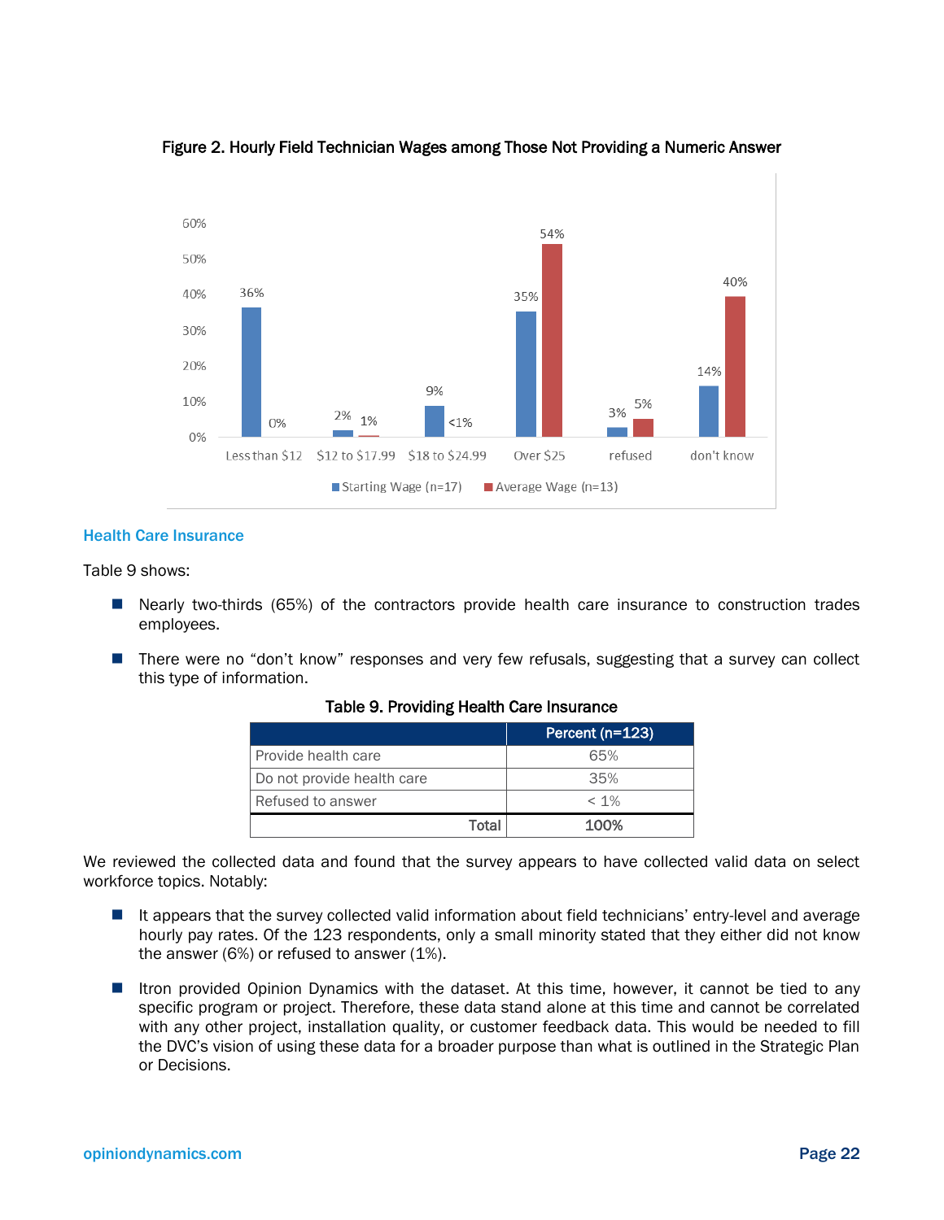**Figure 2. Hourly Field Technician Wages among Those Not Providing a Numeric Answer**

| | Less than $12 | $12 to $17.99 | $18 to $24.99 | Over $25 | refused | don't know |
|---|---|---|---|---|---|---|
| Starting Wage (n=17) | 36% | 2% | 9% | 35% | 3% | 14% |
| Average Wage (n=13) | 0% | 1% | <1% | 54% | 5% | 40% |

### Health Care Insurance

Table 9 shows:

- Nearly two-thirds (65%) of the contractors provide health care insurance to construction trades employees.
- There were no "don't know" responses and very few refusals, suggesting that a survey can collect this type of information.

**Table 9. Providing Health Care Insurance**

| | Percent (n=123) |
|---|---|
| Provide health care | 65% |
| Do not provide health care | 35% |
| Refused to answer | < 1% |
| **Total** | **100%** |

We reviewed the collected data and found that the survey appears to have collected valid data on select workforce topics. Notably:

- It appears that the survey collected valid information about field technicians' entry-level and average hourly pay rates. Of the 123 respondents, only a small minority stated that they either did not know the answer (6%) or refused to answer (1%).
- Itron provided Opinion Dynamics with the dataset. At this time, however, it cannot be tied to any specific program or project. Therefore, these data stand alone at this time and cannot be correlated with any other project, installation quality, or customer feedback data. This would be needed to fill the DVC's vision of using these data for a broader purpose than what is outlined in the Strategic Plan or Decisions.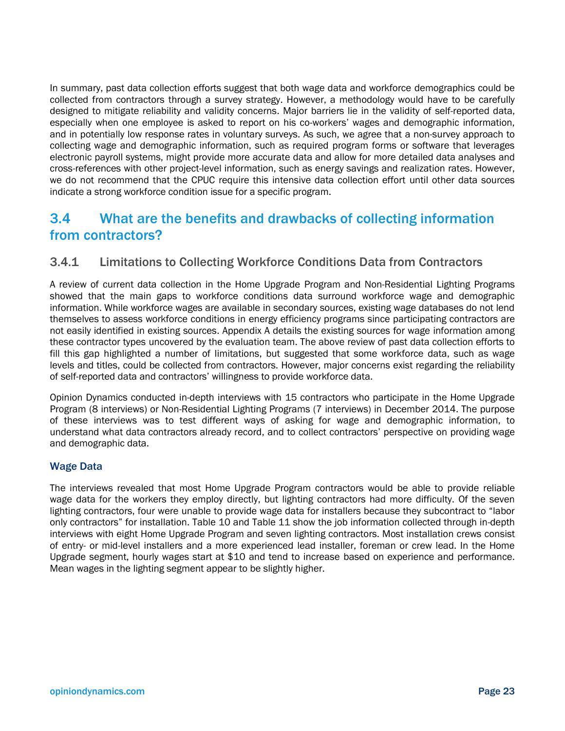In summary, past data collection efforts suggest that both wage data and workforce demographics could be collected from contractors through a survey strategy. However, a methodology would have to be carefully designed to mitigate reliability and validity concerns. Major barriers lie in the validity of self-reported data, especially when one employee is asked to report on his co-workers' wages and demographic information, and in potentially low response rates in voluntary surveys. As such, we agree that a non-survey approach to collecting wage and demographic information, such as required program forms or software that leverages electronic payroll systems, might provide more accurate data and allow for more detailed data analyses and cross-references with other project-level information, such as energy savings and realization rates. However, we do not recommend that the CPUC require this intensive data collection effort until other data sources indicate a strong workforce condition issue for a specific program.

## 3.4 What are the benefits and drawbacks of collecting information from contractors?

### 3.4.1 Limitations to Collecting Workforce Conditions Data from Contractors

A review of current data collection in the Home Upgrade Program and Non-Residential Lighting Programs showed that the main gaps to workforce conditions data surround workforce wage and demographic information. While workforce wages are available in secondary sources, existing wage databases do not lend themselves to assess workforce conditions in energy efficiency programs since participating contractors are not easily identified in existing sources. Appendix A details the existing sources for wage information among these contractor types uncovered by the evaluation team. The above review of past data collection efforts to fill this gap highlighted a number of limitations, but suggested that some workforce data, such as wage levels and titles, could be collected from contractors. However, major concerns exist regarding the reliability of self-reported data and contractors' willingness to provide workforce data.

Opinion Dynamics conducted in-depth interviews with 15 contractors who participate in the Home Upgrade Program (8 interviews) or Non-Residential Lighting Programs (7 interviews) in December 2014. The purpose of these interviews was to test different ways of asking for wage and demographic information, to understand what data contractors already record, and to collect contractors' perspective on providing wage and demographic data.

#### Wage Data

The interviews revealed that most Home Upgrade Program contractors would be able to provide reliable wage data for the workers they employ directly, but lighting contractors had more difficulty. Of the seven lighting contractors, four were unable to provide wage data for installers because they subcontract to "labor only contractors" for installation. Table 10 and Table 11 show the job information collected through in-depth interviews with eight Home Upgrade Program and seven lighting contractors. Most installation crews consist of entry- or mid-level installers and a more experienced lead installer, foreman or crew lead. In the Home Upgrade segment, hourly wages start at $10 and tend to increase based on experience and performance. Mean wages in the lighting segment appear to be slightly higher.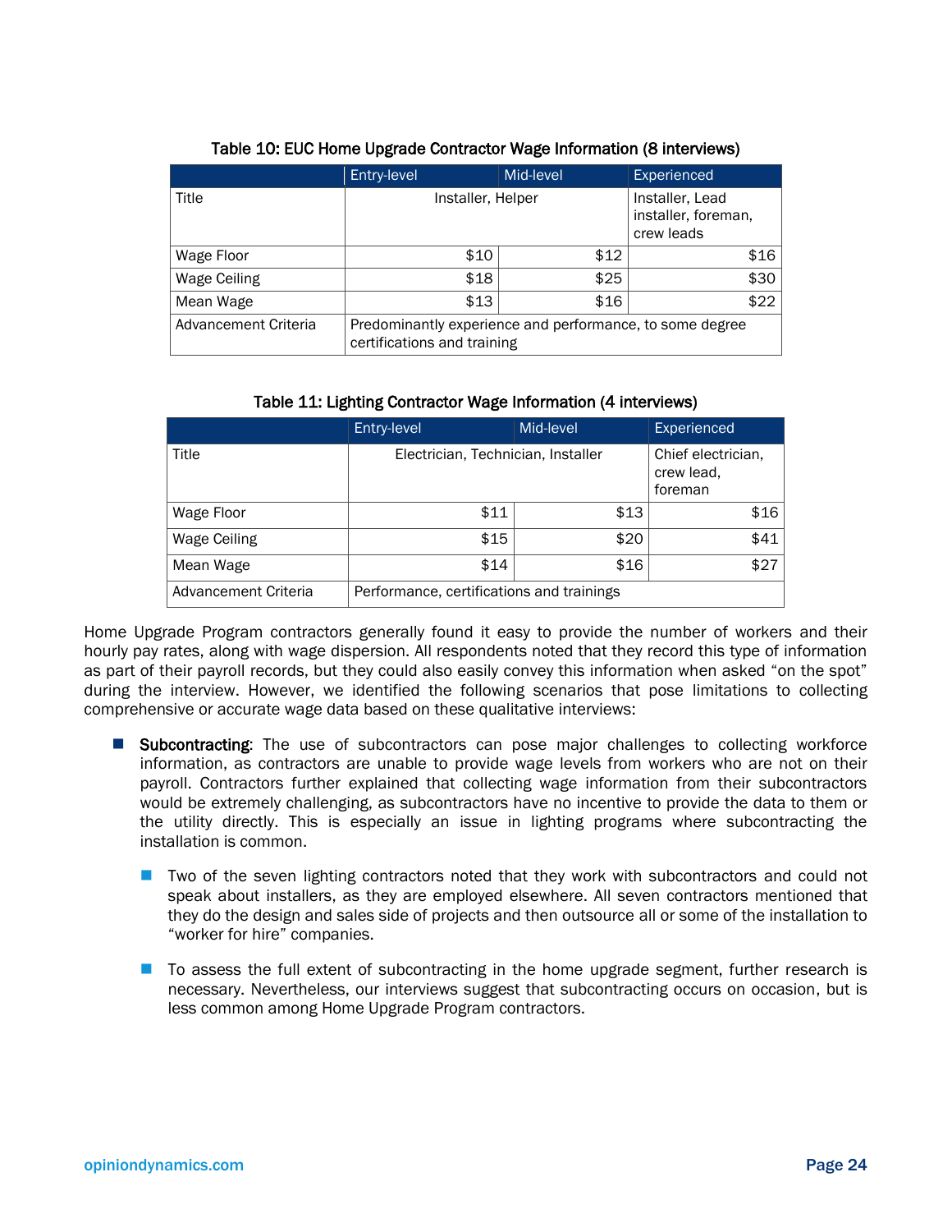**Table 10: EUC Home Upgrade Contractor Wage Information (8 interviews)**

| | Entry-level | Mid-level | Experienced |
|---|---|---|---|
| Title | Installer, Helper | | Installer, Lead installer, foreman, crew leads |
| Wage Floor | $10 | $12 | $16 |
| Wage Ceiling | $18 | $25 | $30 |
| Mean Wage | $13 | $16 | $22 |
| Advancement Criteria | Predominantly experience and performance, to some degree certifications and training | | |

**Table 11: Lighting Contractor Wage Information (4 interviews)**

| | Entry-level | Mid-level | Experienced |
|---|---|---|---|
| Title | Electrician, Technician, Installer | | Chief electrician, crew lead, foreman |
| Wage Floor | $11 | $13 | $16 |
| Wage Ceiling | $15 | $20 | $41 |
| Mean Wage | $14 | $16 | $27 |
| Advancement Criteria | Performance, certifications and trainings | | |

Home Upgrade Program contractors generally found it easy to provide the number of workers and their hourly pay rates, along with wage dispersion. All respondents noted that they record this type of information as part of their payroll records, but they could also easily convey this information when asked "on the spot" during the interview. However, we identified the following scenarios that pose limitations to collecting comprehensive or accurate wage data based on these qualitative interviews:

- **Subcontracting**: The use of subcontractors can pose major challenges to collecting workforce information, as contractors are unable to provide wage levels from workers who are not on their payroll. Contractors further explained that collecting wage information from their subcontractors would be extremely challenging, as subcontractors have no incentive to provide the data to them or the utility directly. This is especially an issue in lighting programs where subcontracting the installation is common.
  - Two of the seven lighting contractors noted that they work with subcontractors and could not speak about installers, as they are employed elsewhere. All seven contractors mentioned that they do the design and sales side of projects and then outsource all or some of the installation to "worker for hire" companies.
  - To assess the full extent of subcontracting in the home upgrade segment, further research is necessary. Nevertheless, our interviews suggest that subcontracting occurs on occasion, but is less common among Home Upgrade Program contractors.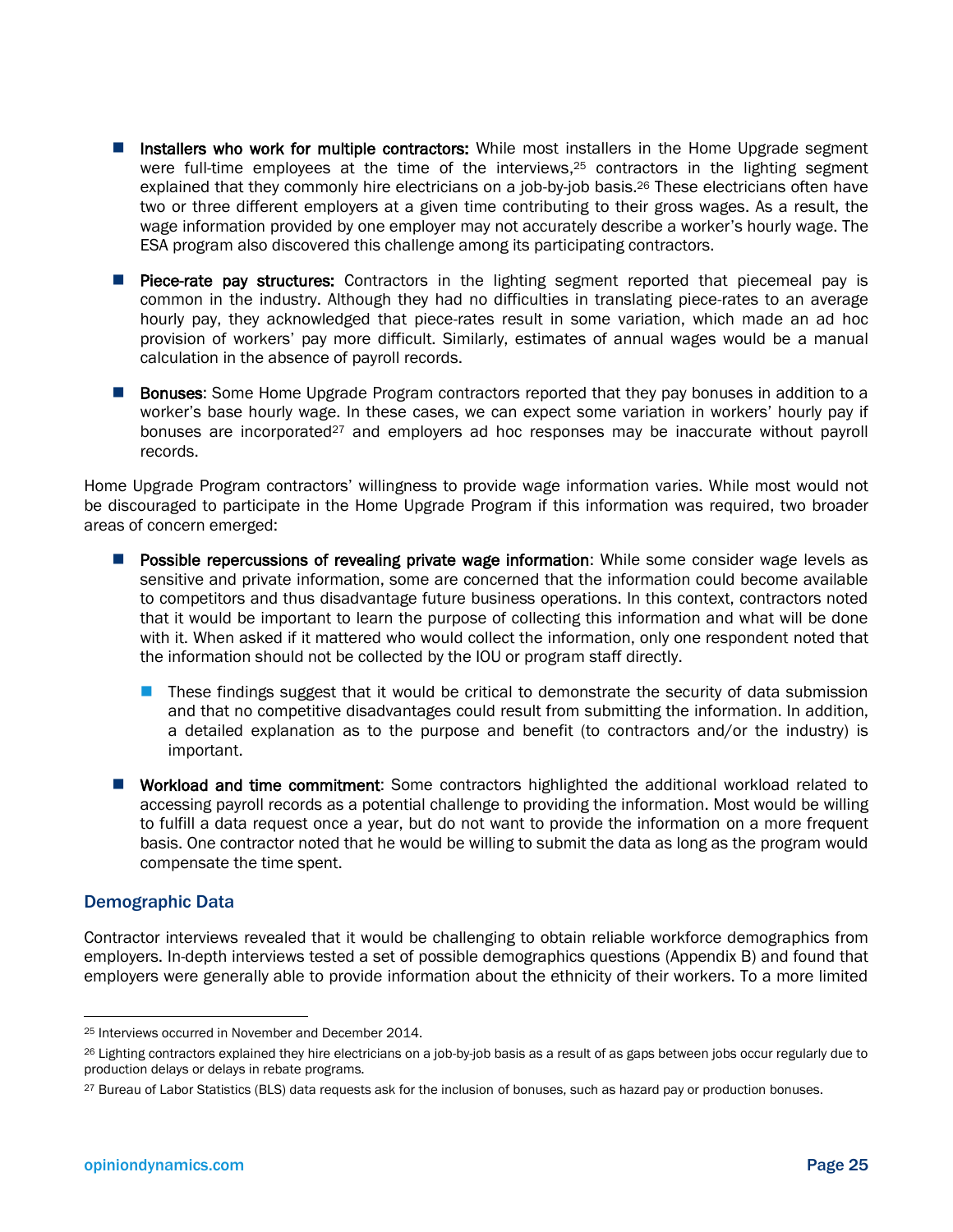- **Installers who work for multiple contractors:** While most installers in the Home Upgrade segment were full-time employees at the time of the interviews,[25] contractors in the lighting segment explained that they commonly hire electricians on a job-by-job basis.[26] These electricians often have two or three different employers at a given time contributing to their gross wages. As a result, the wage information provided by one employer may not accurately describe a worker's hourly wage. The ESA program also discovered this challenge among its participating contractors.

- **Piece-rate pay structures:** Contractors in the lighting segment reported that piecemeal pay is common in the industry. Although they had no difficulties in translating piece-rates to an average hourly pay, they acknowledged that piece-rates result in some variation, which made an ad hoc provision of workers' pay more difficult. Similarly, estimates of annual wages would be a manual calculation in the absence of payroll records.

- **Bonuses**: Some Home Upgrade Program contractors reported that they pay bonuses in addition to a worker's base hourly wage. In these cases, we can expect some variation in workers' hourly pay if bonuses are incorporated[27] and employers ad hoc responses may be inaccurate without payroll records.

Home Upgrade Program contractors' willingness to provide wage information varies. While most would not be discouraged to participate in the Home Upgrade Program if this information was required, two broader areas of concern emerged:

- **Possible repercussions of revealing private wage information**: While some consider wage levels as sensitive and private information, some are concerned that the information could become available to competitors and thus disadvantage future business operations. In this context, contractors noted that it would be important to learn the purpose of collecting this information and what will be done with it. When asked if it mattered who would collect the information, only one respondent noted that the information should not be collected by the IOU or program staff directly.
  - These findings suggest that it would be critical to demonstrate the security of data submission and that no competitive disadvantages could result from submitting the information. In addition, a detailed explanation as to the purpose and benefit (to contractors and/or the industry) is important.

- **Workload and time commitment**: Some contractors highlighted the additional workload related to accessing payroll records as a potential challenge to providing the information. Most would be willing to fulfill a data request once a year, but do not want to provide the information on a more frequent basis. One contractor noted that he would be willing to submit the data as long as the program would compensate the time spent.

### Demographic Data

Contractor interviews revealed that it would be challenging to obtain reliable workforce demographics from employers. In-depth interviews tested a set of possible demographics questions (Appendix B) and found that employers were generally able to provide information about the ethnicity of their workers. To a more limited

---

[25] Interviews occurred in November and December 2014.

[26] Lighting contractors explained they hire electricians on a job-by-job basis as a result of as gaps between jobs occur regularly due to production delays or delays in rebate programs.

[27] Bureau of Labor Statistics (BLS) data requests ask for the inclusion of bonuses, such as hazard pay or production bonuses.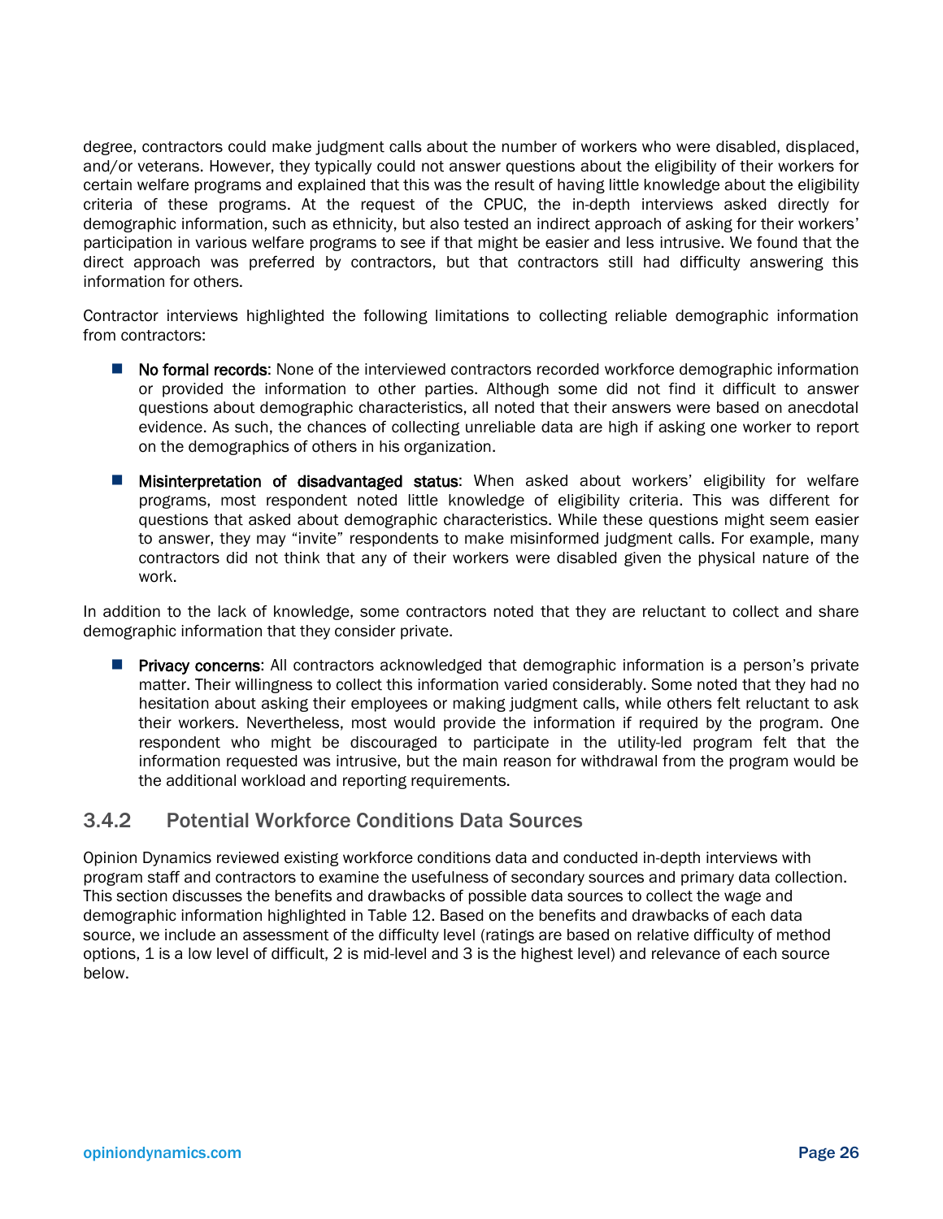degree, contractors could make judgment calls about the number of workers who were disabled, displaced, and/or veterans. However, they typically could not answer questions about the eligibility of their workers for certain welfare programs and explained that this was the result of having little knowledge about the eligibility criteria of these programs. At the request of the CPUC, the in-depth interviews asked directly for demographic information, such as ethnicity, but also tested an indirect approach of asking for their workers' participation in various welfare programs to see if that might be easier and less intrusive. We found that the direct approach was preferred by contractors, but that contractors still had difficulty answering this information for others.

Contractor interviews highlighted the following limitations to collecting reliable demographic information from contractors:

- **No formal records**: None of the interviewed contractors recorded workforce demographic information or provided the information to other parties. Although some did not find it difficult to answer questions about demographic characteristics, all noted that their answers were based on anecdotal evidence. As such, the chances of collecting unreliable data are high if asking one worker to report on the demographics of others in his organization.

- **Misinterpretation of disadvantaged status**: When asked about workers' eligibility for welfare programs, most respondent noted little knowledge of eligibility criteria. This was different for questions that asked about demographic characteristics. While these questions might seem easier to answer, they may "invite" respondents to make misinformed judgment calls. For example, many contractors did not think that any of their workers were disabled given the physical nature of the work.

In addition to the lack of knowledge, some contractors noted that they are reluctant to collect and share demographic information that they consider private.

- **Privacy concerns**: All contractors acknowledged that demographic information is a person's private matter. Their willingness to collect this information varied considerably. Some noted that they had no hesitation about asking their employees or making judgment calls, while others felt reluctant to ask their workers. Nevertheless, most would provide the information if required by the program. One respondent who might be discouraged to participate in the utility-led program felt that the information requested was intrusive, but the main reason for withdrawal from the program would be the additional workload and reporting requirements.

### 3.4.2 Potential Workforce Conditions Data Sources

Opinion Dynamics reviewed existing workforce conditions data and conducted in-depth interviews with program staff and contractors to examine the usefulness of secondary sources and primary data collection. This section discusses the benefits and drawbacks of possible data sources to collect the wage and demographic information highlighted in Table 12. Based on the benefits and drawbacks of each data source, we include an assessment of the difficulty level (ratings are based on relative difficulty of method options, 1 is a low level of difficult, 2 is mid-level and 3 is the highest level) and relevance of each source below.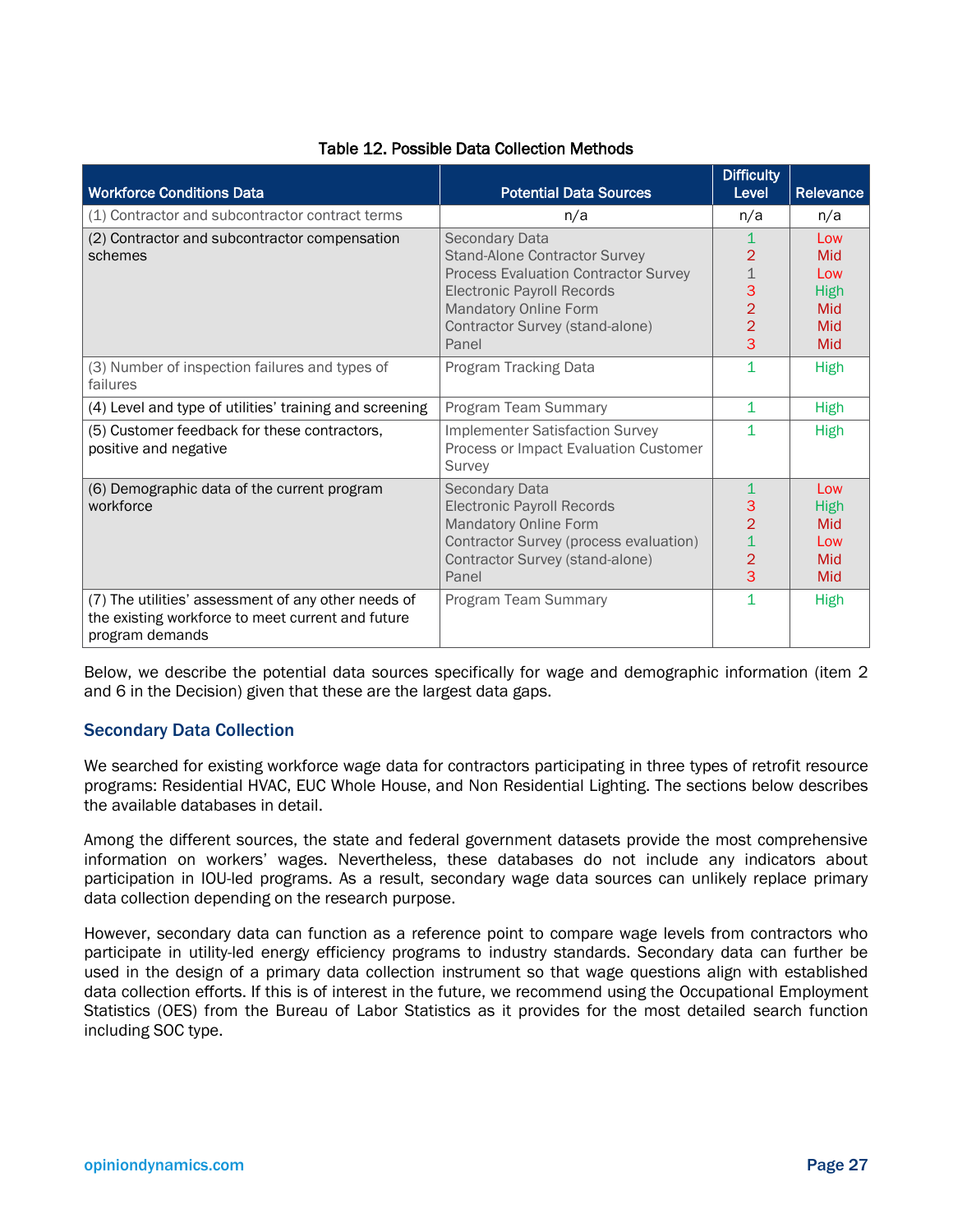Table 12. Possible Data Collection Methods

| Workforce Conditions Data | Potential Data Sources | Difficulty Level | Relevance |
|---|---|---|---|
| (1) Contractor and subcontractor contract terms | n/a | n/a | n/a |
| (2) Contractor and subcontractor compensation schemes | Secondary Data<br>Stand-Alone Contractor Survey<br>Process Evaluation Contractor Survey<br>Electronic Payroll Records<br>Mandatory Online Form<br>Contractor Survey (stand-alone)<br>Panel | 1<br>2<br>1<br>3<br>2<br>2<br>3 | Low<br>Mid<br>Low<br>High<br>Mid<br>Mid<br>Mid |
| (3) Number of inspection failures and types of failures | Program Tracking Data | 1 | High |
| (4) Level and type of utilities' training and screening | Program Team Summary | 1 | High |
| (5) Customer feedback for these contractors, positive and negative | Implementer Satisfaction Survey<br>Process or Impact Evaluation Customer Survey | 1 | High |
| (6) Demographic data of the current program workforce | Secondary Data<br>Electronic Payroll Records<br>Mandatory Online Form<br>Contractor Survey (process evaluation)<br>Contractor Survey (stand-alone)<br>Panel | 1<br>3<br>2<br>1<br>2<br>3 | Low<br>High<br>Mid<br>Low<br>Mid<br>Mid |
| (7) The utilities' assessment of any other needs of the existing workforce to meet current and future program demands | Program Team Summary | 1 | High |

Below, we describe the potential data sources specifically for wage and demographic information (item 2 and 6 in the Decision) given that these are the largest data gaps.

### Secondary Data Collection

We searched for existing workforce wage data for contractors participating in three types of retrofit resource programs: Residential HVAC, EUC Whole House, and Non Residential Lighting. The sections below describes the available databases in detail.

Among the different sources, the state and federal government datasets provide the most comprehensive information on workers' wages. Nevertheless, these databases do not include any indicators about participation in IOU-led programs. As a result, secondary wage data sources can unlikely replace primary data collection depending on the research purpose.

However, secondary data can function as a reference point to compare wage levels from contractors who participate in utility-led energy efficiency programs to industry standards. Secondary data can further be used in the design of a primary data collection instrument so that wage questions align with established data collection efforts. If this is of interest in the future, we recommend using the Occupational Employment Statistics (OES) from the Bureau of Labor Statistics as it provides for the most detailed search function including SOC type.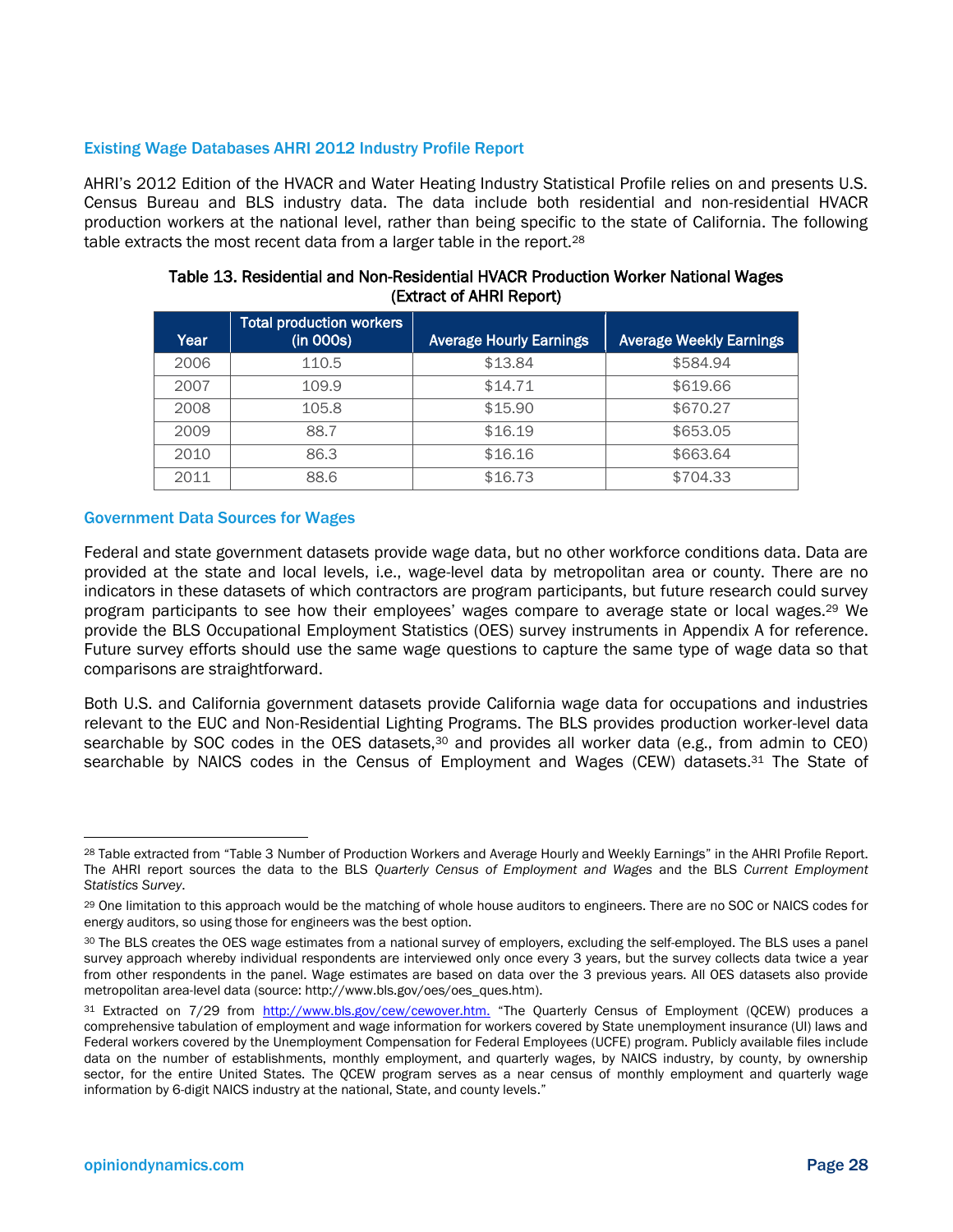### Existing Wage Databases AHRI 2012 Industry Profile Report

AHRI's 2012 Edition of the HVACR and Water Heating Industry Statistical Profile relies on and presents U.S. Census Bureau and BLS industry data. The data include both residential and non-residential HVACR production workers at the national level, rather than being specific to the state of California. The following table extracts the most recent data from a larger table in the report.[28]

**Table 13. Residential and Non-Residential HVACR Production Worker National Wages (Extract of AHRI Report)**

| Year | Total production workers (in 000s) | Average Hourly Earnings | Average Weekly Earnings |
|---|---|---|---|
| 2006 | 110.5 | $13.84 | $584.94 |
| 2007 | 109.9 | $14.71 | $619.66 |
| 2008 | 105.8 | $15.90 | $670.27 |
| 2009 | 88.7 | $16.19 | $653.05 |
| 2010 | 86.3 | $16.16 | $663.64 |
| 2011 | 88.6 | $16.73 | $704.33 |

### Government Data Sources for Wages

Federal and state government datasets provide wage data, but no other workforce conditions data. Data are provided at the state and local levels, i.e., wage-level data by metropolitan area or county. There are no indicators in these datasets of which contractors are program participants, but future research could survey program participants to see how their employees' wages compare to average state or local wages.[29] We provide the BLS Occupational Employment Statistics (OES) survey instruments in Appendix A for reference. Future survey efforts should use the same wage questions to capture the same type of wage data so that comparisons are straightforward.

Both U.S. and California government datasets provide California wage data for occupations and industries relevant to the EUC and Non-Residential Lighting Programs. The BLS provides production worker-level data searchable by SOC codes in the OES datasets,[30] and provides all worker data (e.g., from admin to CEO) searchable by NAICS codes in the Census of Employment and Wages (CEW) datasets.[31] The State of

---

[28] Table extracted from "Table 3 Number of Production Workers and Average Hourly and Weekly Earnings" in the AHRI Profile Report. The AHRI report sources the data to the BLS *Quarterly Census of Employment and Wages* and the BLS *Current Employment Statistics Survey*.

[29] One limitation to this approach would be the matching of whole house auditors to engineers. There are no SOC or NAICS codes for energy auditors, so using those for engineers was the best option.

[30] The BLS creates the OES wage estimates from a national survey of employers, excluding the self-employed. The BLS uses a panel survey approach whereby individual respondents are interviewed only once every 3 years, but the survey collects data twice a year from other respondents in the panel. Wage estimates are based on data over the 3 previous years. All OES datasets also provide metropolitan area-level data (source: http://www.bls.gov/oes/oes_ques.htm).

[31] Extracted on 7/29 from http://www.bls.gov/cew/cewover.htm. "The Quarterly Census of Employment (QCEW) produces a comprehensive tabulation of employment and wage information for workers covered by State unemployment insurance (UI) laws and Federal workers covered by the Unemployment Compensation for Federal Employees (UCFE) program. Publicly available files include data on the number of establishments, monthly employment, and quarterly wages, by NAICS industry, by county, by ownership sector, for the entire United States. The QCEW program serves as a near census of monthly employment and quarterly wage information by 6-digit NAICS industry at the national, State, and county levels."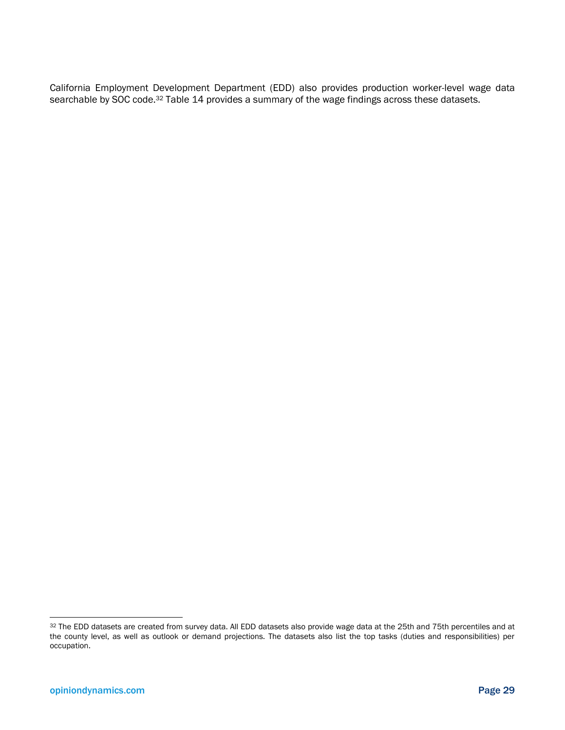California Employment Development Department (EDD) also provides production worker-level wage data searchable by SOC code.[32] Table 14 provides a summary of the wage findings across these datasets.

[32] The EDD datasets are created from survey data. All EDD datasets also provide wage data at the 25th and 75th percentiles and at the county level, as well as outlook or demand projections. The datasets also list the top tasks (duties and responsibilities) per occupation.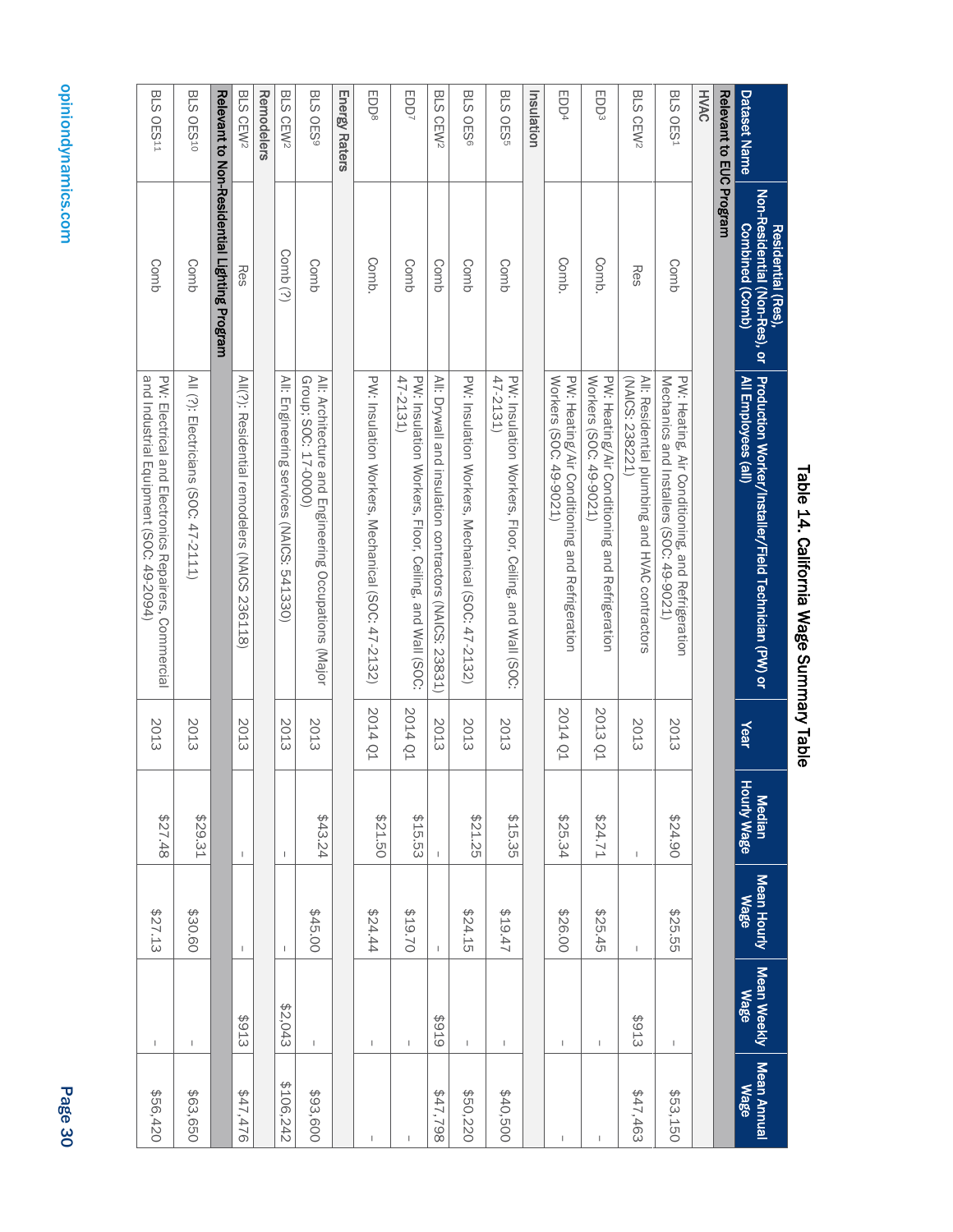## Table 14. California Wage Summary Table

| Dataset Name | Residential (Res), Non-Residential (Non-Res), or Combined (Comb) | Production Worker/Installer/Field Technician (PW) or All Employees (all) | Year | Median Hourly Wage | Mean Hourly Wage | Mean Weekly Wage | Mean Annual Wage |
|---|---|---|---|---|---|---|---|
| **Relevant to EUC Program** | | | | | | | |
| **HVAC** | | | | | | | |
| BLS OES[1] | Comb | PW: Heating, Air Conditioning, and Refrigeration Mechanics and Installers (SOC: 49-9021) | 2013 | $24.90 | $25.55 | – | $53,150 |
| BLS CEW[2] | Res | All: Residential plumbing and HVAC contractors (NAICS: 238221) | 2013 | – | – | $913 | $47,463 |
| EDD[3] | Comb. | PW: Heating/Air Conditioning and Refrigeration Workers (SOC: 49-9021) | 2013 Q1 | $24.71 | $25.45 | – | – |
| EDD[4] | Comb. | PW: Heating/Air Conditioning and Refrigeration Workers (SOC: 49-9021) | 2014 Q1 | $25.34 | $26.00 | – | – |
| **Insulation** | | | | | | | |
| BLS OES[5] | Comb | PW: Insulation Workers, Floor, Ceiling, and Wall (SOC: 47-2131) | 2013 | $15.35 | $19.47 | – | $40,500 |
| BLS OES[6] | Comb | PW: Insulation Workers, Mechanical (SOC: 47-2132) | 2013 | $21.25 | $24.15 | – | $50,220 |
| BLS CEW[2] | Comb | All: Drywall and insulation contractors (NAICS: 23831) | 2013 | – | – | $919 | $47,798 |
| EDD[7] | Comb | PW: Insulation Workers, Floor, Ceiling, and Wall (SOC: 47-2131) | 2014 Q1 | $15.53 | $19.70 | – | – |
| EDD[8] | Comb. | PW: Insulation Workers, Mechanical (SOC: 47-2132) | 2014 Q1 | $21.50 | $24.44 | – | – |
| **Energy Raters** | | | | | | | |
| BLS OES[9] | Comb | All: Architecture and Engineering Occupations (Major Group: SOC: 17-0000) | 2013 | $43.24 | $45.00 | – | $93,600 |
| BLS CEW[2] | Comb (?) | All: Engineering services (NAICS: 541330) | 2013 | – | – | $2,043 | $106,242 |
| **Remodelers** | | | | | | | |
| BLS CEW[2] | Res | All(?): Residential remodelers (NAICS 236118) | 2013 | – | – | $913 | $47,476 |
| **Relevant to Non-Residential Lighting Program** | | | | | | | |
| BLS OES[10] | Comb | All (?): Electricians (SOC: 47-2111) | 2013 | $29.31 | $30.60 | – | $63,650 |
| BLS OES[11] | Comb | PW: Electrical and Electronics Repairers, Commercial and Industrial Equipment (SOC: 49-2094) | 2013 | $27.48 | $27.13 | – | $56,420 |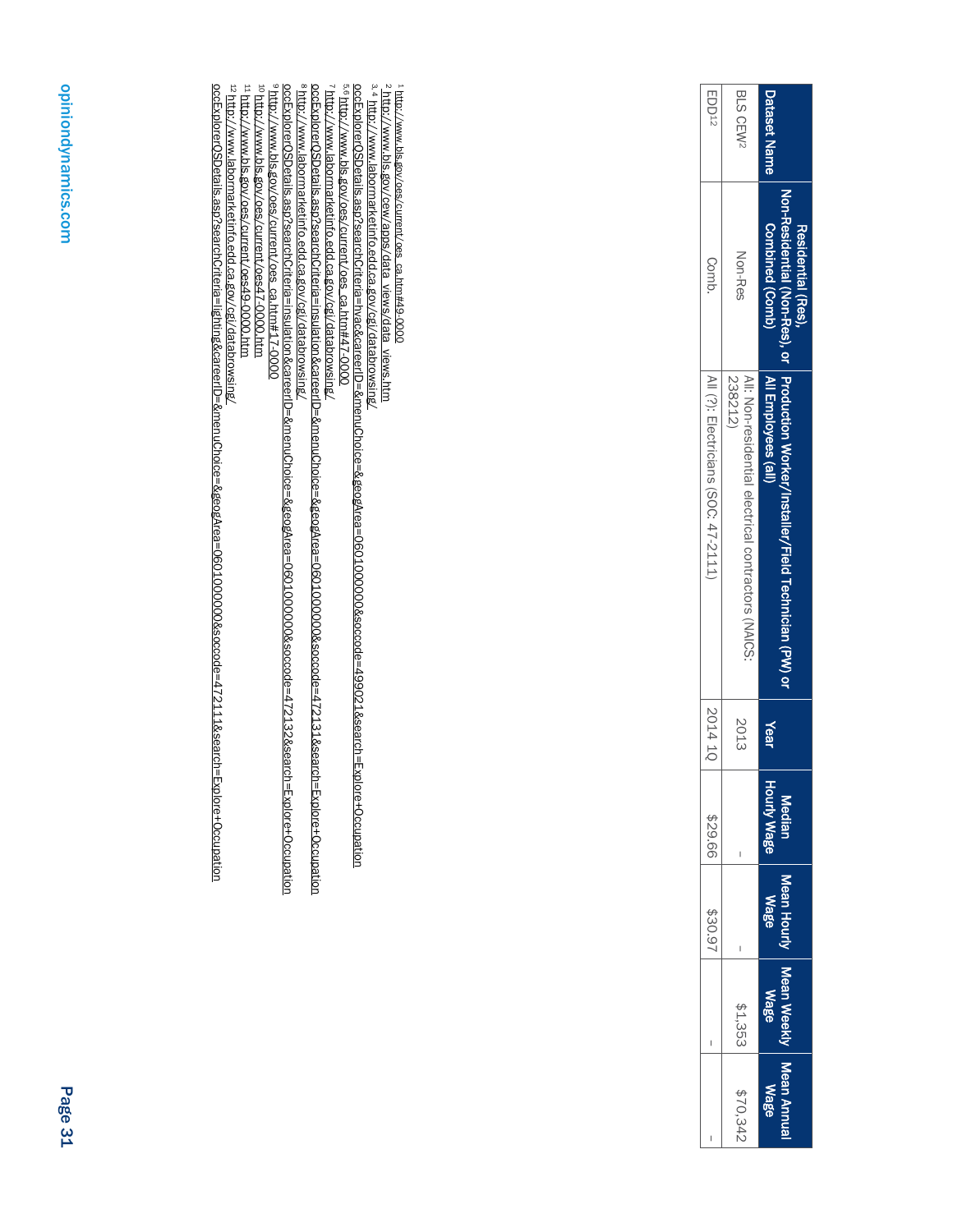| Dataset Name | Residential (Res), Non-Residential (Non-Res), or Combined (Comb) | Production Worker/Installer/Field Technician (PW) or All Employees (all) | Year | Median Hourly Wage | Mean Hourly Wage | Mean Weekly Wage | Mean Annual Wage |
|---|---|---|---|---|---|---|---|
| BLS CEW[2] | Non-Res | All: Non-residential electrical contractors (NAICS: 238212) | 2013 | – | – | $1,353 | $70,342 |
| EDD[12] | Comb. | All (?): Electricians (SOC: 47-2111) | 2014 1Q | $29.66 | $30.97 | – | – |

[1] http://www.bls.gov/oes/current/oes_ca.htm#49-0000
[2] http://www.bls.gov/cew/apps/data_views/data_views.htm
[3, 4] http://www.labormarketinfo.edd.ca.gov/cgi/databrowsing/occExplorerQSDetails.asp?searchCriteria=hvac&careerID=&menuChoice=&geogArea=0601000000&soccode=499021&search=Explore+Occupation
[5, 6] http://www.bls.gov/oes/current/oes_ca.htm#47-0000
[7] http://www.labormarketinfo.edd.ca.gov/cgi/databrowsing/occExplorerQSDetails.asp?searchCriteria=insulation&careerID=&menuChoice=&geogArea=0601000000&soccode=472131&search=Explore+Occupation
[8] http://www.labormarketinfo.edd.ca.gov/cgi/databrowsing/occExplorerQSDetails.asp?searchCriteria=insulation&careerID=&menuChoice=&geogArea=0601000000&soccode=472132&search=Explore+Occupation
[9] http://www.bls.gov/oes/current/oes_ca.htm#17-0000
[10] http://www.bls.gov/oes/current/oes47-0000.htm
[11] http://www.bls.gov/oes/current/oes49-0000.htm
[12] http://www.labormarketinfo.edd.ca.gov/cgi/databrowsing/occExplorerQSDetails.asp?searchCriteria=lighting&careerID=&menuChoice=&geogArea=0601000000&soccode=472111&search=Explore+Occupation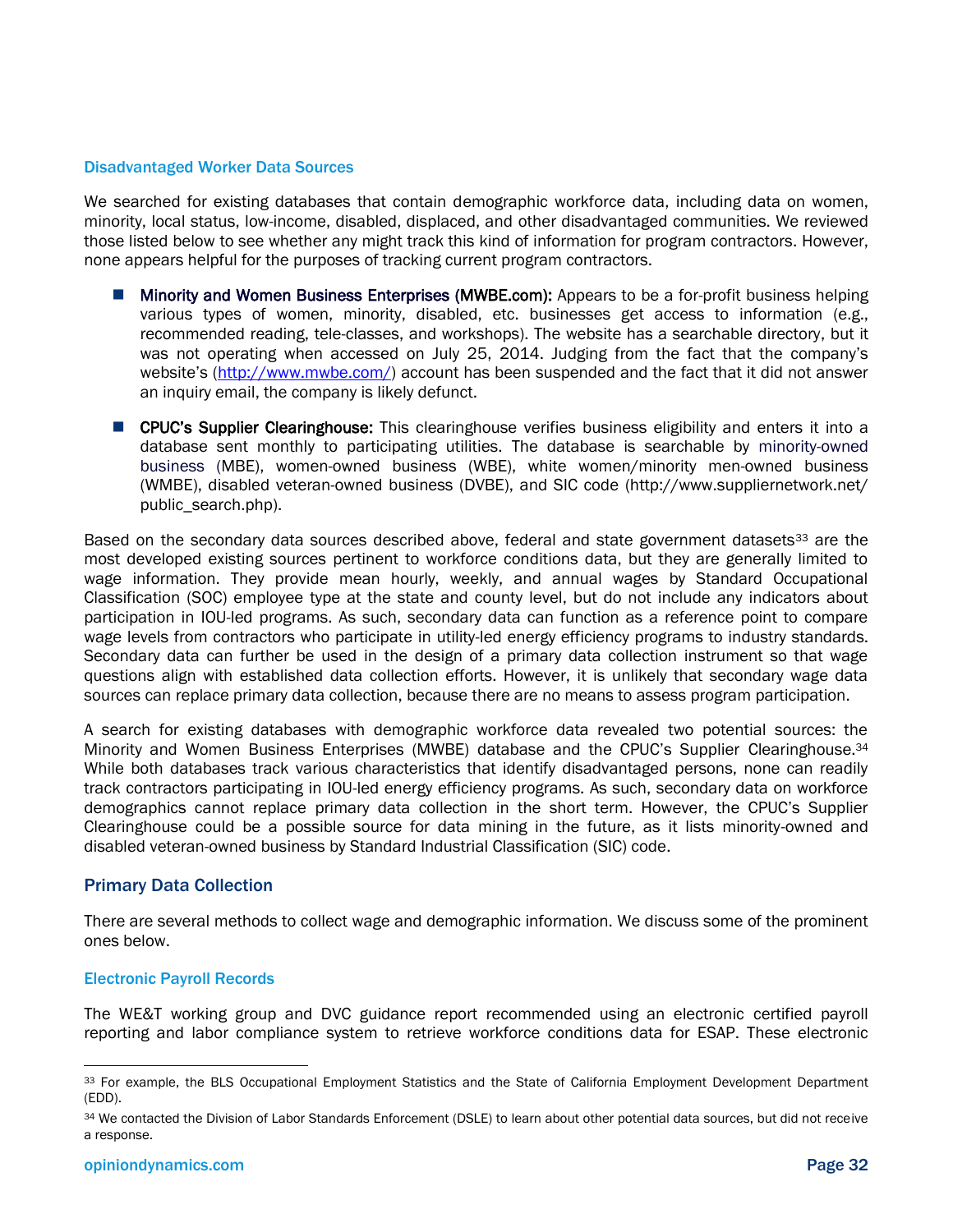### Disadvantaged Worker Data Sources

We searched for existing databases that contain demographic workforce data, including data on women, minority, local status, low-income, disabled, displaced, and other disadvantaged communities. We reviewed those listed below to see whether any might track this kind of information for program contractors. However, none appears helpful for the purposes of tracking current program contractors.

- **Minority and Women Business Enterprises (MWBE.com):** Appears to be a for-profit business helping various types of women, minority, disabled, etc. businesses get access to information (e.g., recommended reading, tele-classes, and workshops). The website has a searchable directory, but it was not operating when accessed on July 25, 2014. Judging from the fact that the company's website's (http://www.mwbe.com/) account has been suspended and the fact that it did not answer an inquiry email, the company is likely defunct.
- **CPUC's Supplier Clearinghouse:** This clearinghouse verifies business eligibility and enters it into a database sent monthly to participating utilities. The database is searchable by minority-owned business (MBE), women-owned business (WBE), white women/minority men-owned business (WMBE), disabled veteran-owned business (DVBE), and SIC code (http://www.suppliernetwork.net/public_search.php).

Based on the secondary data sources described above, federal and state government datasets[33] are the most developed existing sources pertinent to workforce conditions data, but they are generally limited to wage information. They provide mean hourly, weekly, and annual wages by Standard Occupational Classification (SOC) employee type at the state and county level, but do not include any indicators about participation in IOU-led programs. As such, secondary data can function as a reference point to compare wage levels from contractors who participate in utility-led energy efficiency programs to industry standards. Secondary data can further be used in the design of a primary data collection instrument so that wage questions align with established data collection efforts. However, it is unlikely that secondary wage data sources can replace primary data collection, because there are no means to assess program participation.

A search for existing databases with demographic workforce data revealed two potential sources: the Minority and Women Business Enterprises (MWBE) database and the CPUC's Supplier Clearinghouse.[34] While both databases track various characteristics that identify disadvantaged persons, none can readily track contractors participating in IOU-led energy efficiency programs. As such, secondary data on workforce demographics cannot replace primary data collection in the short term. However, the CPUC's Supplier Clearinghouse could be a possible source for data mining in the future, as it lists minority-owned and disabled veteran-owned business by Standard Industrial Classification (SIC) code.

## Primary Data Collection

There are several methods to collect wage and demographic information. We discuss some of the prominent ones below.

### Electronic Payroll Records

The WE&T working group and DVC guidance report recommended using an electronic certified payroll reporting and labor compliance system to retrieve workforce conditions data for ESAP. These electronic

---

[33] For example, the BLS Occupational Employment Statistics and the State of California Employment Development Department (EDD).

[34] We contacted the Division of Labor Standards Enforcement (DSLE) to learn about other potential data sources, but did not receive a response.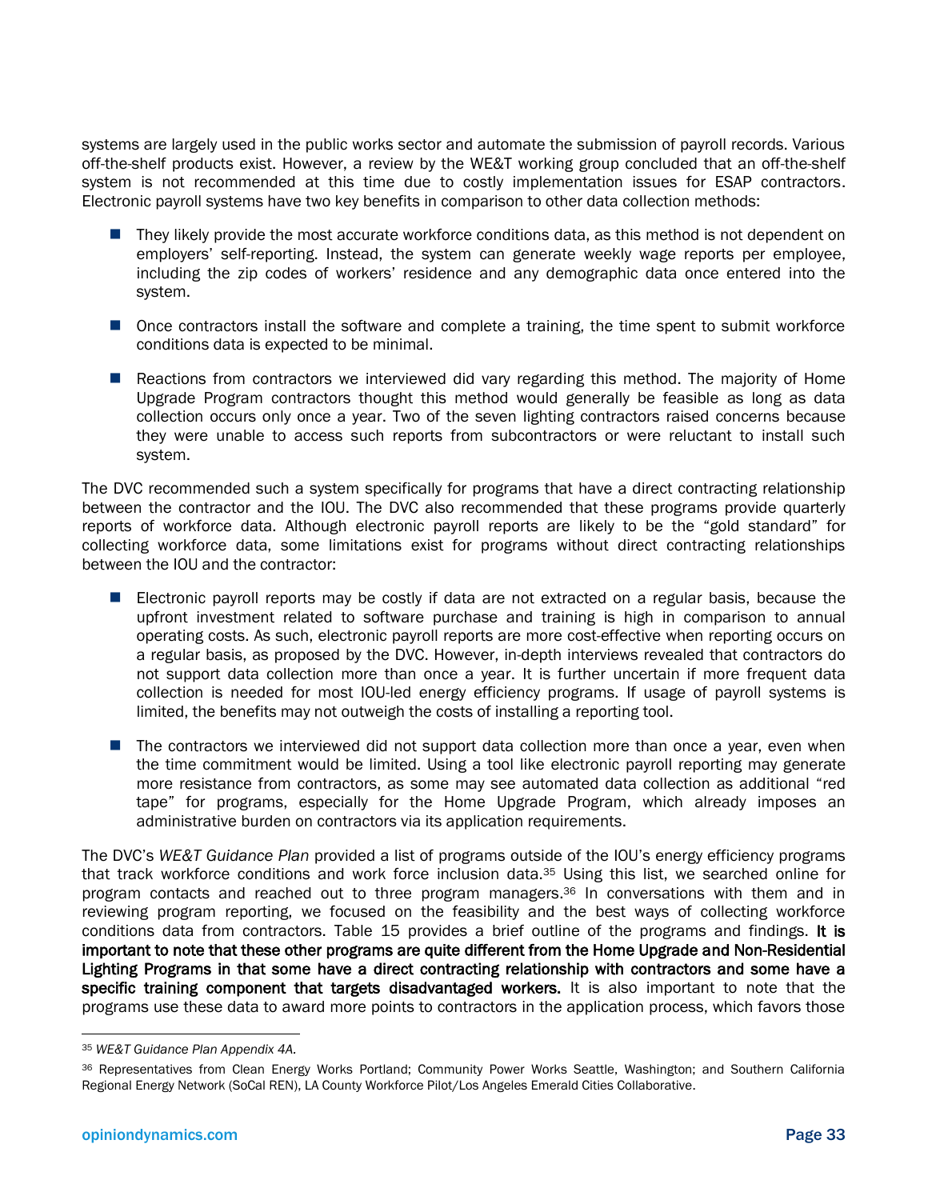systems are largely used in the public works sector and automate the submission of payroll records. Various off-the-shelf products exist. However, a review by the WE&T working group concluded that an off-the-shelf system is not recommended at this time due to costly implementation issues for ESAP contractors. Electronic payroll systems have two key benefits in comparison to other data collection methods:

- They likely provide the most accurate workforce conditions data, as this method is not dependent on employers' self-reporting. Instead, the system can generate weekly wage reports per employee, including the zip codes of workers' residence and any demographic data once entered into the system.
- Once contractors install the software and complete a training, the time spent to submit workforce conditions data is expected to be minimal.
- Reactions from contractors we interviewed did vary regarding this method. The majority of Home Upgrade Program contractors thought this method would generally be feasible as long as data collection occurs only once a year. Two of the seven lighting contractors raised concerns because they were unable to access such reports from subcontractors or were reluctant to install such system.

The DVC recommended such a system specifically for programs that have a direct contracting relationship between the contractor and the IOU. The DVC also recommended that these programs provide quarterly reports of workforce data. Although electronic payroll reports are likely to be the "gold standard" for collecting workforce data, some limitations exist for programs without direct contracting relationships between the IOU and the contractor:

- Electronic payroll reports may be costly if data are not extracted on a regular basis, because the upfront investment related to software purchase and training is high in comparison to annual operating costs. As such, electronic payroll reports are more cost-effective when reporting occurs on a regular basis, as proposed by the DVC. However, in-depth interviews revealed that contractors do not support data collection more than once a year. It is further uncertain if more frequent data collection is needed for most IOU-led energy efficiency programs. If usage of payroll systems is limited, the benefits may not outweigh the costs of installing a reporting tool.
- The contractors we interviewed did not support data collection more than once a year, even when the time commitment would be limited. Using a tool like electronic payroll reporting may generate more resistance from contractors, as some may see automated data collection as additional "red tape" for programs, especially for the Home Upgrade Program, which already imposes an administrative burden on contractors via its application requirements.

The DVC's *WE&T Guidance Plan* provided a list of programs outside of the IOU's energy efficiency programs that track workforce conditions and work force inclusion data.[35] Using this list, we searched online for program contacts and reached out to three program managers.[36] In conversations with them and in reviewing program reporting, we focused on the feasibility and the best ways of collecting workforce conditions data from contractors. Table 15 provides a brief outline of the programs and findings. **It is important to note that these other programs are quite different from the Home Upgrade and Non-Residential Lighting Programs in that some have a direct contracting relationship with contractors and some have a specific training component that targets disadvantaged workers.** It is also important to note that the programs use these data to award more points to contractors in the application process, which favors those

---

[35] *WE&T Guidance Plan Appendix 4A.*

[36] Representatives from Clean Energy Works Portland; Community Power Works Seattle, Washington; and Southern California Regional Energy Network (SoCal REN), LA County Workforce Pilot/Los Angeles Emerald Cities Collaborative.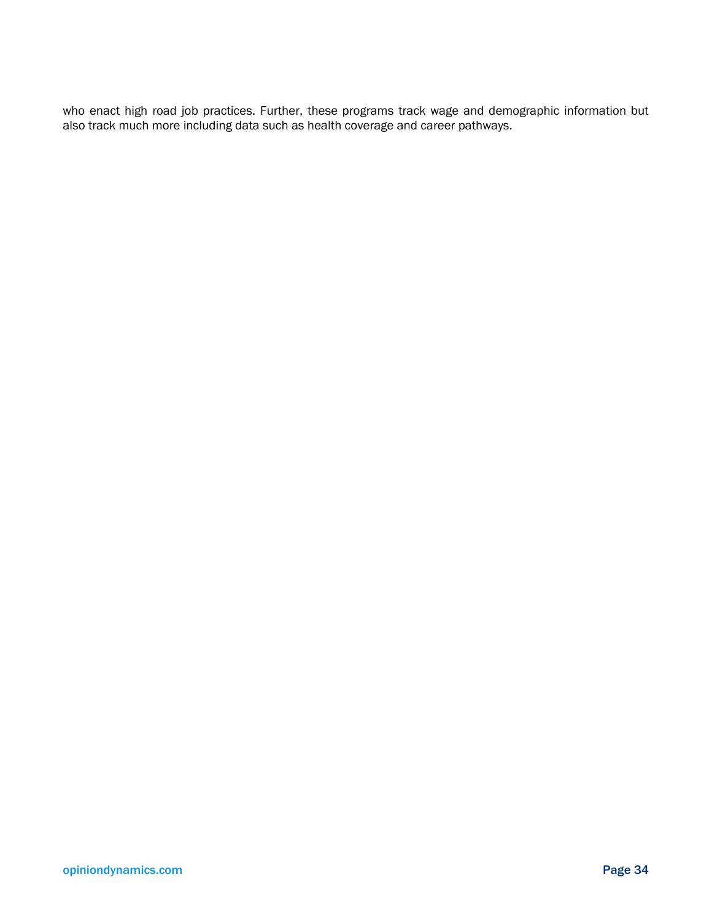who enact high road job practices. Further, these programs track wage and demographic information but also track much more including data such as health coverage and career pathways.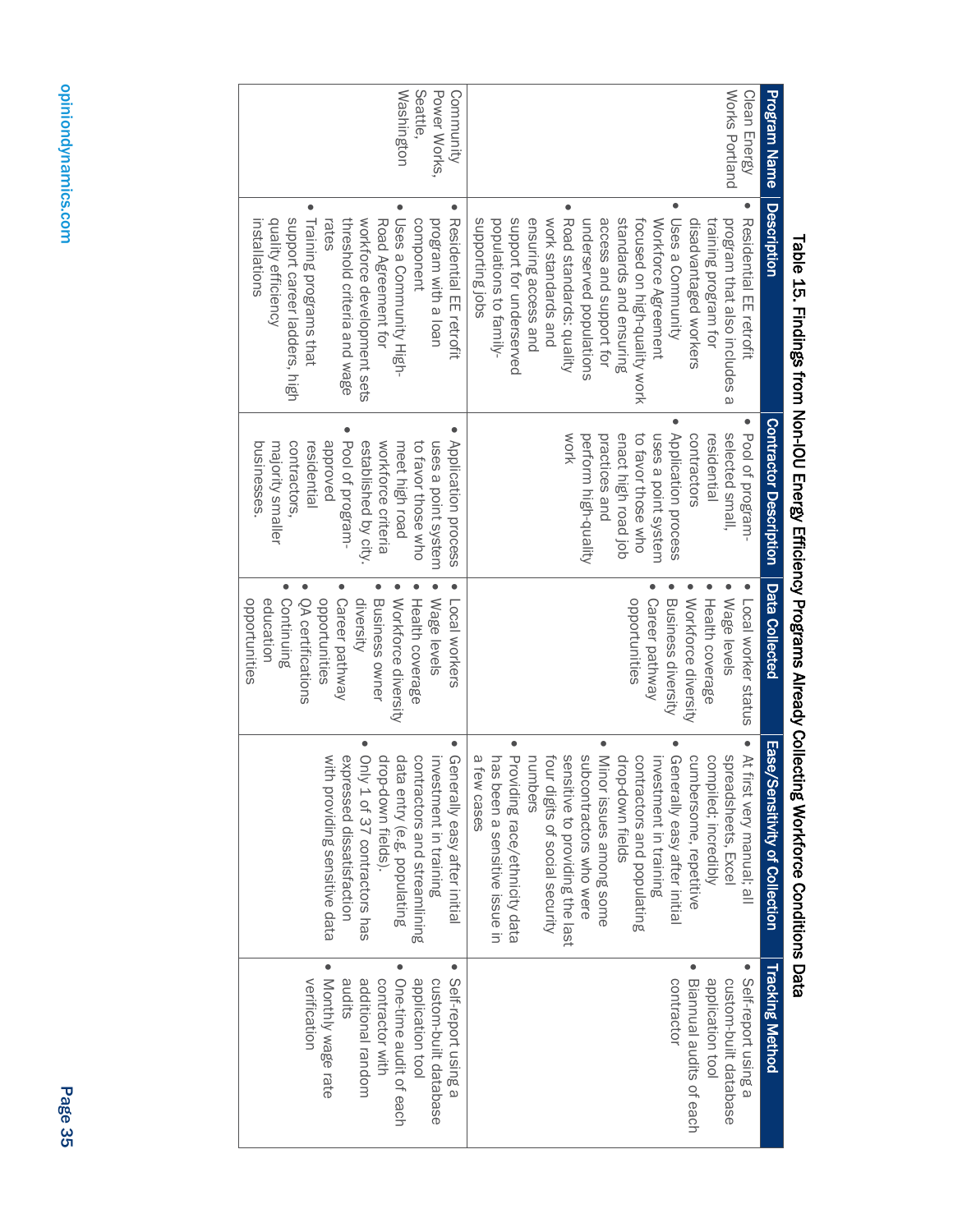Table 15. Findings from Non-IOU Energy Efficiency Programs Already Collecting Workforce Conditions Data

| Program Name | Description | Contractor Description | Data Collected | Ease/Sensitivity of Collection | Tracking Method |
|---|---|---|---|---|---|
| Clean Energy Works Portland | • Residential EE retrofit program that also includes a training program for disadvantaged workers<br>• Uses a Community Workforce Agreement focused on high-quality work standards and ensuring access and support for underserved populations<br>• Road standards: quality work standards and ensuring access and support for underserved populations to family-supporting jobs | • Pool of program-selected small, residential contractors<br>• Application process uses a point system to favor those who enact high road job practices and perform high-quality work | • Local worker status<br>• Wage levels<br>• Health coverage<br>• Workforce diversity<br>• Business diversity<br>• Career pathway opportunities | • At first very manual; all spreadsheets, Excel compiled; incredibly cumbersome, repetitive<br>• Generally easy after initial investment in training contractors and populating drop-down fields<br>• Minor issues among some subcontractors who were sensitive to providing the last four digits of social security numbers<br>• Providing race/ethnicity data has been a sensitive issue in a few cases | • Self-report using a custom-built database application tool<br>• Biannual audits of each contractor |
| Community Power Works, Seattle, Washington | • Residential EE retrofit program with a loan component<br>• Uses a Community High-Road Agreement for workforce development sets threshold criteria and wage rates<br>• Training programs that support career ladders, high quality efficiency installations | • Application process uses a point system to favor those who meet high road workforce criteria established by city.<br>• Pool of program-approved residential contractors, majority smaller businesses. | • Local workers<br>• Wage levels<br>• Health coverage<br>• Workforce diversity<br>• Business owner diversity<br>• Career pathway opportunities<br>• QA certifications<br>• Continuing education opportunities | • Generally easy after initial investment in training contractors and streamlining data entry (e.g. populating drop-down fields).<br>• Only 1 of 37 contractors has expressed dissatisfaction with providing sensitive data | • Self-report using a custom-built database application tool<br>• One-time audit of each contractor with additional random audits<br>• Monthly wage rate verification |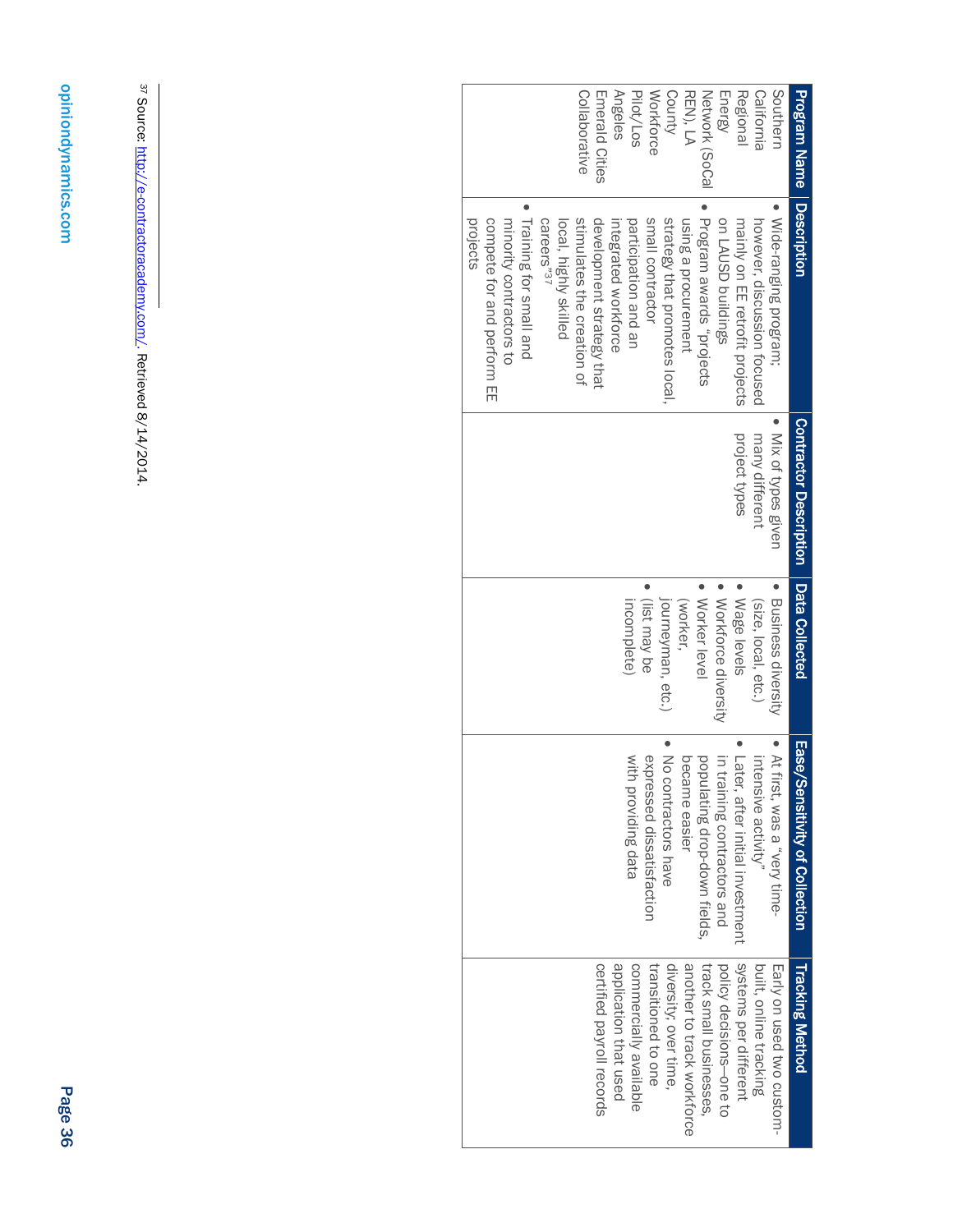| Program Name | Description | Contractor Description | Data Collected | Ease/Sensitivity of Collection | Tracking Method |
|---|---|---|---|---|---|
| Southern California Regional Energy Network (SoCal REN), LA County Workforce Pilot/Los Angeles Emerald Cities Collaborative | • Wide-ranging program; however, discussion focused mainly on EE retrofit projects on LAUSD buildings<br>• Program awards "projects using a procurement strategy that promotes local, small contractor participation and an integrated workforce development strategy that stimulates the creation of local, highly skilled careers"[37]<br>• Training for small and minority contractors to compete for and perform EE projects | • Mix of types given many different project types | • Business diversity (size, local, etc.)<br>• Wage levels<br>• Workforce diversity<br>• Worker level (worker, journeyman, etc.)<br>• (list may be incomplete) | • At first, was a "very time-intensive activity"<br>• Later, after initial investment in training contractors and populating drop-down fields, became easier<br>• No contractors have expressed dissatisfaction with providing data | Early on used two custom-built, online tracking systems per different policy decisions—one to track small businesses, another to track workforce diversity; over time, transitioned to one commercially available application that used certified payroll records |

[37] Source: http://e-contractoracademy.com/. Retrieved 8/14/2014.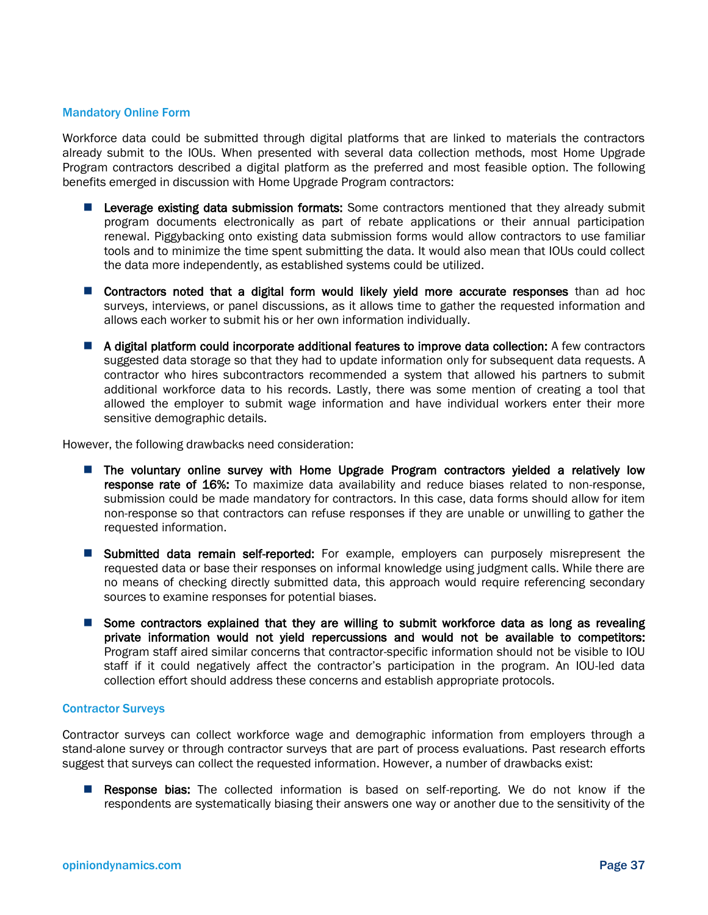### Mandatory Online Form

Workforce data could be submitted through digital platforms that are linked to materials the contractors already submit to the IOUs. When presented with several data collection methods, most Home Upgrade Program contractors described a digital platform as the preferred and most feasible option. The following benefits emerged in discussion with Home Upgrade Program contractors:

- **Leverage existing data submission formats:** Some contractors mentioned that they already submit program documents electronically as part of rebate applications or their annual participation renewal. Piggybacking onto existing data submission forms would allow contractors to use familiar tools and to minimize the time spent submitting the data. It would also mean that IOUs could collect the data more independently, as established systems could be utilized.

- **Contractors noted that a digital form would likely yield more accurate responses** than ad hoc surveys, interviews, or panel discussions, as it allows time to gather the requested information and allows each worker to submit his or her own information individually.

- **A digital platform could incorporate additional features to improve data collection:** A few contractors suggested data storage so that they had to update information only for subsequent data requests. A contractor who hires subcontractors recommended a system that allowed his partners to submit additional workforce data to his records. Lastly, there was some mention of creating a tool that allowed the employer to submit wage information and have individual workers enter their more sensitive demographic details.

However, the following drawbacks need consideration:

- **The voluntary online survey with Home Upgrade Program contractors yielded a relatively low response rate of 16%:** To maximize data availability and reduce biases related to non-response, submission could be made mandatory for contractors. In this case, data forms should allow for item non-response so that contractors can refuse responses if they are unable or unwilling to gather the requested information.

- **Submitted data remain self-reported:** For example, employers can purposely misrepresent the requested data or base their responses on informal knowledge using judgment calls. While there are no means of checking directly submitted data, this approach would require referencing secondary sources to examine responses for potential biases.

- **Some contractors explained that they are willing to submit workforce data as long as revealing private information would not yield repercussions and would not be available to competitors:** Program staff aired similar concerns that contractor-specific information should not be visible to IOU staff if it could negatively affect the contractor's participation in the program. An IOU-led data collection effort should address these concerns and establish appropriate protocols.

### Contractor Surveys

Contractor surveys can collect workforce wage and demographic information from employers through a stand-alone survey or through contractor surveys that are part of process evaluations. Past research efforts suggest that surveys can collect the requested information. However, a number of drawbacks exist:

- **Response bias:** The collected information is based on self-reporting. We do not know if the respondents are systematically biasing their answers one way or another due to the sensitivity of the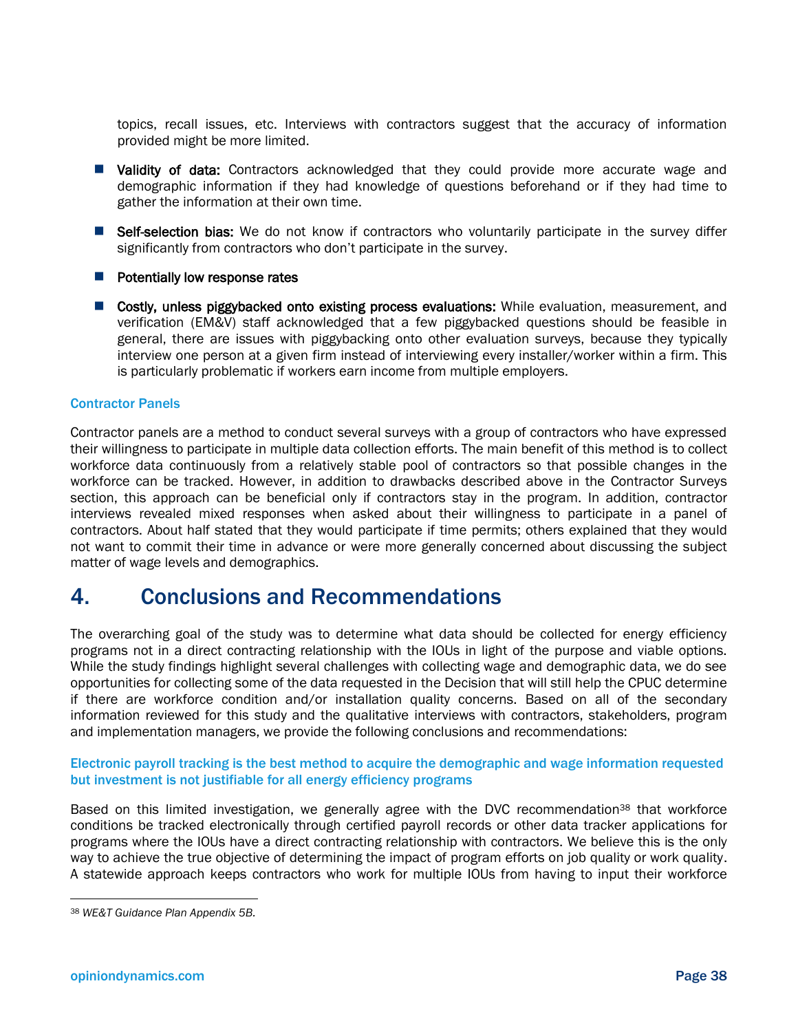topics, recall issues, etc. Interviews with contractors suggest that the accuracy of information provided might be more limited.

- **Validity of data:** Contractors acknowledged that they could provide more accurate wage and demographic information if they had knowledge of questions beforehand or if they had time to gather the information at their own time.
- **Self-selection bias:** We do not know if contractors who voluntarily participate in the survey differ significantly from contractors who don't participate in the survey.
- **Potentially low response rates**
- **Costly, unless piggybacked onto existing process evaluations:** While evaluation, measurement, and verification (EM&V) staff acknowledged that a few piggybacked questions should be feasible in general, there are issues with piggybacking onto other evaluation surveys, because they typically interview one person at a given firm instead of interviewing every installer/worker within a firm. This is particularly problematic if workers earn income from multiple employers.

### Contractor Panels

Contractor panels are a method to conduct several surveys with a group of contractors who have expressed their willingness to participate in multiple data collection efforts. The main benefit of this method is to collect workforce data continuously from a relatively stable pool of contractors so that possible changes in the workforce can be tracked. However, in addition to drawbacks described above in the Contractor Surveys section, this approach can be beneficial only if contractors stay in the program. In addition, contractor interviews revealed mixed responses when asked about their willingness to participate in a panel of contractors. About half stated that they would participate if time permits; others explained that they would not want to commit their time in advance or were more generally concerned about discussing the subject matter of wage levels and demographics.

# 4. Conclusions and Recommendations

The overarching goal of the study was to determine what data should be collected for energy efficiency programs not in a direct contracting relationship with the IOUs in light of the purpose and viable options. While the study findings highlight several challenges with collecting wage and demographic data, we do see opportunities for collecting some of the data requested in the Decision that will still help the CPUC determine if there are workforce condition and/or installation quality concerns. Based on all of the secondary information reviewed for this study and the qualitative interviews with contractors, stakeholders, program and implementation managers, we provide the following conclusions and recommendations:

### Electronic payroll tracking is the best method to acquire the demographic and wage information requested but investment is not justifiable for all energy efficiency programs

Based on this limited investigation, we generally agree with the DVC recommendation[38] that workforce conditions be tracked electronically through certified payroll records or other data tracker applications for programs where the IOUs have a direct contracting relationship with contractors. We believe this is the only way to achieve the true objective of determining the impact of program efforts on job quality or work quality. A statewide approach keeps contractors who work for multiple IOUs from having to input their workforce

[38] *WE&T Guidance Plan Appendix 5B.*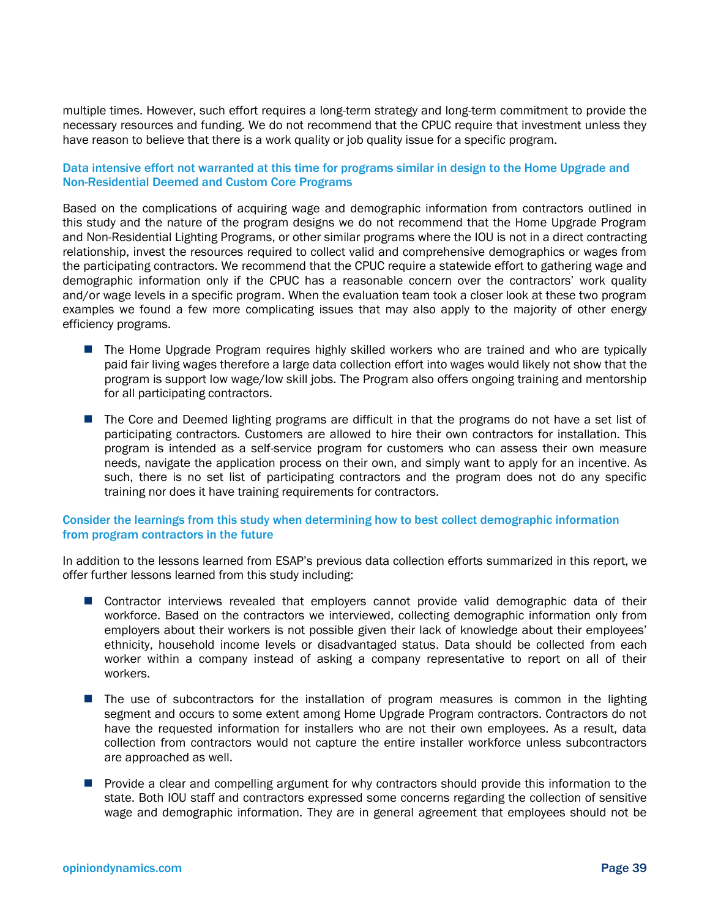multiple times. However, such effort requires a long-term strategy and long-term commitment to provide the necessary resources and funding. We do not recommend that the CPUC require that investment unless they have reason to believe that there is a work quality or job quality issue for a specific program.

### Data intensive effort not warranted at this time for programs similar in design to the Home Upgrade and Non-Residential Deemed and Custom Core Programs

Based on the complications of acquiring wage and demographic information from contractors outlined in this study and the nature of the program designs we do not recommend that the Home Upgrade Program and Non-Residential Lighting Programs, or other similar programs where the IOU is not in a direct contracting relationship, invest the resources required to collect valid and comprehensive demographics or wages from the participating contractors. We recommend that the CPUC require a statewide effort to gathering wage and demographic information only if the CPUC has a reasonable concern over the contractors' work quality and/or wage levels in a specific program. When the evaluation team took a closer look at these two program examples we found a few more complicating issues that may also apply to the majority of other energy efficiency programs.

- The Home Upgrade Program requires highly skilled workers who are trained and who are typically paid fair living wages therefore a large data collection effort into wages would likely not show that the program is support low wage/low skill jobs. The Program also offers ongoing training and mentorship for all participating contractors.
- The Core and Deemed lighting programs are difficult in that the programs do not have a set list of participating contractors. Customers are allowed to hire their own contractors for installation. This program is intended as a self-service program for customers who can assess their own measure needs, navigate the application process on their own, and simply want to apply for an incentive. As such, there is no set list of participating contractors and the program does not do any specific training nor does it have training requirements for contractors.

### Consider the learnings from this study when determining how to best collect demographic information from program contractors in the future

In addition to the lessons learned from ESAP's previous data collection efforts summarized in this report, we offer further lessons learned from this study including:

- Contractor interviews revealed that employers cannot provide valid demographic data of their workforce. Based on the contractors we interviewed, collecting demographic information only from employers about their workers is not possible given their lack of knowledge about their employees' ethnicity, household income levels or disadvantaged status. Data should be collected from each worker within a company instead of asking a company representative to report on all of their workers.
- The use of subcontractors for the installation of program measures is common in the lighting segment and occurs to some extent among Home Upgrade Program contractors. Contractors do not have the requested information for installers who are not their own employees. As a result, data collection from contractors would not capture the entire installer workforce unless subcontractors are approached as well.
- Provide a clear and compelling argument for why contractors should provide this information to the state. Both IOU staff and contractors expressed some concerns regarding the collection of sensitive wage and demographic information. They are in general agreement that employees should not be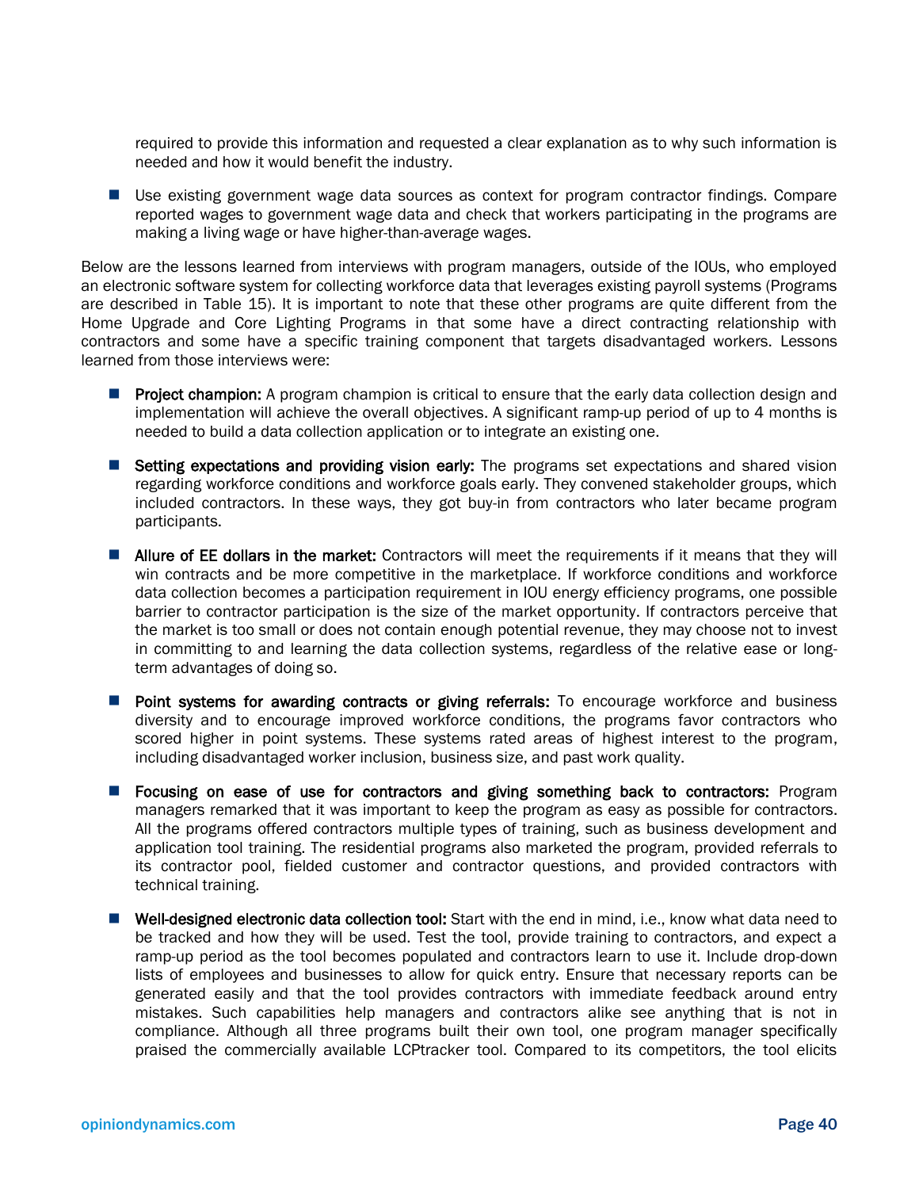required to provide this information and requested a clear explanation as to why such information is needed and how it would benefit the industry.

- Use existing government wage data sources as context for program contractor findings. Compare reported wages to government wage data and check that workers participating in the programs are making a living wage or have higher-than-average wages.

Below are the lessons learned from interviews with program managers, outside of the IOUs, who employed an electronic software system for collecting workforce data that leverages existing payroll systems (Programs are described in Table 15). It is important to note that these other programs are quite different from the Home Upgrade and Core Lighting Programs in that some have a direct contracting relationship with contractors and some have a specific training component that targets disadvantaged workers. Lessons learned from those interviews were:

- **Project champion:** A program champion is critical to ensure that the early data collection design and implementation will achieve the overall objectives. A significant ramp-up period of up to 4 months is needed to build a data collection application or to integrate an existing one.

- **Setting expectations and providing vision early:** The programs set expectations and shared vision regarding workforce conditions and workforce goals early. They convened stakeholder groups, which included contractors. In these ways, they got buy-in from contractors who later became program participants.

- **Allure of EE dollars in the market:** Contractors will meet the requirements if it means that they will win contracts and be more competitive in the marketplace. If workforce conditions and workforce data collection becomes a participation requirement in IOU energy efficiency programs, one possible barrier to contractor participation is the size of the market opportunity. If contractors perceive that the market is too small or does not contain enough potential revenue, they may choose not to invest in committing to and learning the data collection systems, regardless of the relative ease or long-term advantages of doing so.

- **Point systems for awarding contracts or giving referrals:** To encourage workforce and business diversity and to encourage improved workforce conditions, the programs favor contractors who scored higher in point systems. These systems rated areas of highest interest to the program, including disadvantaged worker inclusion, business size, and past work quality.

- **Focusing on ease of use for contractors and giving something back to contractors:** Program managers remarked that it was important to keep the program as easy as possible for contractors. All the programs offered contractors multiple types of training, such as business development and application tool training. The residential programs also marketed the program, provided referrals to its contractor pool, fielded customer and contractor questions, and provided contractors with technical training.

- **Well-designed electronic data collection tool:** Start with the end in mind, i.e., know what data need to be tracked and how they will be used. Test the tool, provide training to contractors, and expect a ramp-up period as the tool becomes populated and contractors learn to use it. Include drop-down lists of employees and businesses to allow for quick entry. Ensure that necessary reports can be generated easily and that the tool provides contractors with immediate feedback around entry mistakes. Such capabilities help managers and contractors alike see anything that is not in compliance. Although all three programs built their own tool, one program manager specifically praised the commercially available LCPtracker tool. Compared to its competitors, the tool elicits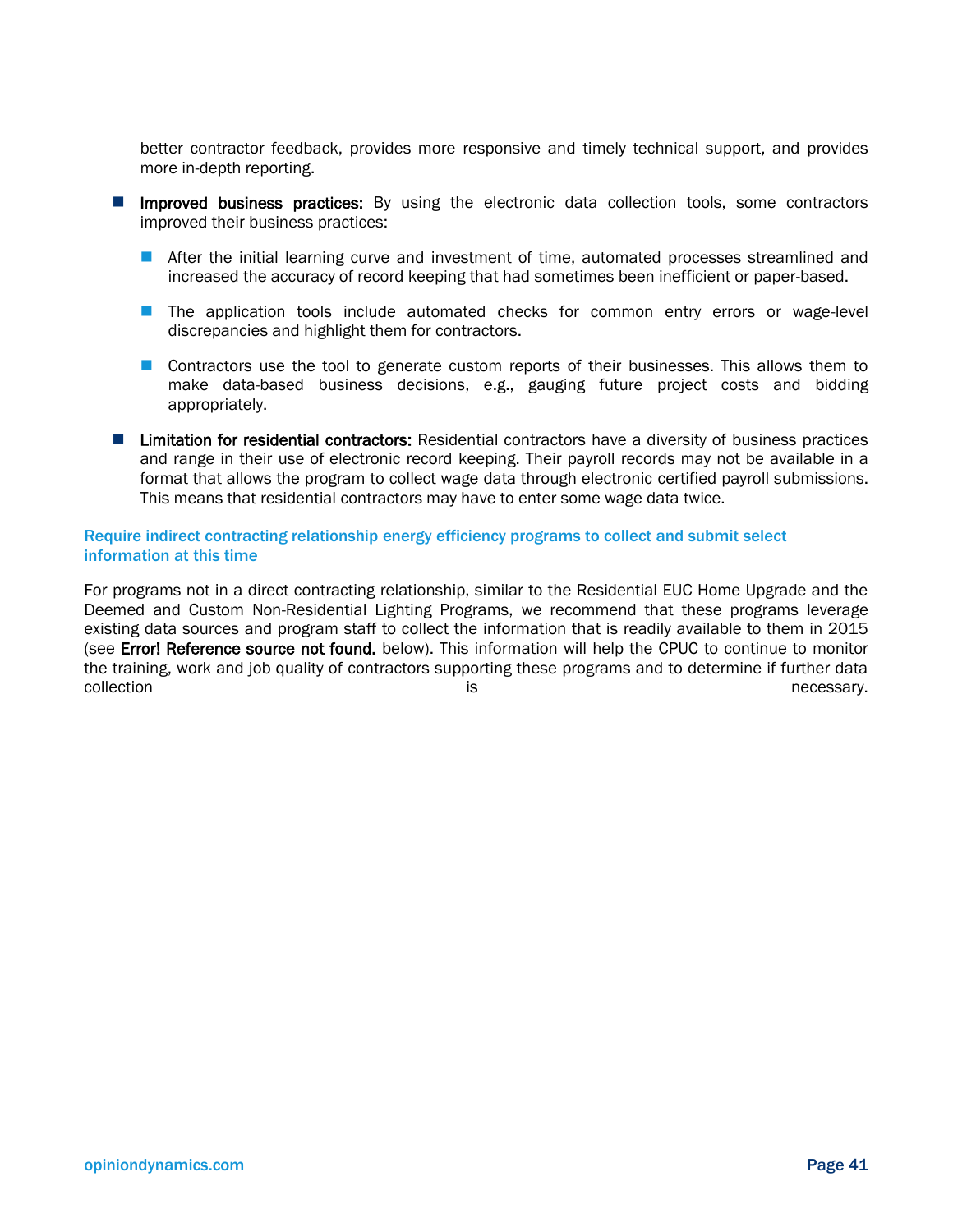better contractor feedback, provides more responsive and timely technical support, and provides more in-depth reporting.

- **Improved business practices:** By using the electronic data collection tools, some contractors improved their business practices:
  - After the initial learning curve and investment of time, automated processes streamlined and increased the accuracy of record keeping that had sometimes been inefficient or paper-based.
  - The application tools include automated checks for common entry errors or wage-level discrepancies and highlight them for contractors.
  - Contractors use the tool to generate custom reports of their businesses. This allows them to make data-based business decisions, e.g., gauging future project costs and bidding appropriately.
- **Limitation for residential contractors:** Residential contractors have a diversity of business practices and range in their use of electronic record keeping. Their payroll records may not be available in a format that allows the program to collect wage data through electronic certified payroll submissions. This means that residential contractors may have to enter some wage data twice.

### Require indirect contracting relationship energy efficiency programs to collect and submit select information at this time

For programs not in a direct contracting relationship, similar to the Residential EUC Home Upgrade and the Deemed and Custom Non-Residential Lighting Programs, we recommend that these programs leverage existing data sources and program staff to collect the information that is readily available to them in 2015 (see **Error! Reference source not found.** below). This information will help the CPUC to continue to monitor the training, work and job quality of contractors supporting these programs and to determine if further data collection is necessary.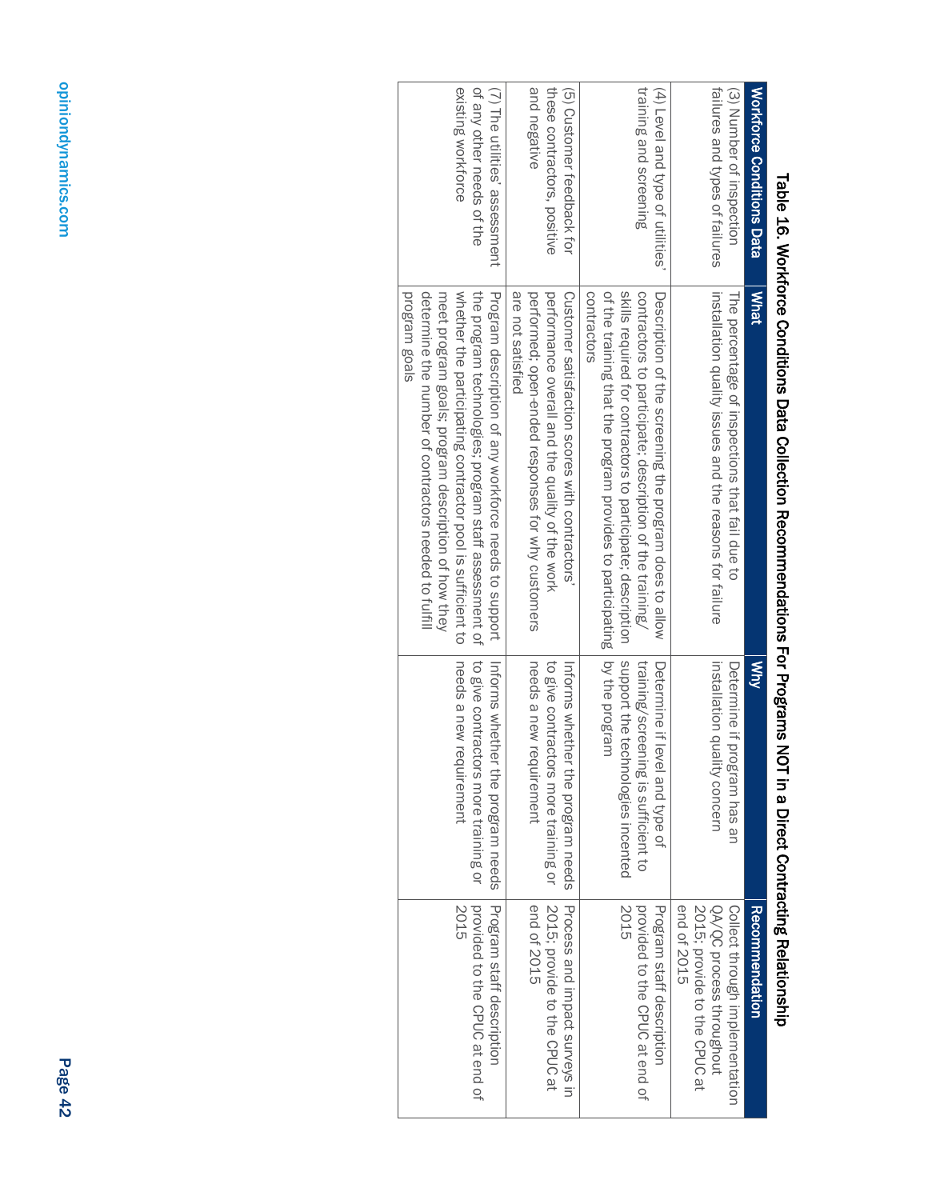**Table 16. Workforce Conditions Data Collection Recommendations For Programs NOT in a Direct Contracting Relationship**

| Workforce Conditions Data | What | Why | Recommendation |
|---|---|---|---|
| (3) Number of inspection failures and types of failures | The percentage of inspections that fail due to installation quality issues and the reasons for failure | Determine if program has an installation quality concern | Collect through implementation QA/QC process throughout 2015; provide to the CPUC at end of 2015 |
| (4) Level and type of utilities' training and screening | Description of the screening the program does to allow contractors to participate; description of the training/skills required for contractors to participate; description of the training that the program provides to participating contractors | Determine if level and type of training/screening is sufficient to support the technologies incented by the program | Program staff description provided to the CPUC at end of 2015 |
| (5) Customer feedback for these contractors, positive and negative | Customer satisfaction scores with contractors' performance overall and the quality of the work performed; open-ended responses for why customers are not satisfied | Informs whether the program needs to give contractors more training or needs a new requirement | Process and impact surveys in 2015; provide to the CPUC at end of 2015 |
| (7) The utilities' assessment of any other needs of the existing workforce | Program description of any workforce needs to support the program technologies; program staff assessment of whether the participating contractor pool is sufficient to meet program goals; program description of how they determine the number of contractors needed to fulfill program goals | Informs whether the program needs to give contractors more training or needs a new requirement | Program staff description provided to the CPUC at end of 2015 |

opiniondynamics.com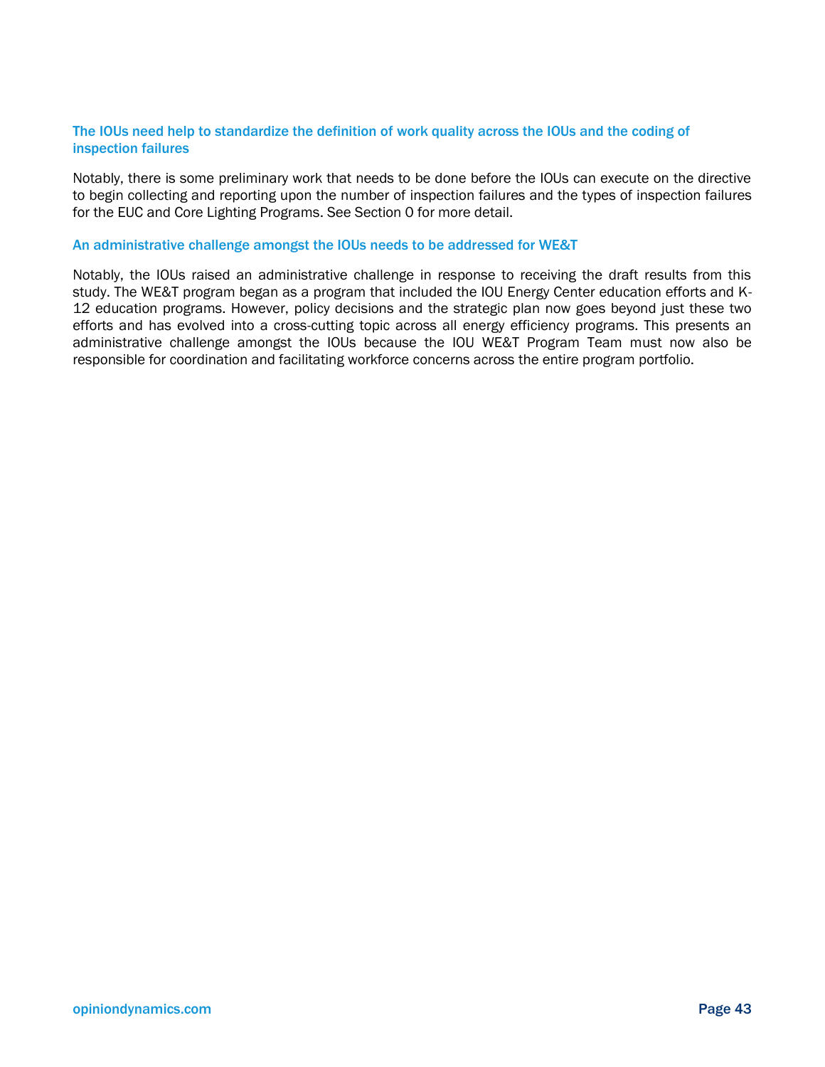### The IOUs need help to standardize the definition of work quality across the IOUs and the coding of inspection failures

Notably, there is some preliminary work that needs to be done before the IOUs can execute on the directive to begin collecting and reporting upon the number of inspection failures and the types of inspection failures for the EUC and Core Lighting Programs. See Section 0 for more detail.

### An administrative challenge amongst the IOUs needs to be addressed for WE&T

Notably, the IOUs raised an administrative challenge in response to receiving the draft results from this study. The WE&T program began as a program that included the IOU Energy Center education efforts and K-12 education programs. However, policy decisions and the strategic plan now goes beyond just these two efforts and has evolved into a cross-cutting topic across all energy efficiency programs. This presents an administrative challenge amongst the IOUs because the IOU WE&T Program Team must now also be responsible for coordination and facilitating workforce concerns across the entire program portfolio.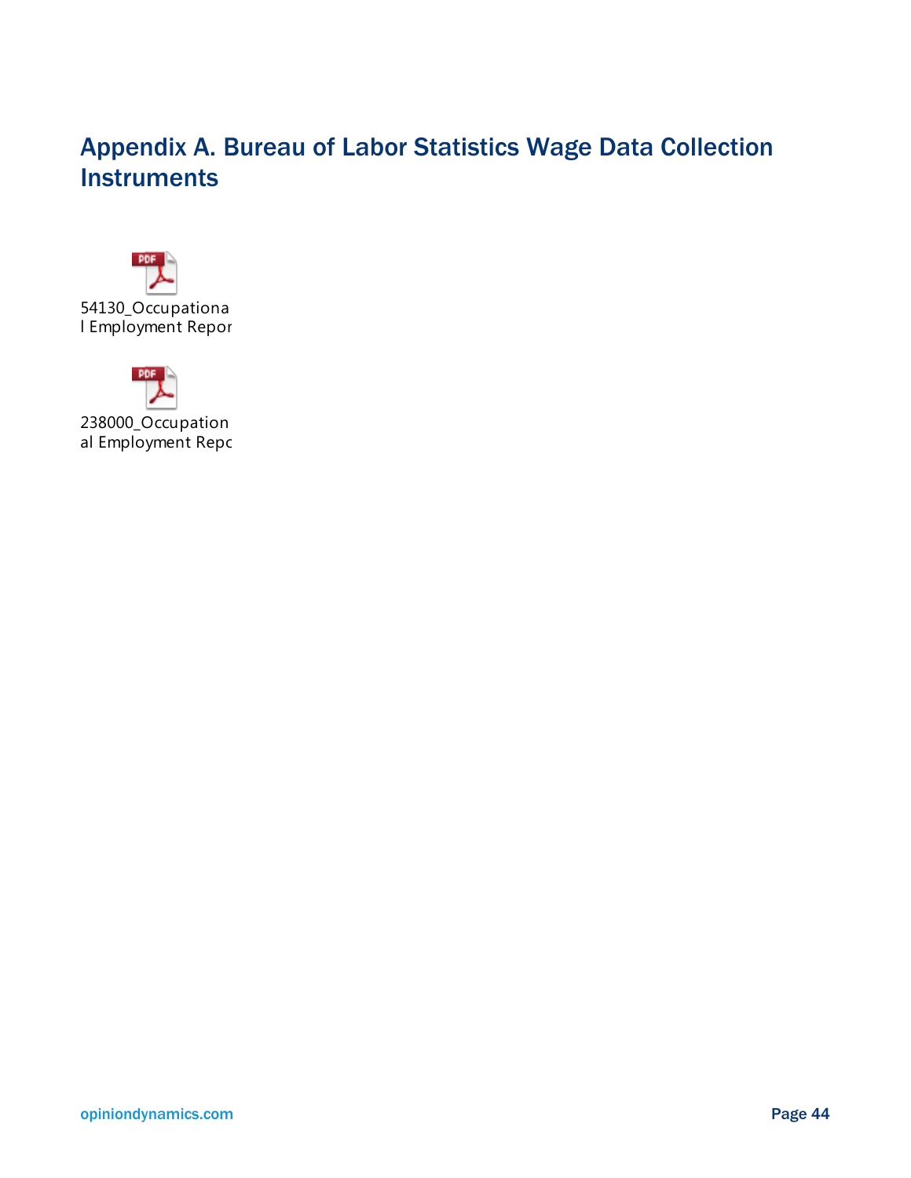# Appendix A. Bureau of Labor Statistics Wage Data Collection Instruments

54130_Occupational Employment Repor

238000_Occupational Employment Repo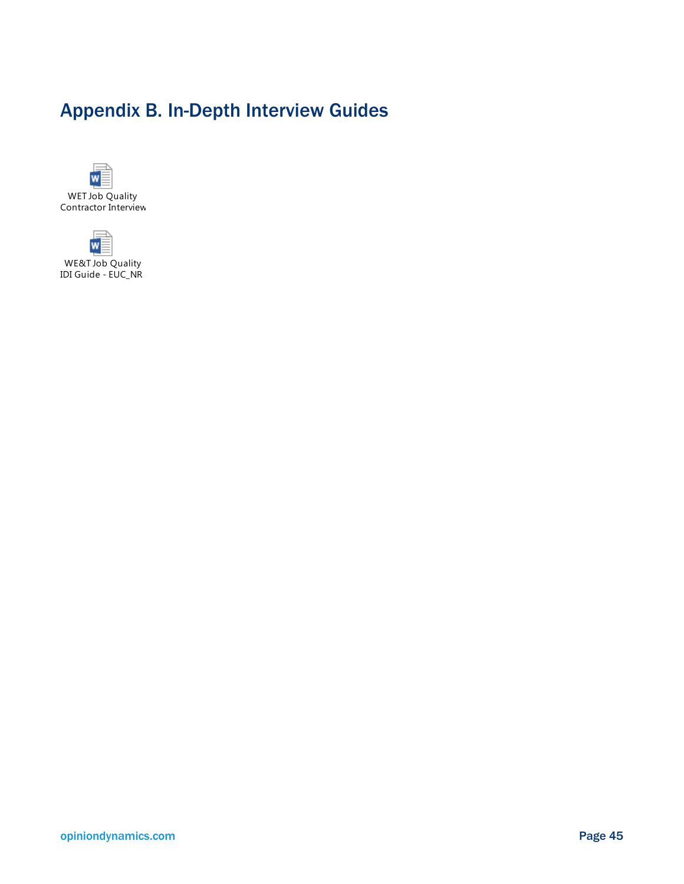# Appendix B. In-Depth Interview Guides

WET Job Quality Contractor Interview

WE&T Job Quality IDI Guide - EUC_NR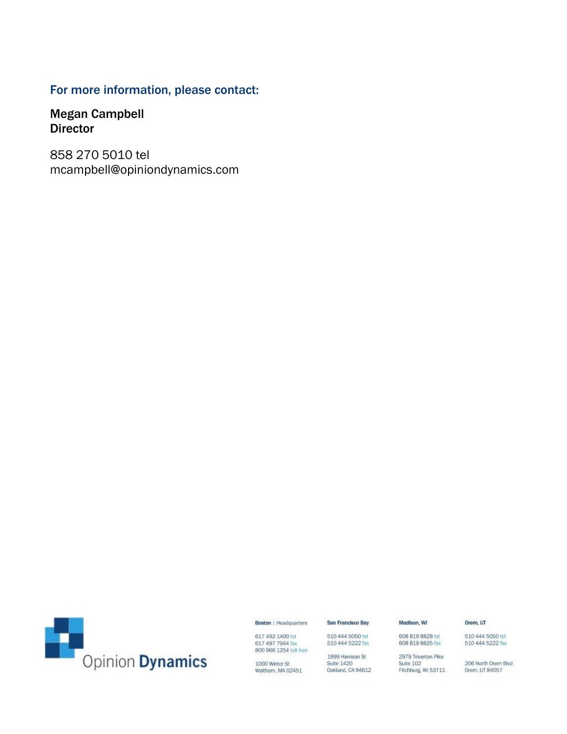## For more information, please contact:

**Megan Campbell**
**Director**

858 270 5010 tel
mcampbell@opiniondynamics.com

Opinion Dynamics

**Boston** | Headquarters

617 492 1400 tel
617 497 7944 fax
800 966 1254 toll free

1000 Winter St
Waltham, MA 02451

**San Francisco Bay**

510 444 5050 tel
510 444 5222 fax

1999 Harrison St
Suite 1420
Oakland, CA 94612

**Madison, WI**

608 819 8828 tel
608 819 8825 fax

2979 Triverton Pike
Suite 102
Fitchburg, WI 53711

**Orem, UT**

510 444 5050 tel
510 444 5222 fax

206 North Orem Blvd
Orem, UT 84057